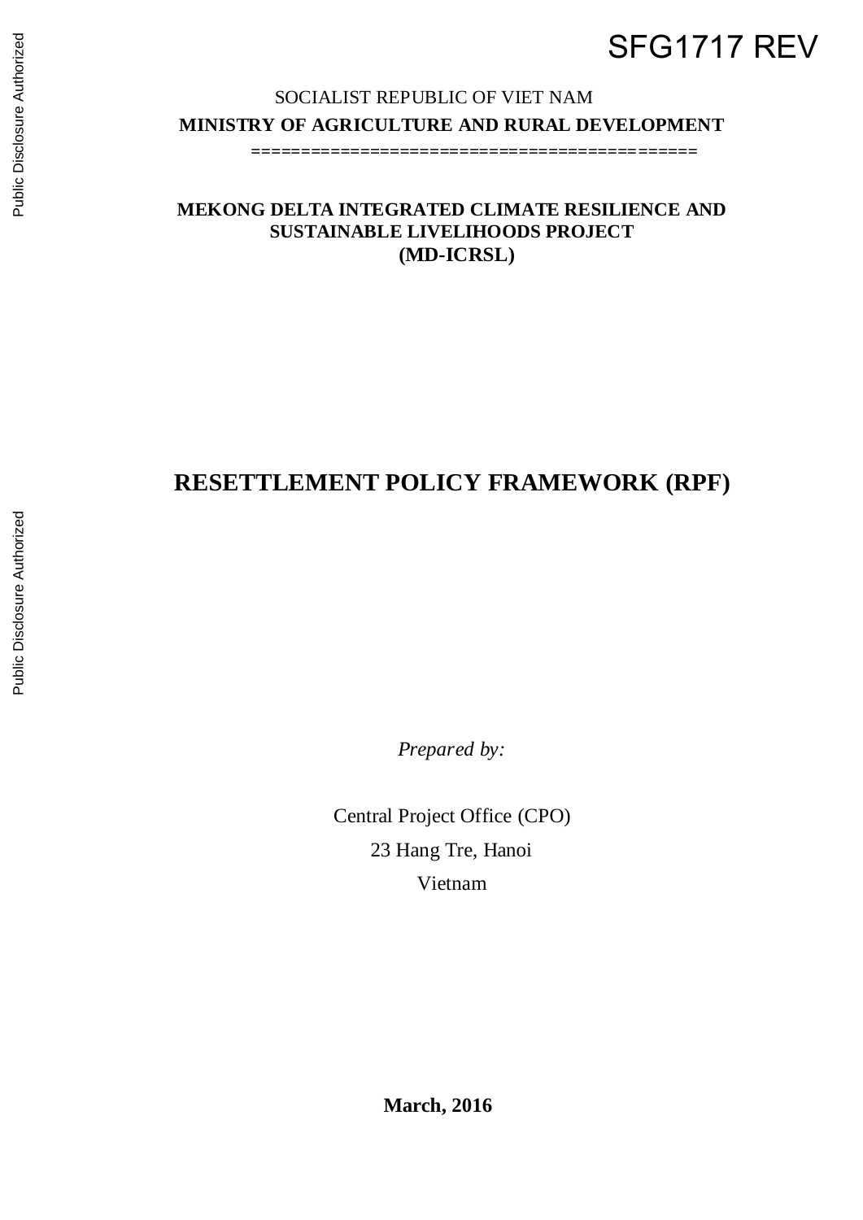SFG1717 REV

SOCIALIST REPUBLIC OF VIET NAM

**MINISTRY OF AGRICULTURE AND RURAL DEVELOPMENT**

============================================

**MEKONG DELTA INTEGRATED CLIMATE RESILIENCE AND SUSTAINABLE LIVELIHOODS PROJECT**
**(MD-ICRSL)**

# RESETTLEMENT POLICY FRAMEWORK (RPF)

*Prepared by:*

Central Project Office (CPO)

23 Hang Tre, Hanoi

Vietnam

**March, 2016**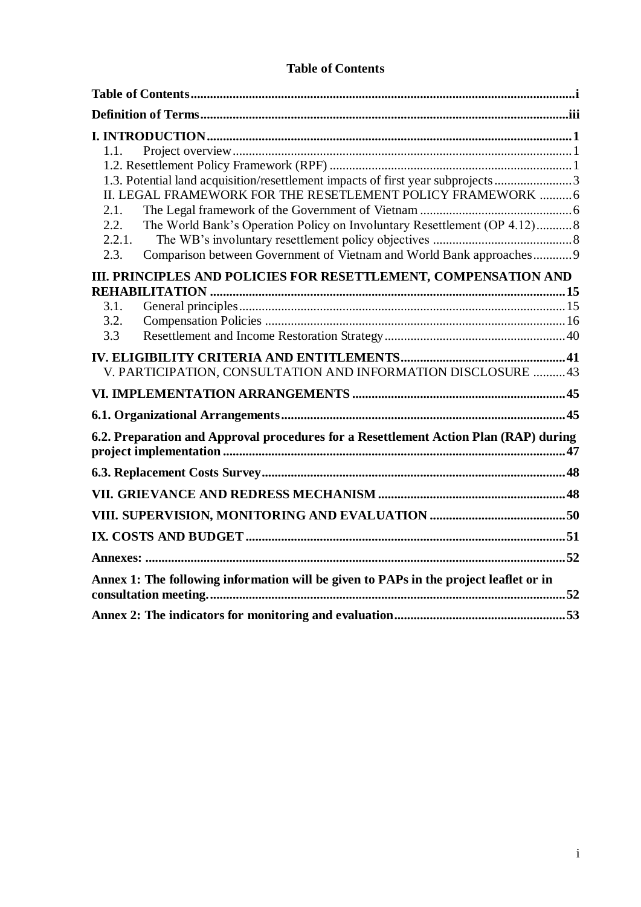# Table of Contents

| | |
|---|---|
| **Table of Contents** | **i** |
| **Definition of Terms** | **iii** |
| **I. INTRODUCTION** | **1** |
| 1.1. Project overview | 1 |
| 1.2. Resettlement Policy Framework (RPF) | 1 |
| 1.3. Potential land acquisition/resettlement impacts of first year subprojects | 3 |
| II. LEGAL FRAMEWORK FOR THE RESETLEMENT POLICY FRAMEWORK | 6 |
| 2.1. The Legal framework of the Government of Vietnam | 6 |
| 2.2. The World Bank's Operation Policy on Involuntary Resettlement (OP 4.12) | 8 |
| 2.2.1. The WB's involuntary resettlement policy objectives | 8 |
| 2.3. Comparison between Government of Vietnam and World Bank approaches | 9 |
| **III. PRINCIPLES AND POLICIES FOR RESETTLEMENT, COMPENSATION AND REHABILITATION** | **15** |
| 3.1. General principles | 15 |
| 3.2. Compensation Policies | 16 |
| 3.3 Resettlement and Income Restoration Strategy | 40 |
| **IV. ELIGIBILITY CRITERIA AND ENTITLEMENTS** | **41** |
| V. PARTICIPATION, CONSULTATION AND INFORMATION DISCLOSURE | 43 |
| **VI. IMPLEMENTATION ARRANGEMENTS** | **45** |
| **6.1. Organizational Arrangements** | **45** |
| **6.2. Preparation and Approval procedures for a Resettlement Action Plan (RAP) during project implementation** | **47** |
| **6.3. Replacement Costs Survey** | **48** |
| **VII. GRIEVANCE AND REDRESS MECHANISM** | **48** |
| **VIII. SUPERVISION, MONITORING AND EVALUATION** | **50** |
| **IX. COSTS AND BUDGET** | **51** |
| **Annexes:** | **52** |
| **Annex 1: The following information will be given to PAPs in the project leaflet or in consultation meeting.** | **52** |
| **Annex 2: The indicators for monitoring and evaluation** | **53** |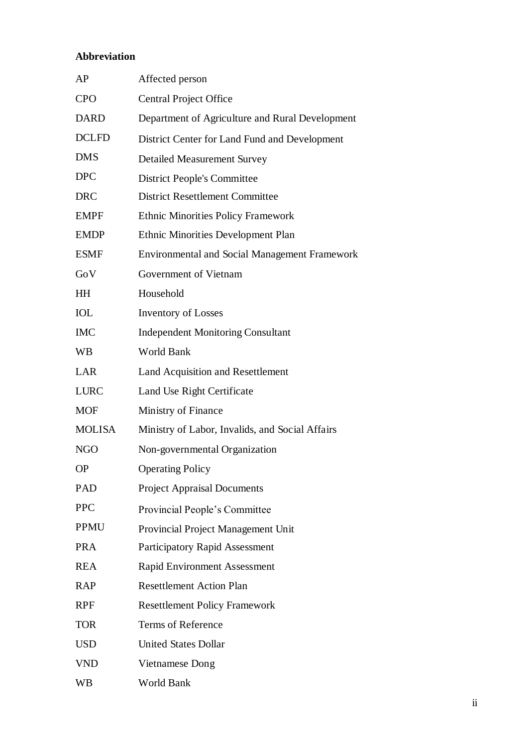**Abbreviation**

| | |
|---|---|
| AP | Affected person |
| CPO | Central Project Office |
| DARD | Department of Agriculture and Rural Development |
| DCLFD | District Center for Land Fund and Development |
| DMS | Detailed Measurement Survey |
| DPC | District People's Committee |
| DRC | District Resettlement Committee |
| EMPF | Ethnic Minorities Policy Framework |
| EMDP | Ethnic Minorities Development Plan |
| ESMF | Environmental and Social Management Framework |
| GoV | Government of Vietnam |
| HH | Household |
| IOL | Inventory of Losses |
| IMC | Independent Monitoring Consultant |
| WB | World Bank |
| LAR | Land Acquisition and Resettlement |
| LURC | Land Use Right Certificate |
| MOF | Ministry of Finance |
| MOLISA | Ministry of Labor, Invalids, and Social Affairs |
| NGO | Non-governmental Organization |
| OP | Operating Policy |
| PAD | Project Appraisal Documents |
| PPC | Provincial People's Committee |
| PPMU | Provincial Project Management Unit |
| PRA | Participatory Rapid Assessment |
| REA | Rapid Environment Assessment |
| RAP | Resettlement Action Plan |
| RPF | Resettlement Policy Framework |
| TOR | Terms of Reference |
| USD | United States Dollar |
| VND | Vietnamese Dong |
| WB | World Bank |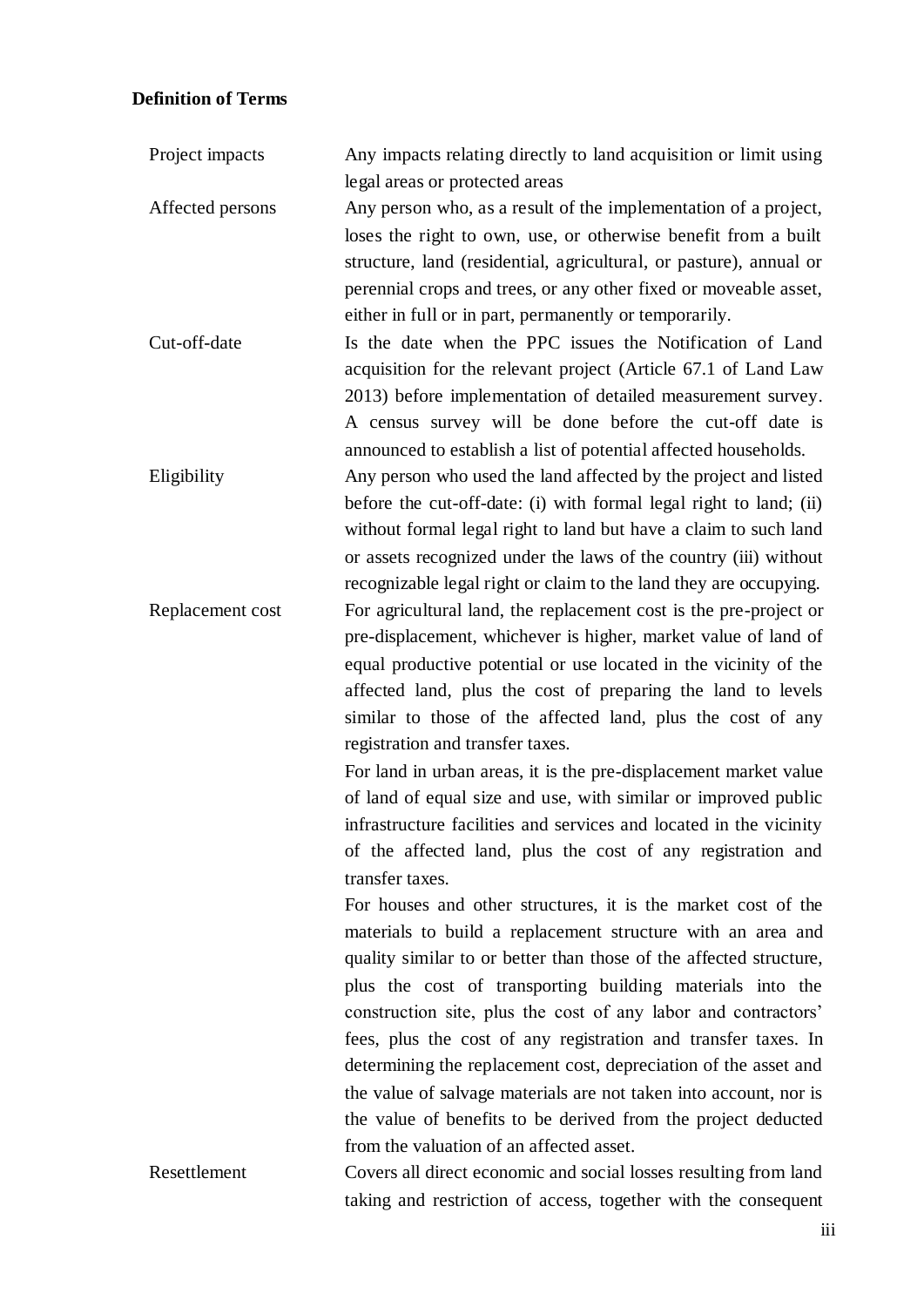**Definition of Terms**

| | |
|---|---|
| Project impacts | Any impacts relating directly to land acquisition or limit using legal areas or protected areas |
| Affected persons | Any person who, as a result of the implementation of a project, loses the right to own, use, or otherwise benefit from a built structure, land (residential, agricultural, or pasture), annual or perennial crops and trees, or any other fixed or moveable asset, either in full or in part, permanently or temporarily. |
| Cut-off-date | Is the date when the PPC issues the Notification of Land acquisition for the relevant project (Article 67.1 of Land Law 2013) before implementation of detailed measurement survey. A census survey will be done before the cut-off date is announced to establish a list of potential affected households. |
| Eligibility | Any person who used the land affected by the project and listed before the cut-off-date: (i) with formal legal right to land; (ii) without formal legal right to land but have a claim to such land or assets recognized under the laws of the country (iii) without recognizable legal right or claim to the land they are occupying. |
| Replacement cost | For agricultural land, the replacement cost is the pre-project or pre-displacement, whichever is higher, market value of land of equal productive potential or use located in the vicinity of the affected land, plus the cost of preparing the land to levels similar to those of the affected land, plus the cost of any registration and transfer taxes.<br>For land in urban areas, it is the pre-displacement market value of land of equal size and use, with similar or improved public infrastructure facilities and services and located in the vicinity of the affected land, plus the cost of any registration and transfer taxes.<br>For houses and other structures, it is the market cost of the materials to build a replacement structure with an area and quality similar to or better than those of the affected structure, plus the cost of transporting building materials into the construction site, plus the cost of any labor and contractors' fees, plus the cost of any registration and transfer taxes. In determining the replacement cost, depreciation of the asset and the value of salvage materials are not taken into account, nor is the value of benefits to be derived from the project deducted from the valuation of an affected asset. |
| Resettlement | Covers all direct economic and social losses resulting from land taking and restriction of access, together with the consequent |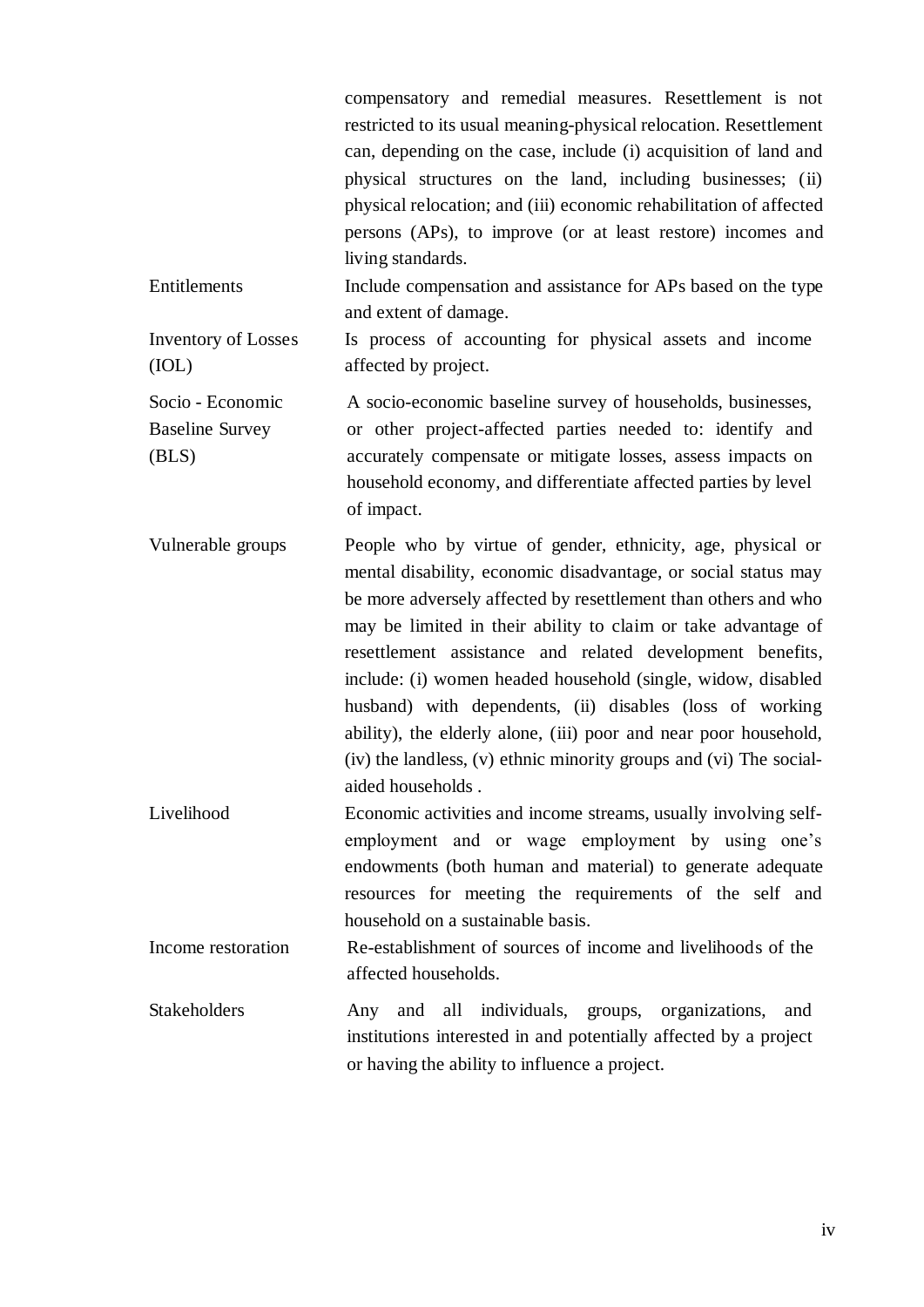| | |
|---|---|
| | compensatory and remedial measures. Resettlement is not restricted to its usual meaning-physical relocation. Resettlement can, depending on the case, include (i) acquisition of land and physical structures on the land, including businesses; (ii) physical relocation; and (iii) economic rehabilitation of affected persons (APs), to improve (or at least restore) incomes and living standards. |
| Entitlements | Include compensation and assistance for APs based on the type and extent of damage. |
| Inventory of Losses (IOL) | Is process of accounting for physical assets and income affected by project. |
| Socio - Economic Baseline Survey (BLS) | A socio-economic baseline survey of households, businesses, or other project-affected parties needed to: identify and accurately compensate or mitigate losses, assess impacts on household economy, and differentiate affected parties by level of impact. |
| Vulnerable groups | People who by virtue of gender, ethnicity, age, physical or mental disability, economic disadvantage, or social status may be more adversely affected by resettlement than others and who may be limited in their ability to claim or take advantage of resettlement assistance and related development benefits, include: (i) women headed household (single, widow, disabled husband) with dependents, (ii) disables (loss of working ability), the elderly alone, (iii) poor and near poor household, (iv) the landless, (v) ethnic minority groups and (vi) The social-aided households . |
| Livelihood | Economic activities and income streams, usually involving self-employment and or wage employment by using one's endowments (both human and material) to generate adequate resources for meeting the requirements of the self and household on a sustainable basis. |
| Income restoration | Re-establishment of sources of income and livelihoods of the affected households. |
| Stakeholders | Any and all individuals, groups, organizations, and institutions interested in and potentially affected by a project or having the ability to influence a project. |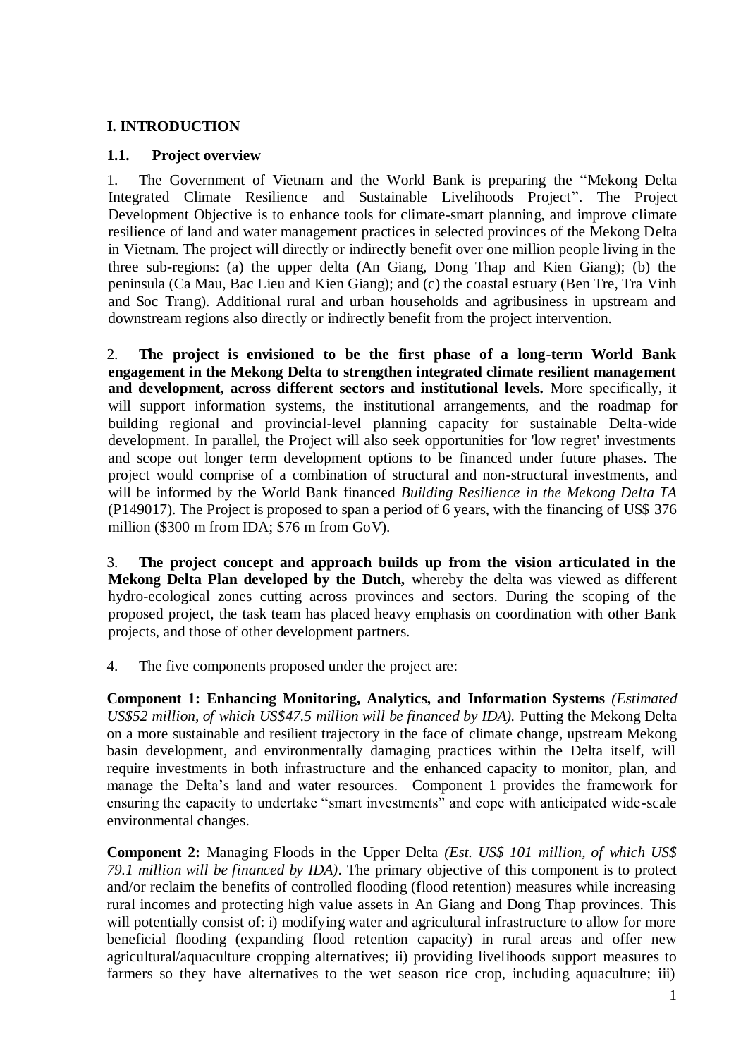## I. INTRODUCTION

### 1.1. Project overview

1. The Government of Vietnam and the World Bank is preparing the "Mekong Delta Integrated Climate Resilience and Sustainable Livelihoods Project". The Project Development Objective is to enhance tools for climate-smart planning, and improve climate resilience of land and water management practices in selected provinces of the Mekong Delta in Vietnam. The project will directly or indirectly benefit over one million people living in the three sub-regions: (a) the upper delta (An Giang, Dong Thap and Kien Giang); (b) the peninsula (Ca Mau, Bac Lieu and Kien Giang); and (c) the coastal estuary (Ben Tre, Tra Vinh and Soc Trang). Additional rural and urban households and agribusiness in upstream and downstream regions also directly or indirectly benefit from the project intervention.

2. **The project is envisioned to be the first phase of a long-term World Bank engagement in the Mekong Delta to strengthen integrated climate resilient management and development, across different sectors and institutional levels.** More specifically, it will support information systems, the institutional arrangements, and the roadmap for building regional and provincial-level planning capacity for sustainable Delta-wide development. In parallel, the Project will also seek opportunities for 'low regret' investments and scope out longer term development options to be financed under future phases. The project would comprise of a combination of structural and non-structural investments, and will be informed by the World Bank financed *Building Resilience in the Mekong Delta TA* (P149017). The Project is proposed to span a period of 6 years, with the financing of US$ 376 million ($300 m from IDA; $76 m from GoV).

3. **The project concept and approach builds up from the vision articulated in the Mekong Delta Plan developed by the Dutch,** whereby the delta was viewed as different hydro-ecological zones cutting across provinces and sectors. During the scoping of the proposed project, the task team has placed heavy emphasis on coordination with other Bank projects, and those of other development partners.

4. The five components proposed under the project are:

**Component 1: Enhancing Monitoring, Analytics, and Information Systems** *(Estimated US$52 million, of which US$47.5 million will be financed by IDA).* Putting the Mekong Delta on a more sustainable and resilient trajectory in the face of climate change, upstream Mekong basin development, and environmentally damaging practices within the Delta itself, will require investments in both infrastructure and the enhanced capacity to monitor, plan, and manage the Delta's land and water resources. Component 1 provides the framework for ensuring the capacity to undertake "smart investments" and cope with anticipated wide-scale environmental changes.

**Component 2:** Managing Floods in the Upper Delta *(Est. US$ 101 million, of which US$ 79.1 million will be financed by IDA)*. The primary objective of this component is to protect and/or reclaim the benefits of controlled flooding (flood retention) measures while increasing rural incomes and protecting high value assets in An Giang and Dong Thap provinces. This will potentially consist of: i) modifying water and agricultural infrastructure to allow for more beneficial flooding (expanding flood retention capacity) in rural areas and offer new agricultural/aquaculture cropping alternatives; ii) providing livelihoods support measures to farmers so they have alternatives to the wet season rice crop, including aquaculture; iii)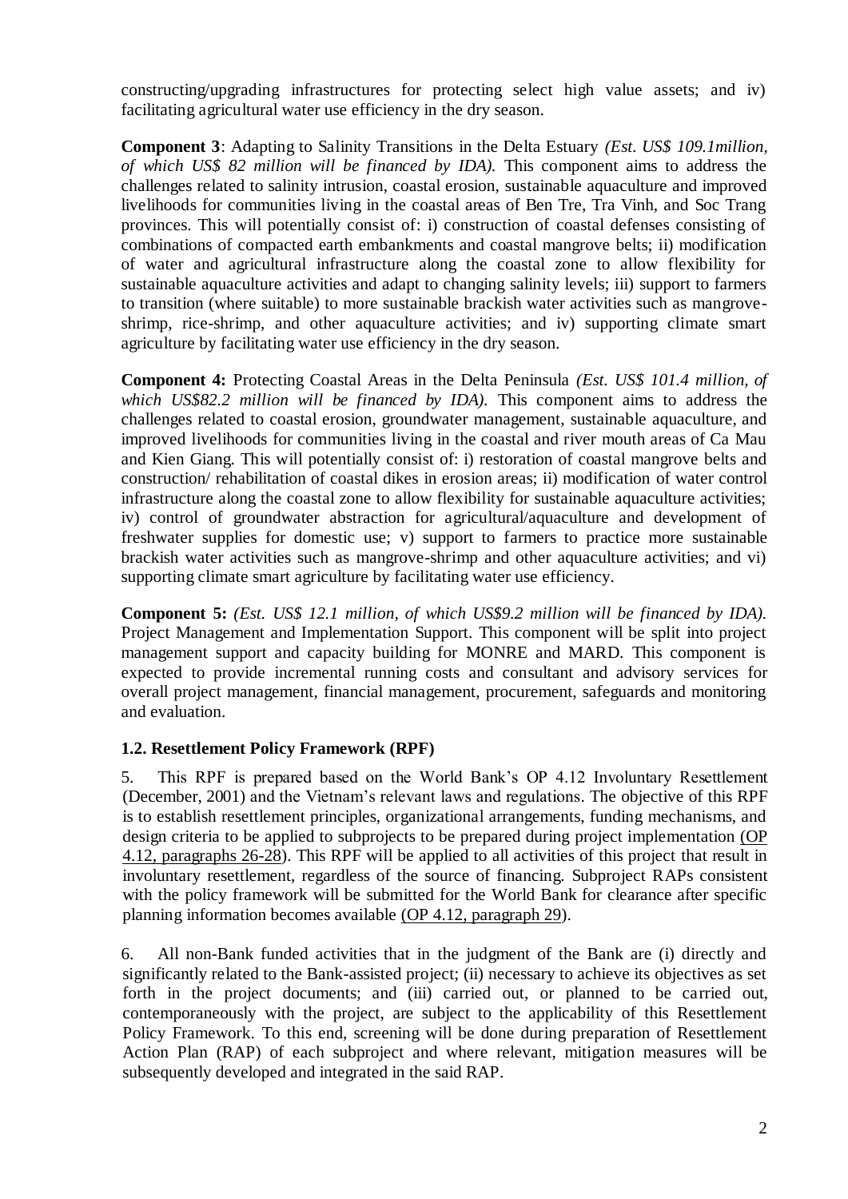constructing/upgrading infrastructures for protecting select high value assets; and iv) facilitating agricultural water use efficiency in the dry season.

**Component 3**: Adapting to Salinity Transitions in the Delta Estuary *(Est. US$ 109.1million, of which US$ 82 million will be financed by IDA).* This component aims to address the challenges related to salinity intrusion, coastal erosion, sustainable aquaculture and improved livelihoods for communities living in the coastal areas of Ben Tre, Tra Vinh, and Soc Trang provinces. This will potentially consist of: i) construction of coastal defenses consisting of combinations of compacted earth embankments and coastal mangrove belts; ii) modification of water and agricultural infrastructure along the coastal zone to allow flexibility for sustainable aquaculture activities and adapt to changing salinity levels; iii) support to farmers to transition (where suitable) to more sustainable brackish water activities such as mangrove-shrimp, rice-shrimp, and other aquaculture activities; and iv) supporting climate smart agriculture by facilitating water use efficiency in the dry season.

**Component 4:** Protecting Coastal Areas in the Delta Peninsula *(Est. US$ 101.4 million, of which US$82.2 million will be financed by IDA).* This component aims to address the challenges related to coastal erosion, groundwater management, sustainable aquaculture, and improved livelihoods for communities living in the coastal and river mouth areas of Ca Mau and Kien Giang. This will potentially consist of: i) restoration of coastal mangrove belts and construction/ rehabilitation of coastal dikes in erosion areas; ii) modification of water control infrastructure along the coastal zone to allow flexibility for sustainable aquaculture activities; iv) control of groundwater abstraction for agricultural/aquaculture and development of freshwater supplies for domestic use; v) support to farmers to practice more sustainable brackish water activities such as mangrove-shrimp and other aquaculture activities; and vi) supporting climate smart agriculture by facilitating water use efficiency.

**Component 5:** *(Est. US$ 12.1 million, of which US$9.2 million will be financed by IDA).* Project Management and Implementation Support. This component will be split into project management support and capacity building for MONRE and MARD. This component is expected to provide incremental running costs and consultant and advisory services for overall project management, financial management, procurement, safeguards and monitoring and evaluation.

### 1.2. Resettlement Policy Framework (RPF)

5. This RPF is prepared based on the World Bank's OP 4.12 Involuntary Resettlement (December, 2001) and the Vietnam's relevant laws and regulations. The objective of this RPF is to establish resettlement principles, organizational arrangements, funding mechanisms, and design criteria to be applied to subprojects to be prepared during project implementation (OP 4.12, paragraphs 26-28). This RPF will be applied to all activities of this project that result in involuntary resettlement, regardless of the source of financing. Subproject RAPs consistent with the policy framework will be submitted for the World Bank for clearance after specific planning information becomes available (OP 4.12, paragraph 29).

6. All non-Bank funded activities that in the judgment of the Bank are (i) directly and significantly related to the Bank-assisted project; (ii) necessary to achieve its objectives as set forth in the project documents; and (iii) carried out, or planned to be carried out, contemporaneously with the project, are subject to the applicability of this Resettlement Policy Framework. To this end, screening will be done during preparation of Resettlement Action Plan (RAP) of each subproject and where relevant, mitigation measures will be subsequently developed and integrated in the said RAP.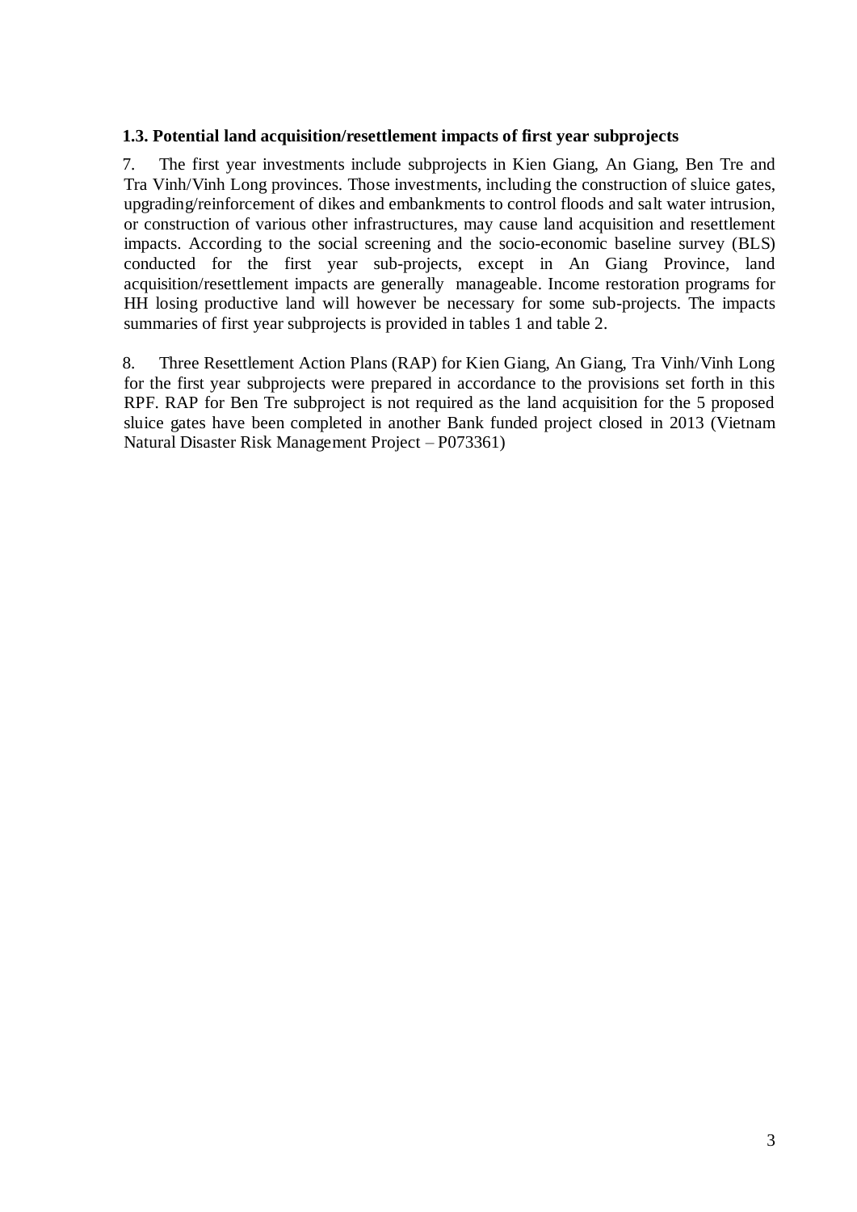### 1.3. Potential land acquisition/resettlement impacts of first year subprojects

7. The first year investments include subprojects in Kien Giang, An Giang, Ben Tre and Tra Vinh/Vinh Long provinces. Those investments, including the construction of sluice gates, upgrading/reinforcement of dikes and embankments to control floods and salt water intrusion, or construction of various other infrastructures, may cause land acquisition and resettlement impacts. According to the social screening and the socio-economic baseline survey (BLS) conducted for the first year sub-projects, except in An Giang Province, land acquisition/resettlement impacts are generally manageable. Income restoration programs for HH losing productive land will however be necessary for some sub-projects. The impacts summaries of first year subprojects is provided in tables 1 and table 2.

8. Three Resettlement Action Plans (RAP) for Kien Giang, An Giang, Tra Vinh/Vinh Long for the first year subprojects were prepared in accordance to the provisions set forth in this RPF. RAP for Ben Tre subproject is not required as the land acquisition for the 5 proposed sluice gates have been completed in another Bank funded project closed in 2013 (Vietnam Natural Disaster Risk Management Project – P073361)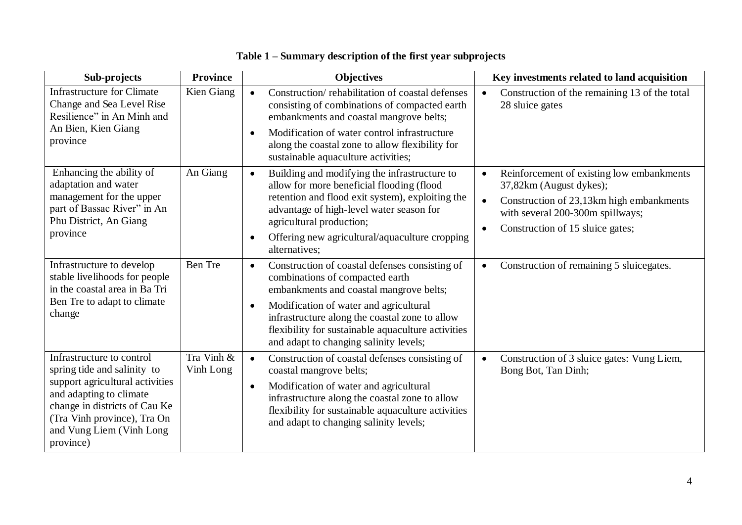**Table 1 – Summary description of the first year subprojects**

| Sub-projects | Province | Objectives | Key investments related to land acquisition |
|---|---|---|---|
| Infrastructure for Climate Change and Sea Level Rise Resilience" in An Minh and An Bien, Kien Giang province | Kien Giang | • Construction/ rehabilitation of coastal defenses consisting of combinations of compacted earth embankments and coastal mangrove belts;<br>• Modification of water control infrastructure along the coastal zone to allow flexibility for sustainable aquaculture activities; | • Construction of the remaining 13 of the total 28 sluice gates |
| Enhancing the ability of adaptation and water management for the upper part of Bassac River" in An Phu District, An Giang province | An Giang | • Building and modifying the infrastructure to allow for more beneficial flooding (flood retention and flood exit system), exploiting the advantage of high-level water season for agricultural production;<br>• Offering new agricultural/aquaculture cropping alternatives; | • Reinforcement of existing low embankments 37,82km (August dykes);<br>• Construction of 23,13km high embankments with several 200-300m spillways;<br>• Construction of 15 sluice gates; |
| Infrastructure to develop stable livelihoods for people in the coastal area in Ba Tri Ben Tre to adapt to climate change | Ben Tre | • Construction of coastal defenses consisting of combinations of compacted earth embankments and coastal mangrove belts;<br>• Modification of water and agricultural infrastructure along the coastal zone to allow flexibility for sustainable aquaculture activities and adapt to changing salinity levels; | • Construction of remaining 5 sluicegates. |
| Infrastructure to control spring tide and salinity to support agricultural activities and adapting to climate change in districts of Cau Ke (Tra Vinh province), Tra On and Vung Liem (Vinh Long province) | Tra Vinh & Vinh Long | • Construction of coastal defenses consisting of coastal mangrove belts;<br>• Modification of water and agricultural infrastructure along the coastal zone to allow flexibility for sustainable aquaculture activities and adapt to changing salinity levels; | • Construction of 3 sluice gates: Vung Liem, Bong Bot, Tan Dinh; |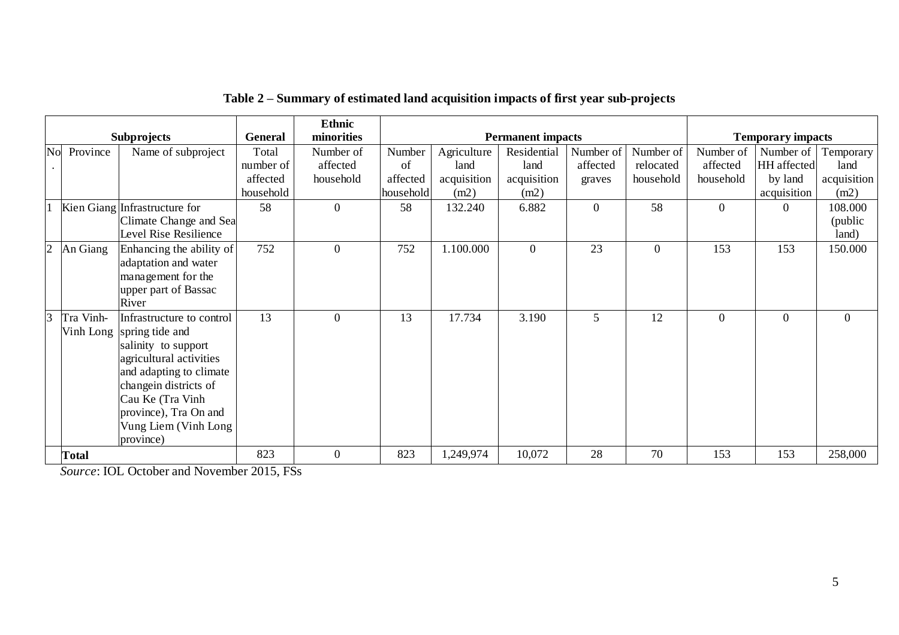**Table 2 – Summary of estimated land acquisition impacts of first year sub-projects**

| Subprojects | | | General | Ethnic minorities | Permanent impacts | | | | | Temporary impacts | | |
|---|---|---|---|---|---|---|---|---|---|---|---|---|
| No. | Province | Name of subproject | Total number of affected household | Number of affected household | Number of affected household | Agriculture land acquisition (m2) | Residential land acquisition (m2) | Number of affected graves | Number of relocated household | Number of affected household | Number of HH affected by land acquisition | Temporary land acquisition (m2) |
| 1 | Kien Giang | Infrastructure for Climate Change and Sea Level Rise Resilience | 58 | 0 | 58 | 132.240 | 6.882 | 0 | 58 | 0 | 0 | 108.000 (public land) |
| 2 | An Giang | Enhancing the ability of adaptation and water management for the upper part of Bassac River | 752 | 0 | 752 | 1.100.000 | 0 | 23 | 0 | 153 | 153 | 150.000 |
| 3 | Tra Vinh-Vinh Long | Infrastructure to control spring tide and salinity to support agricultural activities and adapting to climate changein districts of Cau Ke (Tra Vinh province), Tra On and Vung Liem (Vinh Long province) | 13 | 0 | 13 | 17.734 | 3.190 | 5 | 12 | 0 | 0 | 0 |
| | **Total** | | 823 | 0 | 823 | 1,249,974 | 10,072 | 28 | 70 | 153 | 153 | 258,000 |

*Source*: IOL October and November 2015, FSs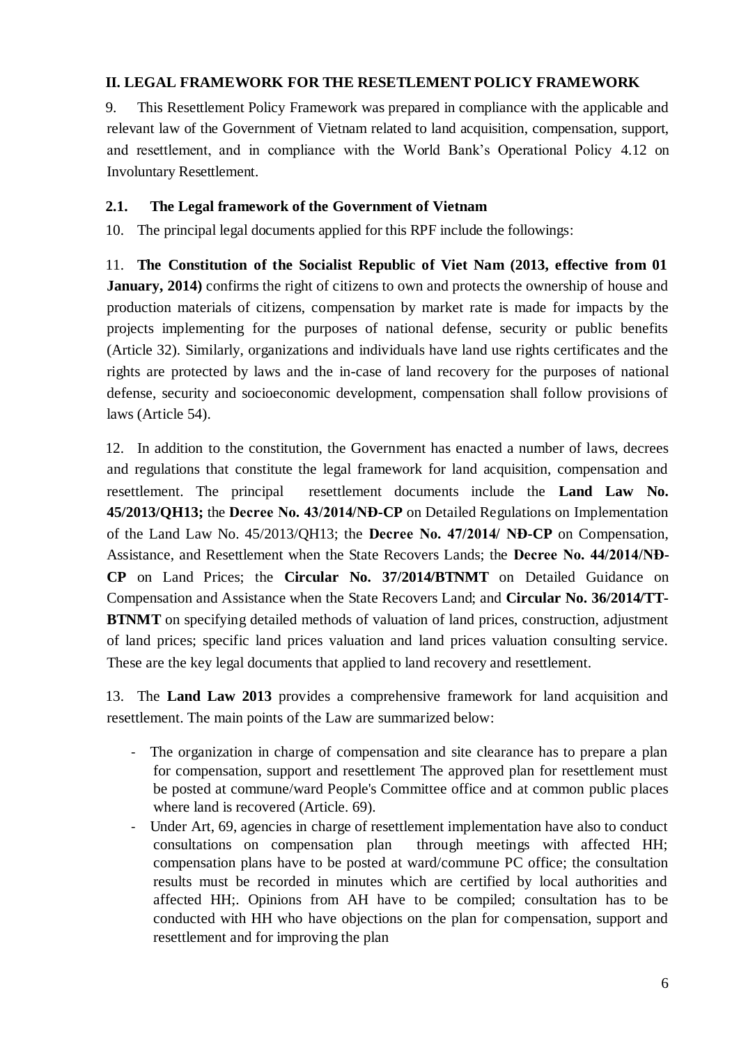## II. LEGAL FRAMEWORK FOR THE RESETLEMENT POLICY FRAMEWORK

9. This Resettlement Policy Framework was prepared in compliance with the applicable and relevant law of the Government of Vietnam related to land acquisition, compensation, support, and resettlement, and in compliance with the World Bank's Operational Policy 4.12 on Involuntary Resettlement.

### 2.1. The Legal framework of the Government of Vietnam

10. The principal legal documents applied for this RPF include the followings:

11. **The Constitution of the Socialist Republic of Viet Nam (2013, effective from 01 January, 2014)** confirms the right of citizens to own and protects the ownership of house and production materials of citizens, compensation by market rate is made for impacts by the projects implementing for the purposes of national defense, security or public benefits (Article 32). Similarly, organizations and individuals have land use rights certificates and the rights are protected by laws and the in-case of land recovery for the purposes of national defense, security and socioeconomic development, compensation shall follow provisions of laws (Article 54).

12. In addition to the constitution, the Government has enacted a number of laws, decrees and regulations that constitute the legal framework for land acquisition, compensation and resettlement. The principal resettlement documents include the **Land Law No. 45/2013/QH13;** the **Decree No. 43/2014/NĐ-CP** on Detailed Regulations on Implementation of the Land Law No. 45/2013/QH13; the **Decree No. 47/2014/ NĐ-CP** on Compensation, Assistance, and Resettlement when the State Recovers Lands; the **Decree No. 44/2014/NĐ-CP** on Land Prices; the **Circular No. 37/2014/BTNMT** on Detailed Guidance on Compensation and Assistance when the State Recovers Land; and **Circular No. 36/2014/TT-BTNMT** on specifying detailed methods of valuation of land prices, construction, adjustment of land prices; specific land prices valuation and land prices valuation consulting service. These are the key legal documents that applied to land recovery and resettlement.

13. The **Land Law 2013** provides a comprehensive framework for land acquisition and resettlement. The main points of the Law are summarized below:

- The organization in charge of compensation and site clearance has to prepare a plan for compensation, support and resettlement The approved plan for resettlement must be posted at commune/ward People's Committee office and at common public places where land is recovered (Article. 69).
- Under Art, 69, agencies in charge of resettlement implementation have also to conduct consultations on compensation plan through meetings with affected HH; compensation plans have to be posted at ward/commune PC office; the consultation results must be recorded in minutes which are certified by local authorities and affected HH;. Opinions from AH have to be compiled; consultation has to be conducted with HH who have objections on the plan for compensation, support and resettlement and for improving the plan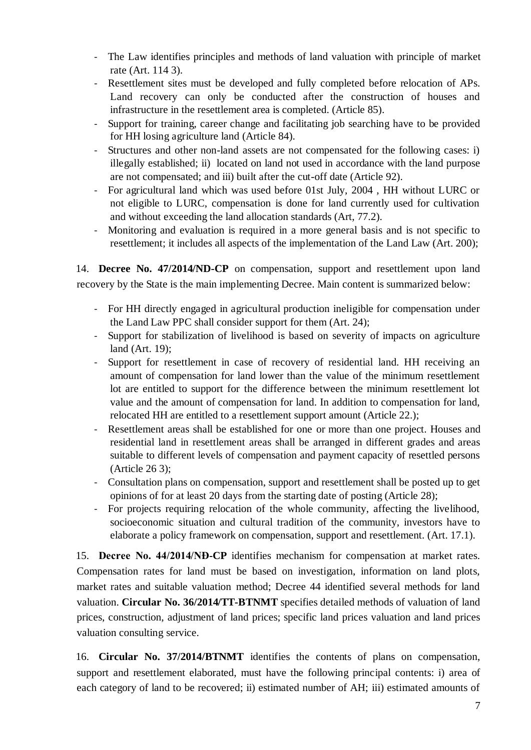- The Law identifies principles and methods of land valuation with principle of market rate (Art. 114 3).
- Resettlement sites must be developed and fully completed before relocation of APs. Land recovery can only be conducted after the construction of houses and infrastructure in the resettlement area is completed. (Article 85).
- Support for training, career change and facilitating job searching have to be provided for HH losing agriculture land (Article 84).
- Structures and other non-land assets are not compensated for the following cases: i) illegally established; ii) located on land not used in accordance with the land purpose are not compensated; and iii) built after the cut-off date (Article 92).
- For agricultural land which was used before 01st July, 2004 , HH without LURC or not eligible to LURC, compensation is done for land currently used for cultivation and without exceeding the land allocation standards (Art, 77.2).
- Monitoring and evaluation is required in a more general basis and is not specific to resettlement; it includes all aspects of the implementation of the Land Law (Art. 200);

14. **Decree No. 47/2014/ND-CP** on compensation, support and resettlement upon land recovery by the State is the main implementing Decree. Main content is summarized below:

- For HH directly engaged in agricultural production ineligible for compensation under the Land Law PPC shall consider support for them (Art. 24);
- Support for stabilization of livelihood is based on severity of impacts on agriculture land (Art. 19);
- Support for resettlement in case of recovery of residential land. HH receiving an amount of compensation for land lower than the value of the minimum resettlement lot are entitled to support for the difference between the minimum resettlement lot value and the amount of compensation for land. In addition to compensation for land, relocated HH are entitled to a resettlement support amount (Article 22.);
- Resettlement areas shall be established for one or more than one project. Houses and residential land in resettlement areas shall be arranged in different grades and areas suitable to different levels of compensation and payment capacity of resettled persons (Article 26 3);
- Consultation plans on compensation, support and resettlement shall be posted up to get opinions of for at least 20 days from the starting date of posting (Article 28);
- For projects requiring relocation of the whole community, affecting the livelihood, socioeconomic situation and cultural tradition of the community, investors have to elaborate a policy framework on compensation, support and resettlement. (Art. 17.1).

15. **Decree No. 44/2014/NĐ-CP** identifies mechanism for compensation at market rates. Compensation rates for land must be based on investigation, information on land plots, market rates and suitable valuation method; Decree 44 identified several methods for land valuation. **Circular No. 36/2014/TT-BTNMT** specifies detailed methods of valuation of land prices, construction, adjustment of land prices; specific land prices valuation and land prices valuation consulting service.

16. **Circular No. 37/2014/BTNMT** identifies the contents of plans on compensation, support and resettlement elaborated, must have the following principal contents: i) area of each category of land to be recovered; ii) estimated number of AH; iii) estimated amounts of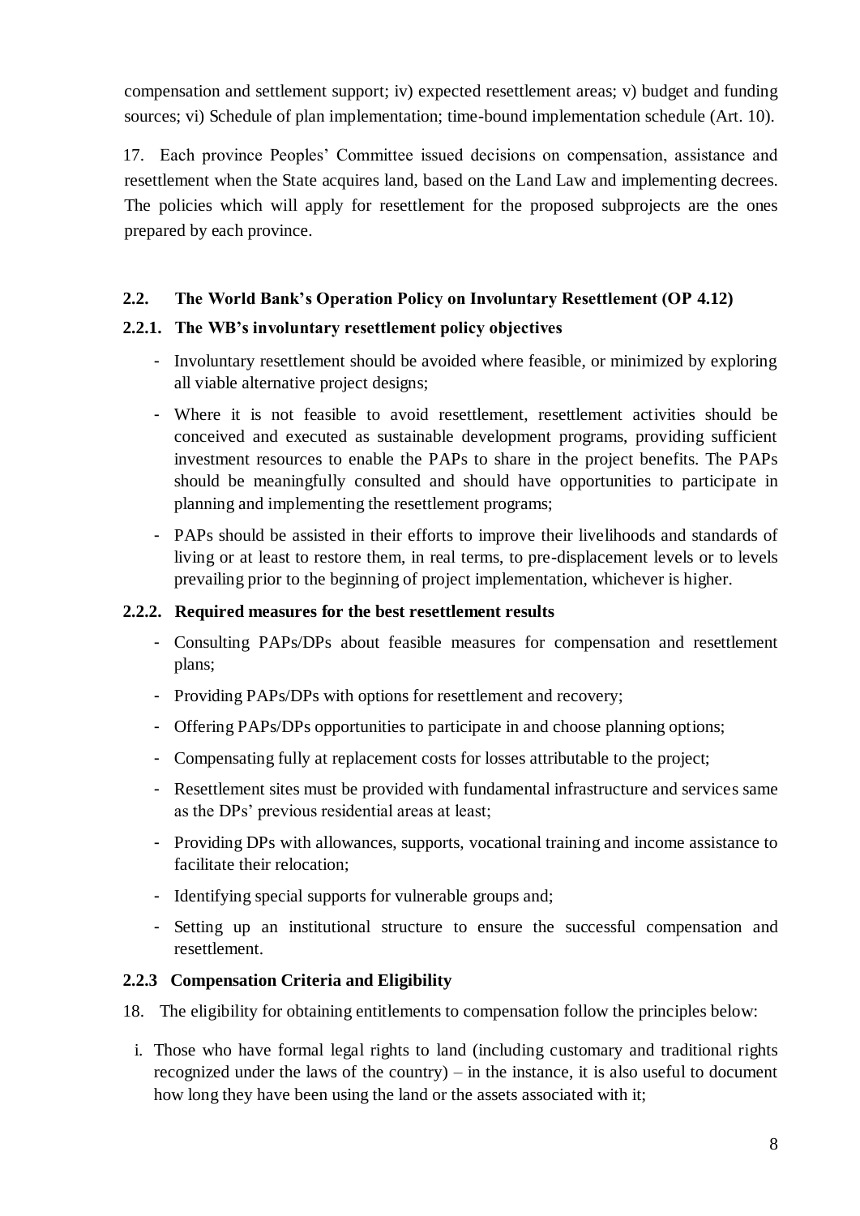compensation and settlement support; iv) expected resettlement areas; v) budget and funding sources; vi) Schedule of plan implementation; time-bound implementation schedule (Art. 10).

17. Each province Peoples' Committee issued decisions on compensation, assistance and resettlement when the State acquires land, based on the Land Law and implementing decrees. The policies which will apply for resettlement for the proposed subprojects are the ones prepared by each province.

## 2.2. The World Bank's Operation Policy on Involuntary Resettlement (OP 4.12)

### 2.2.1. The WB's involuntary resettlement policy objectives

- Involuntary resettlement should be avoided where feasible, or minimized by exploring all viable alternative project designs;
- Where it is not feasible to avoid resettlement, resettlement activities should be conceived and executed as sustainable development programs, providing sufficient investment resources to enable the PAPs to share in the project benefits. The PAPs should be meaningfully consulted and should have opportunities to participate in planning and implementing the resettlement programs;
- PAPs should be assisted in their efforts to improve their livelihoods and standards of living or at least to restore them, in real terms, to pre-displacement levels or to levels prevailing prior to the beginning of project implementation, whichever is higher.

### 2.2.2. Required measures for the best resettlement results

- Consulting PAPs/DPs about feasible measures for compensation and resettlement plans;
- Providing PAPs/DPs with options for resettlement and recovery;
- Offering PAPs/DPs opportunities to participate in and choose planning options;
- Compensating fully at replacement costs for losses attributable to the project;
- Resettlement sites must be provided with fundamental infrastructure and services same as the DPs' previous residential areas at least;
- Providing DPs with allowances, supports, vocational training and income assistance to facilitate their relocation;
- Identifying special supports for vulnerable groups and;
- Setting up an institutional structure to ensure the successful compensation and resettlement.

### 2.2.3 Compensation Criteria and Eligibility

18. The eligibility for obtaining entitlements to compensation follow the principles below:

i. Those who have formal legal rights to land (including customary and traditional rights recognized under the laws of the country) – in the instance, it is also useful to document how long they have been using the land or the assets associated with it;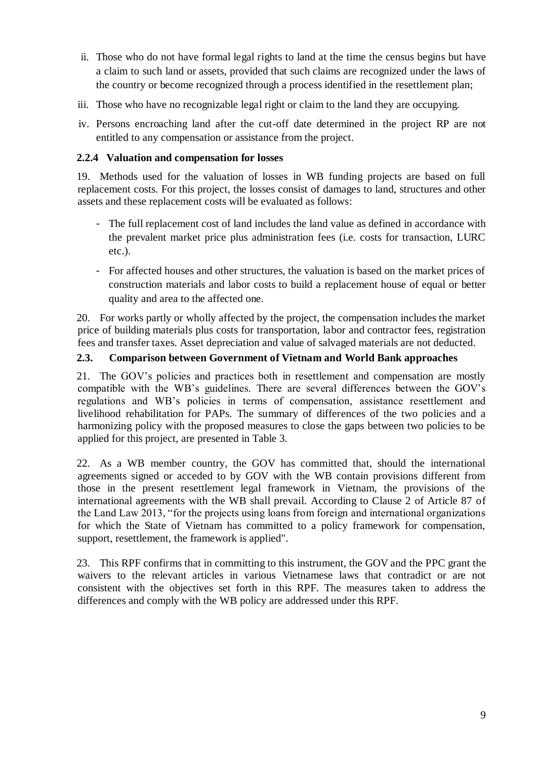ii. Those who do not have formal legal rights to land at the time the census begins but have a claim to such land or assets, provided that such claims are recognized under the laws of the country or become recognized through a process identified in the resettlement plan;

iii. Those who have no recognizable legal right or claim to the land they are occupying.

iv. Persons encroaching land after the cut-off date determined in the project RP are not entitled to any compensation or assistance from the project.

### 2.2.4 Valuation and compensation for losses

19. Methods used for the valuation of losses in WB funding projects are based on full replacement costs. For this project, the losses consist of damages to land, structures and other assets and these replacement costs will be evaluated as follows:

- The full replacement cost of land includes the land value as defined in accordance with the prevalent market price plus administration fees (i.e. costs for transaction, LURC etc.).
- For affected houses and other structures, the valuation is based on the market prices of construction materials and labor costs to build a replacement house of equal or better quality and area to the affected one.

20. For works partly or wholly affected by the project, the compensation includes the market price of building materials plus costs for transportation, labor and contractor fees, registration fees and transfer taxes. Asset depreciation and value of salvaged materials are not deducted.

## 2.3. Comparison between Government of Vietnam and World Bank approaches

21. The GOV's policies and practices both in resettlement and compensation are mostly compatible with the WB's guidelines. There are several differences between the GOV's regulations and WB's policies in terms of compensation, assistance resettlement and livelihood rehabilitation for PAPs. The summary of differences of the two policies and a harmonizing policy with the proposed measures to close the gaps between two policies to be applied for this project, are presented in Table 3.

22. As a WB member country, the GOV has committed that, should the international agreements signed or acceded to by GOV with the WB contain provisions different from those in the present resettlement legal framework in Vietnam, the provisions of the international agreements with the WB shall prevail. According to Clause 2 of Article 87 of the Land Law 2013, "for the projects using loans from foreign and international organizations for which the State of Vietnam has committed to a policy framework for compensation, support, resettlement, the framework is applied".

23. This RPF confirms that in committing to this instrument, the GOV and the PPC grant the waivers to the relevant articles in various Vietnamese laws that contradict or are not consistent with the objectives set forth in this RPF. The measures taken to address the differences and comply with the WB policy are addressed under this RPF.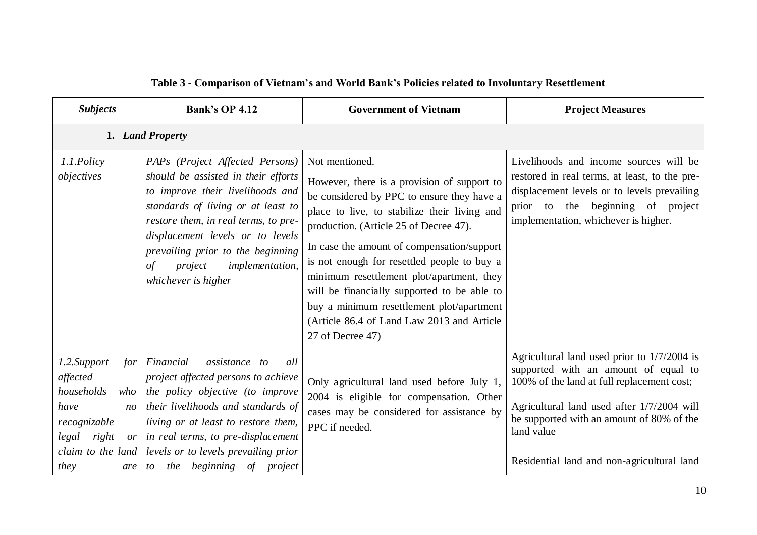**Table 3 - Comparison of Vietnam's and World Bank's Policies related to Involuntary Resettlement**

| *Subjects* | Bank's OP 4.12 | Government of Vietnam | Project Measures |
|---|---|---|---|
| **1. *Land Property*** | | | |
| *1.1.Policy objectives* | *PAPs (Project Affected Persons) should be assisted in their efforts to improve their livelihoods and standards of living or at least to restore them, in real terms, to pre-displacement levels or to levels prevailing prior to the beginning of project implementation, whichever is higher* | Not mentioned.<br><br>However, there is a provision of support to be considered by PPC to ensure they have a place to live, to stabilize their living and production. (Article 25 of Decree 47).<br><br>In case the amount of compensation/support is not enough for resettled people to buy a minimum resettlement plot/apartment, they will be financially supported to be able to buy a minimum resettlement plot/apartment (Article 86.4 of Land Law 2013 and Article 27 of Decree 47) | Livelihoods and income sources will be restored in real terms, at least, to the pre-displacement levels or to levels prevailing prior to the beginning of project implementation, whichever is higher. |
| *1.2.Support for affected households who have no recognizable legal right or claim to the land they are* | *Financial assistance to all project affected persons to achieve the policy objective (to improve their livelihoods and standards of living or at least to restore them, in real terms, to pre-displacement levels or to levels prevailing prior to the beginning of project* | Only agricultural land used before July 1, 2004 is eligible for compensation. Other cases may be considered for assistance by PPC if needed. | Agricultural land used prior to 1/7/2004 is supported with an amount of equal to 100% of the land at full replacement cost;<br><br>Agricultural land used after 1/7/2004 will be supported with an amount of 80% of the land value<br><br>Residential land and non-agricultural land |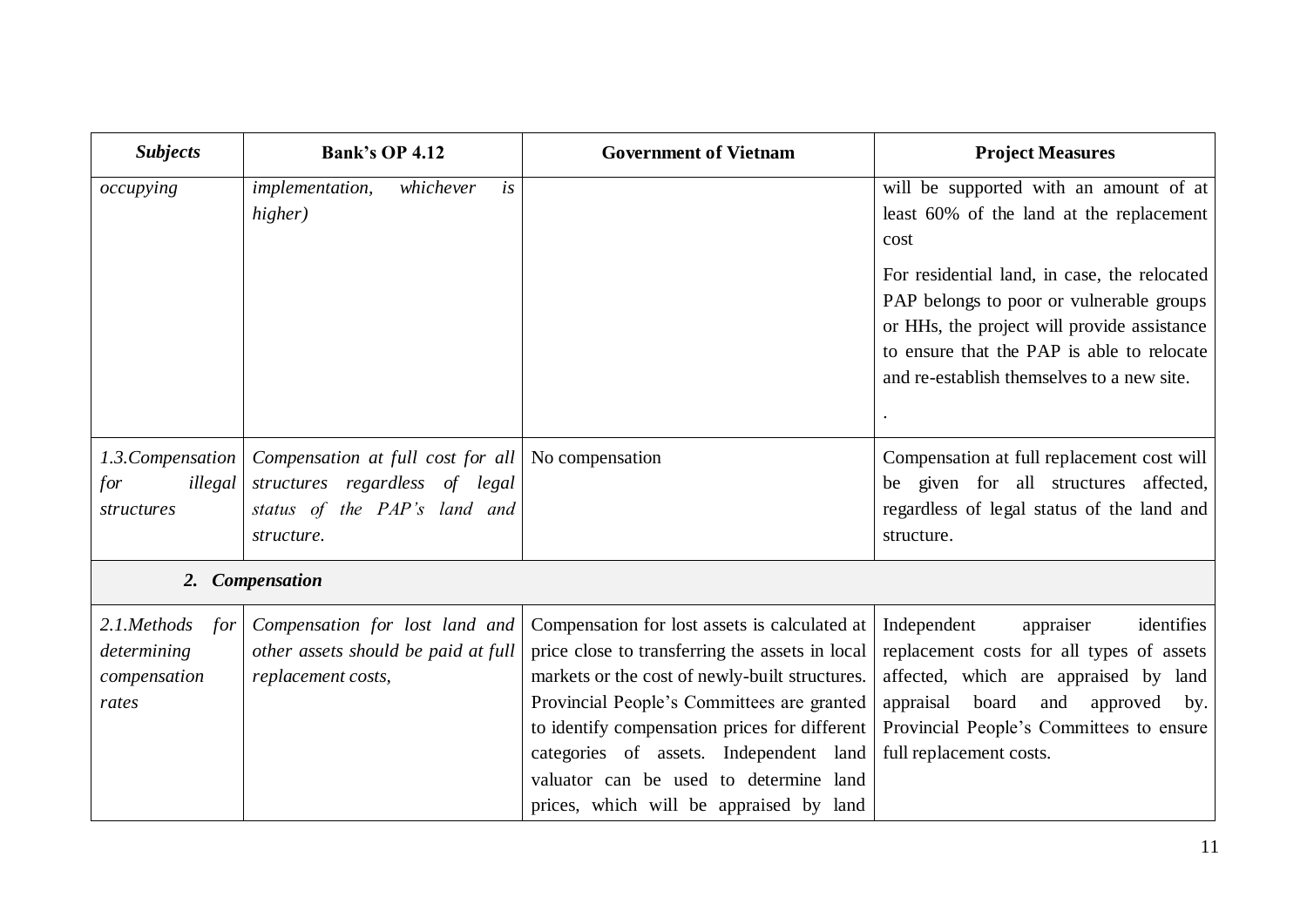| *Subjects* | **Bank's OP 4.12** | **Government of Vietnam** | **Project Measures** |
|---|---|---|---|
| *occupying* | *implementation, whichever is higher)* | | will be supported with an amount of at least 60% of the land at the replacement cost<br><br>For residential land, in case, the relocated PAP belongs to poor or vulnerable groups or HHs, the project will provide assistance to ensure that the PAP is able to relocate and re-establish themselves to a new site.<br><br>. |
| *1.3.Compensation for illegal structures* | *Compensation at full cost for all structures regardless of legal status of the PAP's land and structure.* | No compensation | Compensation at full replacement cost will be given for all structures affected, regardless of legal status of the land and structure. |
| ***2. Compensation*** | | | |
| *2.1.Methods for determining compensation rates* | *Compensation for lost land and other assets should be paid at full replacement costs,* | Compensation for lost assets is calculated at price close to transferring the assets in local markets or the cost of newly-built structures. Provincial People's Committees are granted to identify compensation prices for different categories of assets. Independent land valuator can be used to determine land prices, which will be appraised by land | Independent appraiser identifies replacement costs for all types of assets affected, which are appraised by land appraisal board and approved by. Provincial People's Committees to ensure full replacement costs. |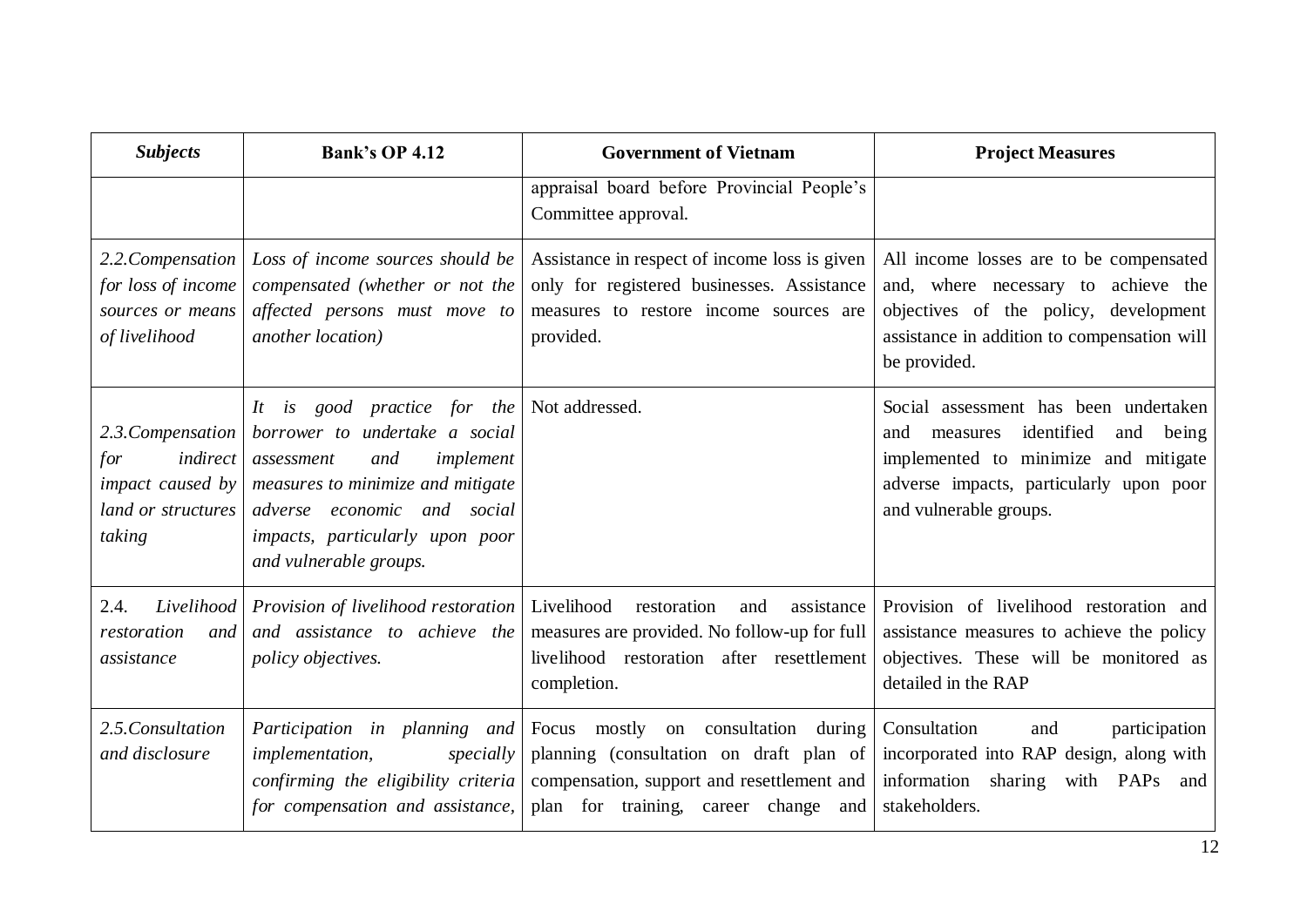| *Subjects* | Bank's OP 4.12 | Government of Vietnam | Project Measures |
|---|---|---|---|
| | | appraisal board before Provincial People's Committee approval. | |
| *2.2.Compensation for loss of income sources or means of livelihood* | *Loss of income sources should be compensated (whether or not the affected persons must move to another location)* | Assistance in respect of income loss is given only for registered businesses. Assistance measures to restore income sources are provided. | All income losses are to be compensated and, where necessary to achieve the objectives of the policy, development assistance in addition to compensation will be provided. |
| *2.3.Compensation for indirect impact caused by land or structures taking* | *It is good practice for the borrower to undertake a social assessment and implement measures to minimize and mitigate adverse economic and social impacts, particularly upon poor and vulnerable groups.* | Not addressed. | Social assessment has been undertaken and measures identified and being implemented to minimize and mitigate adverse impacts, particularly upon poor and vulnerable groups. |
| 2.4. *Livelihood restoration and assistance* | *Provision of livelihood restoration and assistance to achieve the policy objectives.* | Livelihood restoration and assistance measures are provided. No follow-up for full livelihood restoration after resettlement completion. | Provision of livelihood restoration and assistance measures to achieve the policy objectives. These will be monitored as detailed in the RAP |
| *2.5.Consultation and disclosure* | *Participation in planning and implementation, specially confirming the eligibility criteria for compensation and assistance,* | Focus mostly on consultation during planning (consultation on draft plan of compensation, support and resettlement and plan for training, career change and | Consultation and participation incorporated into RAP design, along with information sharing with PAPs and stakeholders. |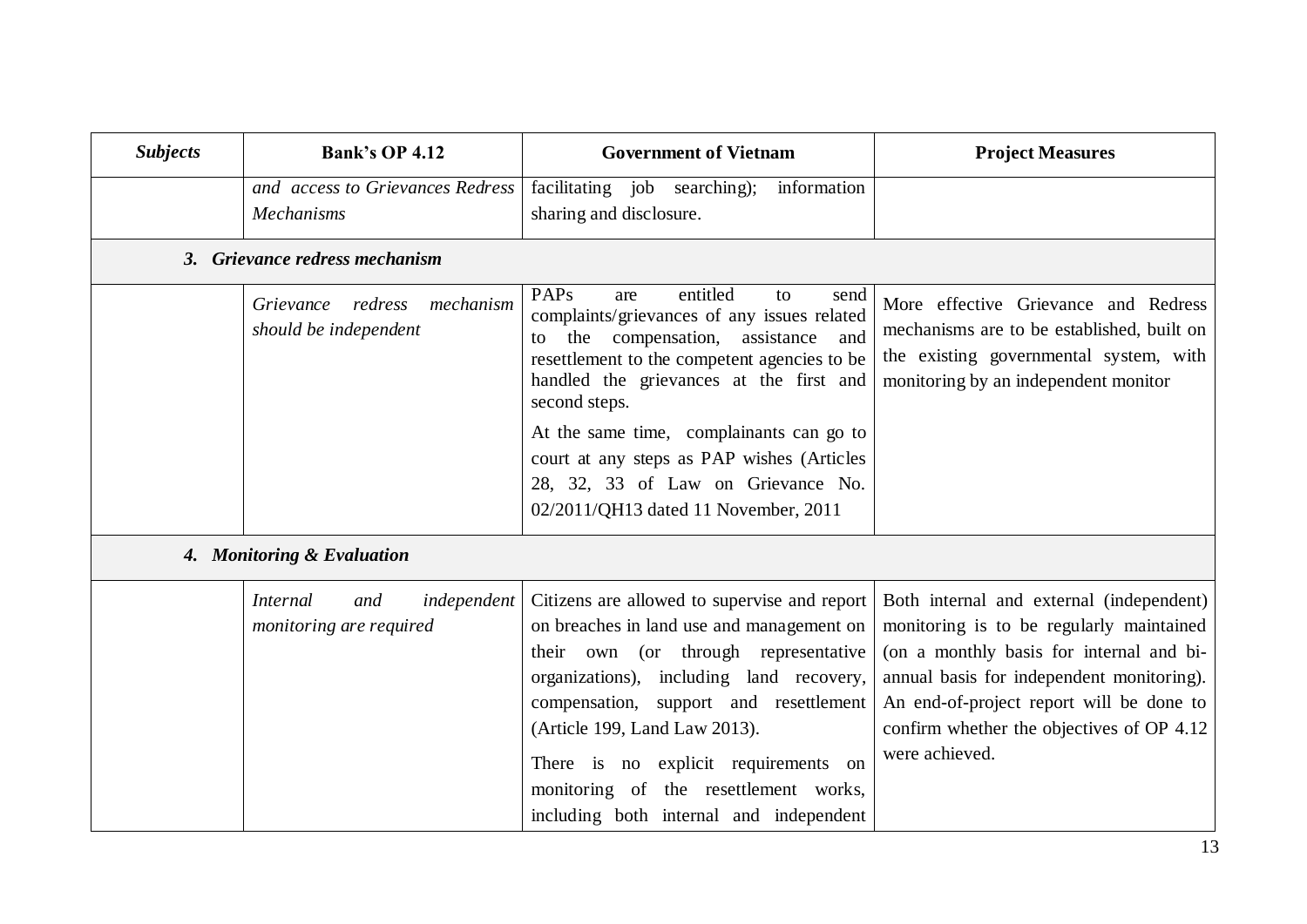| *Subjects* | Bank's OP 4.12 | Government of Vietnam | Project Measures |
|---|---|---|---|
| | *and access to Grievances Redress Mechanisms* | facilitating job searching); information sharing and disclosure. | |
| ***3. Grievance redress mechanism*** | | | |
| | *Grievance redress mechanism should be independent* | PAPs are entitled to send complaints/grievances of any issues related to the compensation, assistance and resettlement to the competent agencies to be handled the grievances at the first and second steps.<br><br>At the same time, complainants can go to court at any steps as PAP wishes (Articles 28, 32, 33 of Law on Grievance No. 02/2011/QH13 dated 11 November, 2011 | More effective Grievance and Redress mechanisms are to be established, built on the existing governmental system, with monitoring by an independent monitor |
| ***4. Monitoring & Evaluation*** | | | |
| | *Internal and independent monitoring are required* | Citizens are allowed to supervise and report on breaches in land use and management on their own (or through representative organizations), including land recovery, compensation, support and resettlement (Article 199, Land Law 2013).<br><br>There is no explicit requirements on monitoring of the resettlement works, including both internal and independent | Both internal and external (independent) monitoring is to be regularly maintained (on a monthly basis for internal and bi-annual basis for independent monitoring). An end-of-project report will be done to confirm whether the objectives of OP 4.12 were achieved. |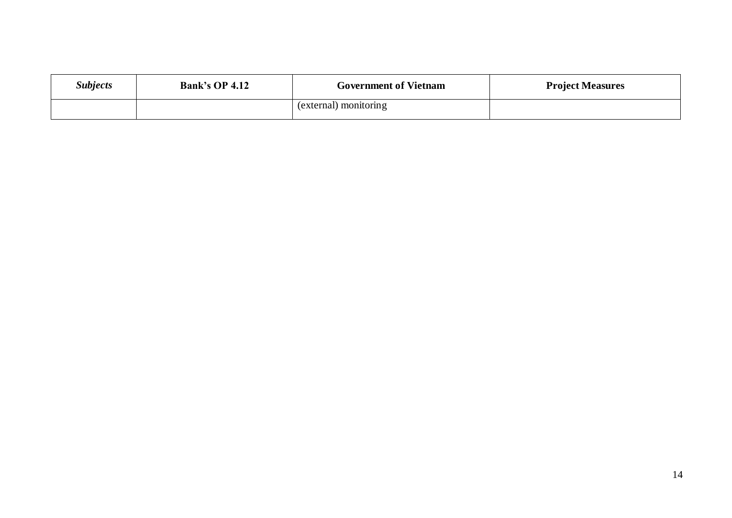| *Subjects* | Bank's OP 4.12 | Government of Vietnam | Project Measures |
|---|---|---|---|
| | | (external) monitoring | |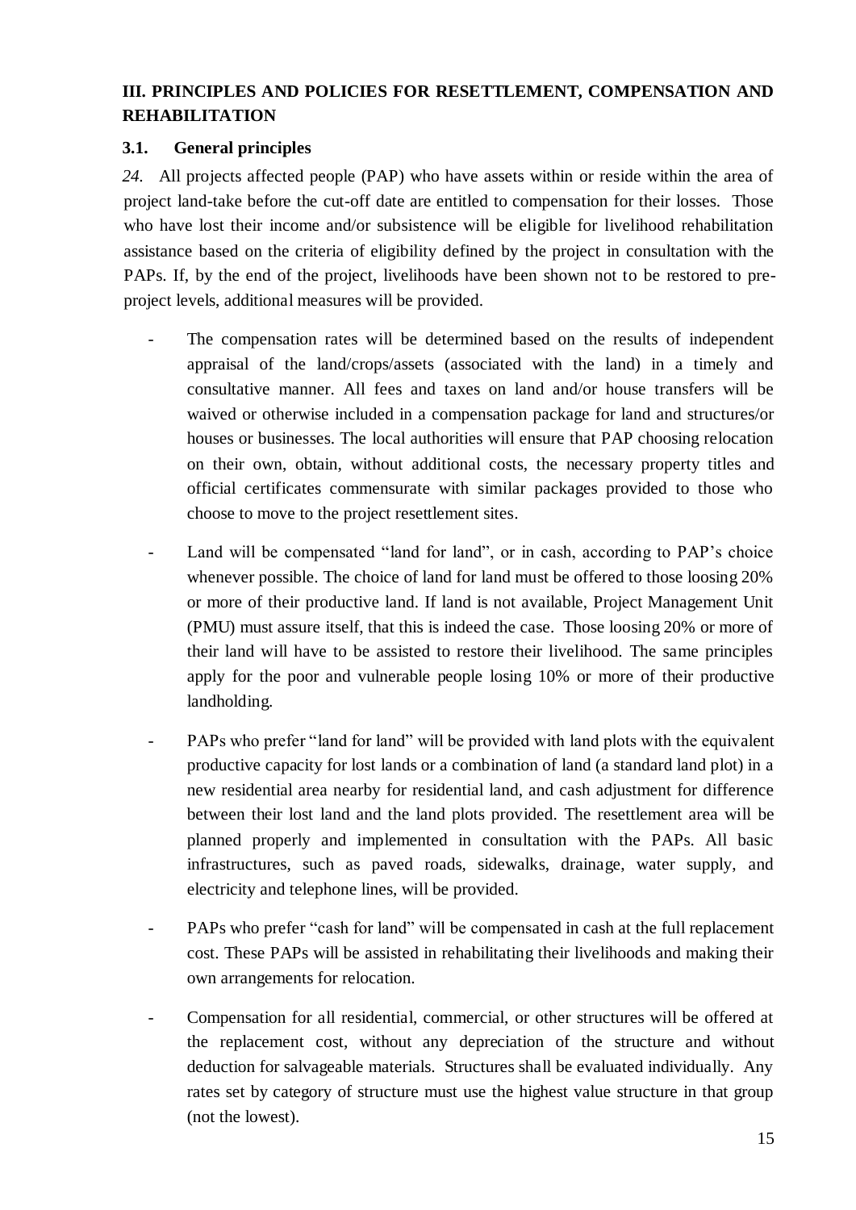## III. PRINCIPLES AND POLICIES FOR RESETTLEMENT, COMPENSATION AND REHABILITATION

### 3.1. General principles

*24.* All projects affected people (PAP) who have assets within or reside within the area of project land-take before the cut-off date are entitled to compensation for their losses. Those who have lost their income and/or subsistence will be eligible for livelihood rehabilitation assistance based on the criteria of eligibility defined by the project in consultation with the PAPs. If, by the end of the project, livelihoods have been shown not to be restored to pre-project levels, additional measures will be provided.

- The compensation rates will be determined based on the results of independent appraisal of the land/crops/assets (associated with the land) in a timely and consultative manner. All fees and taxes on land and/or house transfers will be waived or otherwise included in a compensation package for land and structures/or houses or businesses. The local authorities will ensure that PAP choosing relocation on their own, obtain, without additional costs, the necessary property titles and official certificates commensurate with similar packages provided to those who choose to move to the project resettlement sites.

- Land will be compensated "land for land", or in cash, according to PAP's choice whenever possible. The choice of land for land must be offered to those loosing 20% or more of their productive land. If land is not available, Project Management Unit (PMU) must assure itself, that this is indeed the case. Those loosing 20% or more of their land will have to be assisted to restore their livelihood. The same principles apply for the poor and vulnerable people losing 10% or more of their productive landholding.

- PAPs who prefer "land for land" will be provided with land plots with the equivalent productive capacity for lost lands or a combination of land (a standard land plot) in a new residential area nearby for residential land, and cash adjustment for difference between their lost land and the land plots provided. The resettlement area will be planned properly and implemented in consultation with the PAPs. All basic infrastructures, such as paved roads, sidewalks, drainage, water supply, and electricity and telephone lines, will be provided.

- PAPs who prefer "cash for land" will be compensated in cash at the full replacement cost. These PAPs will be assisted in rehabilitating their livelihoods and making their own arrangements for relocation.

- Compensation for all residential, commercial, or other structures will be offered at the replacement cost, without any depreciation of the structure and without deduction for salvageable materials. Structures shall be evaluated individually. Any rates set by category of structure must use the highest value structure in that group (not the lowest).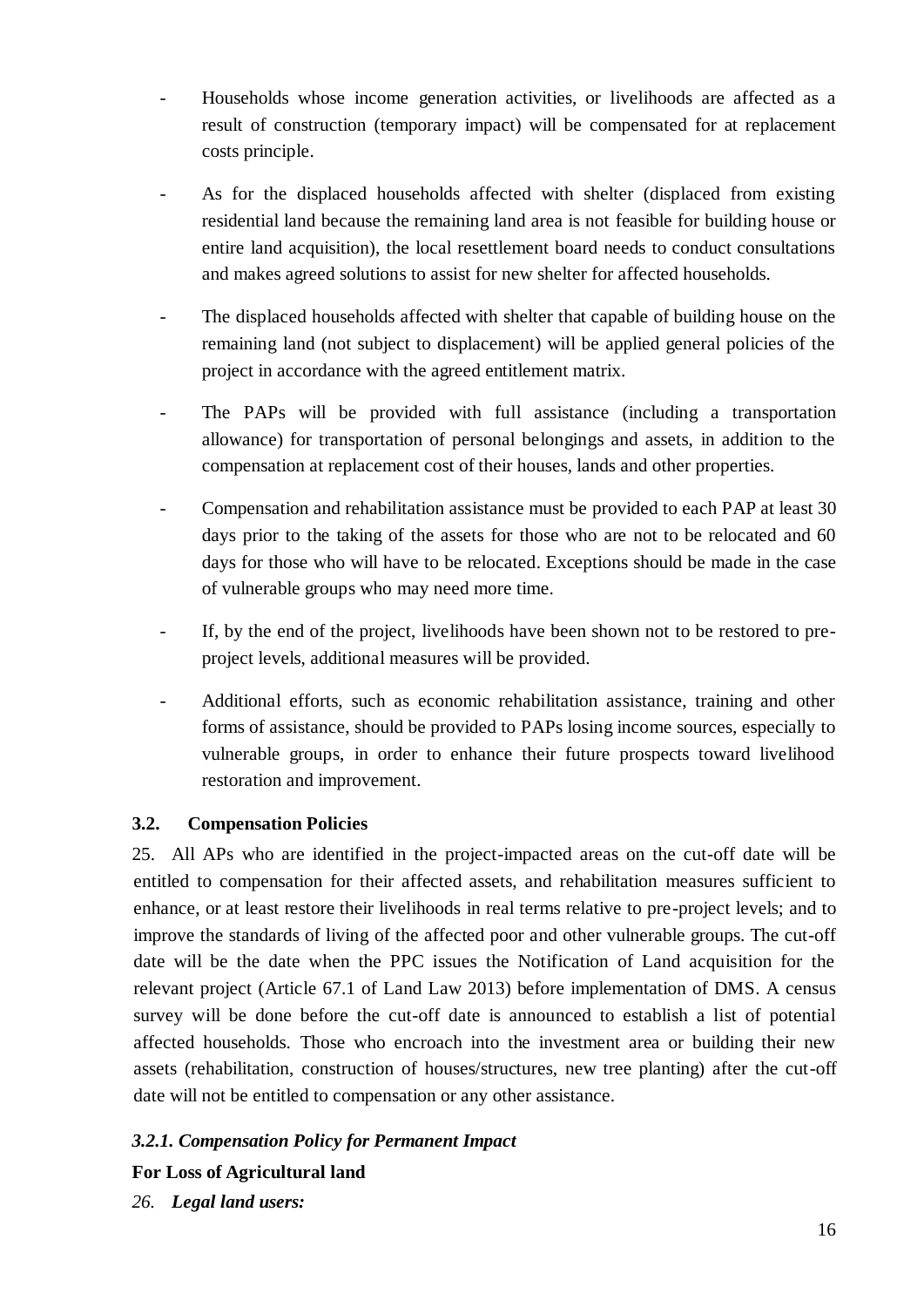- Households whose income generation activities, or livelihoods are affected as a result of construction (temporary impact) will be compensated for at replacement costs principle.
- As for the displaced households affected with shelter (displaced from existing residential land because the remaining land area is not feasible for building house or entire land acquisition), the local resettlement board needs to conduct consultations and makes agreed solutions to assist for new shelter for affected households.
- The displaced households affected with shelter that capable of building house on the remaining land (not subject to displacement) will be applied general policies of the project in accordance with the agreed entitlement matrix.
- The PAPs will be provided with full assistance (including a transportation allowance) for transportation of personal belongings and assets, in addition to the compensation at replacement cost of their houses, lands and other properties.
- Compensation and rehabilitation assistance must be provided to each PAP at least 30 days prior to the taking of the assets for those who are not to be relocated and 60 days for those who will have to be relocated. Exceptions should be made in the case of vulnerable groups who may need more time.
- If, by the end of the project, livelihoods have been shown not to be restored to pre-project levels, additional measures will be provided.
- Additional efforts, such as economic rehabilitation assistance, training and other forms of assistance, should be provided to PAPs losing income sources, especially to vulnerable groups, in order to enhance their future prospects toward livelihood restoration and improvement.

### 3.2. Compensation Policies

25. All APs who are identified in the project-impacted areas on the cut-off date will be entitled to compensation for their affected assets, and rehabilitation measures sufficient to enhance, or at least restore their livelihoods in real terms relative to pre-project levels; and to improve the standards of living of the affected poor and other vulnerable groups. The cut-off date will be the date when the PPC issues the Notification of Land acquisition for the relevant project (Article 67.1 of Land Law 2013) before implementation of DMS. A census survey will be done before the cut-off date is announced to establish a list of potential affected households. Those who encroach into the investment area or building their new assets (rehabilitation, construction of houses/structures, new tree planting) after the cut-off date will not be entitled to compensation or any other assistance.

#### *3.2.1. Compensation Policy for Permanent Impact*

**For Loss of Agricultural land**

*26.* ***Legal land users:***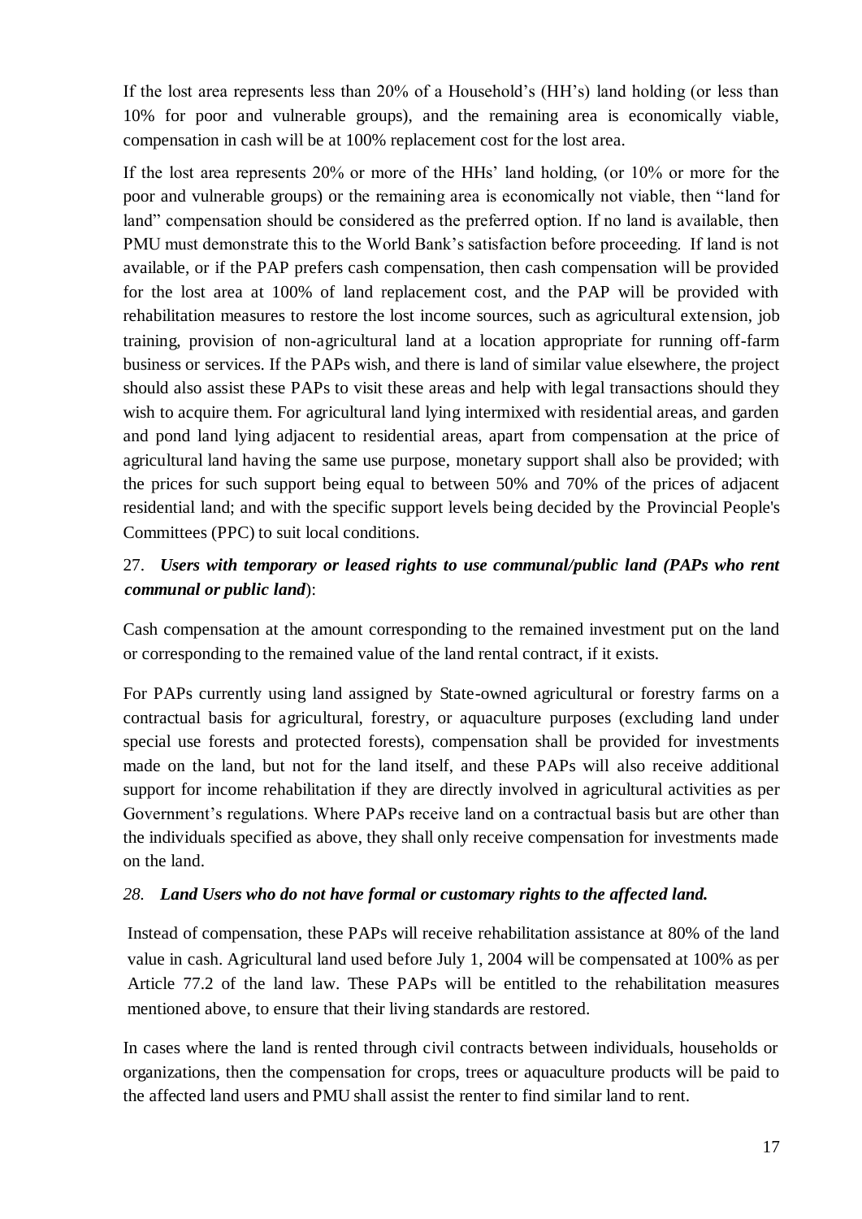If the lost area represents less than 20% of a Household's (HH's) land holding (or less than 10% for poor and vulnerable groups), and the remaining area is economically viable, compensation in cash will be at 100% replacement cost for the lost area.

If the lost area represents 20% or more of the HHs' land holding, (or 10% or more for the poor and vulnerable groups) or the remaining area is economically not viable, then "land for land" compensation should be considered as the preferred option. If no land is available, then PMU must demonstrate this to the World Bank's satisfaction before proceeding. If land is not available, or if the PAP prefers cash compensation, then cash compensation will be provided for the lost area at 100% of land replacement cost, and the PAP will be provided with rehabilitation measures to restore the lost income sources, such as agricultural extension, job training, provision of non-agricultural land at a location appropriate for running off-farm business or services. If the PAPs wish, and there is land of similar value elsewhere, the project should also assist these PAPs to visit these areas and help with legal transactions should they wish to acquire them. For agricultural land lying intermixed with residential areas, and garden and pond land lying adjacent to residential areas, apart from compensation at the price of agricultural land having the same use purpose, monetary support shall also be provided; with the prices for such support being equal to between 50% and 70% of the prices of adjacent residential land; and with the specific support levels being decided by the Provincial People's Committees (PPC) to suit local conditions.

27. ***Users with temporary or leased rights to use communal/public land (PAPs who rent communal or public land***):

Cash compensation at the amount corresponding to the remained investment put on the land or corresponding to the remained value of the land rental contract, if it exists.

For PAPs currently using land assigned by State-owned agricultural or forestry farms on a contractual basis for agricultural, forestry, or aquaculture purposes (excluding land under special use forests and protected forests), compensation shall be provided for investments made on the land, but not for the land itself, and these PAPs will also receive additional support for income rehabilitation if they are directly involved in agricultural activities as per Government's regulations. Where PAPs receive land on a contractual basis but are other than the individuals specified as above, they shall only receive compensation for investments made on the land.

*28.* ***Land Users who do not have formal or customary rights to the affected land.***

Instead of compensation, these PAPs will receive rehabilitation assistance at 80% of the land value in cash. Agricultural land used before July 1, 2004 will be compensated at 100% as per Article 77.2 of the land law. These PAPs will be entitled to the rehabilitation measures mentioned above, to ensure that their living standards are restored.

In cases where the land is rented through civil contracts between individuals, households or organizations, then the compensation for crops, trees or aquaculture products will be paid to the affected land users and PMU shall assist the renter to find similar land to rent.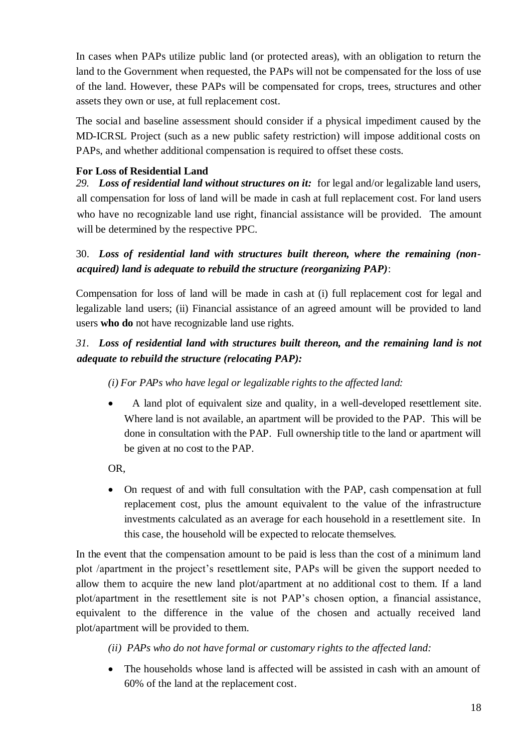In cases when PAPs utilize public land (or protected areas), with an obligation to return the land to the Government when requested, the PAPs will not be compensated for the loss of use of the land. However, these PAPs will be compensated for crops, trees, structures and other assets they own or use, at full replacement cost.

The social and baseline assessment should consider if a physical impediment caused by the MD-ICRSL Project (such as a new public safety restriction) will impose additional costs on PAPs, and whether additional compensation is required to offset these costs.

**For Loss of Residential Land**

*29.* ***Loss of residential land without structures on it:*** for legal and/or legalizable land users, all compensation for loss of land will be made in cash at full replacement cost. For land users who have no recognizable land use right, financial assistance will be provided. The amount will be determined by the respective PPC.

30. ***Loss of residential land with structures built thereon, where the remaining (non-acquired) land is adequate to rebuild the structure (reorganizing PAP)***:

Compensation for loss of land will be made in cash at (i) full replacement cost for legal and legalizable land users; (ii) Financial assistance of an agreed amount will be provided to land users **who do** not have recognizable land use rights.

*31.* ***Loss of residential land with structures built thereon, and the remaining land is not adequate to rebuild the structure (relocating PAP):***

*(i) For PAPs who have legal or legalizable rights to the affected land:*

- A land plot of equivalent size and quality, in a well-developed resettlement site. Where land is not available, an apartment will be provided to the PAP. This will be done in consultation with the PAP. Full ownership title to the land or apartment will be given at no cost to the PAP.

OR,

- On request of and with full consultation with the PAP, cash compensation at full replacement cost, plus the amount equivalent to the value of the infrastructure investments calculated as an average for each household in a resettlement site. In this case, the household will be expected to relocate themselves.

In the event that the compensation amount to be paid is less than the cost of a minimum land plot /apartment in the project's resettlement site, PAPs will be given the support needed to allow them to acquire the new land plot/apartment at no additional cost to them. If a land plot/apartment in the resettlement site is not PAP's chosen option, a financial assistance, equivalent to the difference in the value of the chosen and actually received land plot/apartment will be provided to them.

*(ii) PAPs who do not have formal or customary rights to the affected land:*

- The households whose land is affected will be assisted in cash with an amount of 60% of the land at the replacement cost.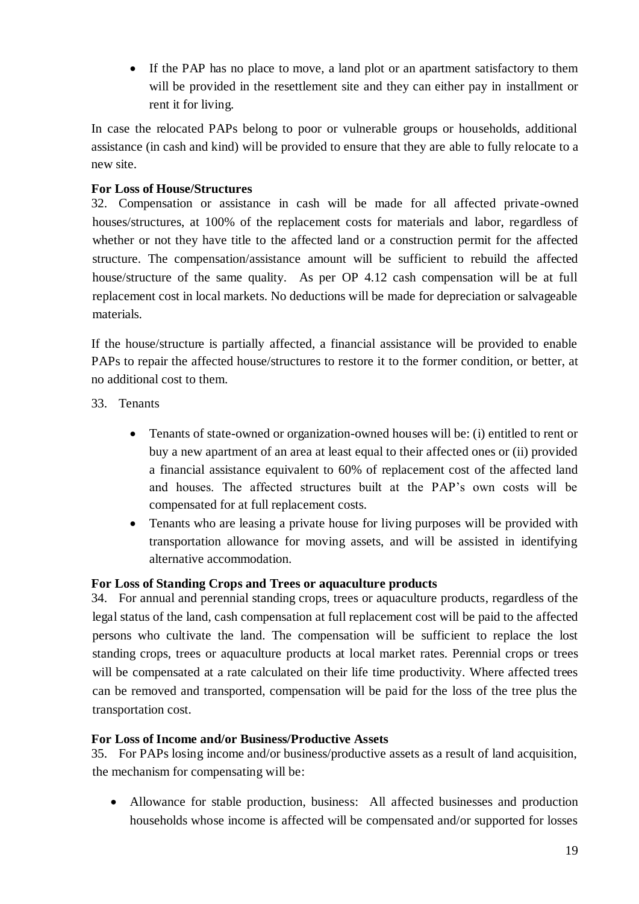- If the PAP has no place to move, a land plot or an apartment satisfactory to them will be provided in the resettlement site and they can either pay in installment or rent it for living.

In case the relocated PAPs belong to poor or vulnerable groups or households, additional assistance (in cash and kind) will be provided to ensure that they are able to fully relocate to a new site.

**For Loss of House/Structures**

32. Compensation or assistance in cash will be made for all affected private-owned houses/structures, at 100% of the replacement costs for materials and labor, regardless of whether or not they have title to the affected land or a construction permit for the affected structure. The compensation/assistance amount will be sufficient to rebuild the affected house/structure of the same quality. As per OP 4.12 cash compensation will be at full replacement cost in local markets. No deductions will be made for depreciation or salvageable materials.

If the house/structure is partially affected, a financial assistance will be provided to enable PAPs to repair the affected house/structures to restore it to the former condition, or better, at no additional cost to them.

33. Tenants

- Tenants of state-owned or organization-owned houses will be: (i) entitled to rent or buy a new apartment of an area at least equal to their affected ones or (ii) provided a financial assistance equivalent to 60% of replacement cost of the affected land and houses. The affected structures built at the PAP's own costs will be compensated for at full replacement costs.
- Tenants who are leasing a private house for living purposes will be provided with transportation allowance for moving assets, and will be assisted in identifying alternative accommodation.

**For Loss of Standing Crops and Trees or aquaculture products**

34. For annual and perennial standing crops, trees or aquaculture products, regardless of the legal status of the land, cash compensation at full replacement cost will be paid to the affected persons who cultivate the land. The compensation will be sufficient to replace the lost standing crops, trees or aquaculture products at local market rates. Perennial crops or trees will be compensated at a rate calculated on their life time productivity. Where affected trees can be removed and transported, compensation will be paid for the loss of the tree plus the transportation cost.

**For Loss of Income and/or Business/Productive Assets**

35. For PAPs losing income and/or business/productive assets as a result of land acquisition, the mechanism for compensating will be:

- Allowance for stable production, business: All affected businesses and production households whose income is affected will be compensated and/or supported for losses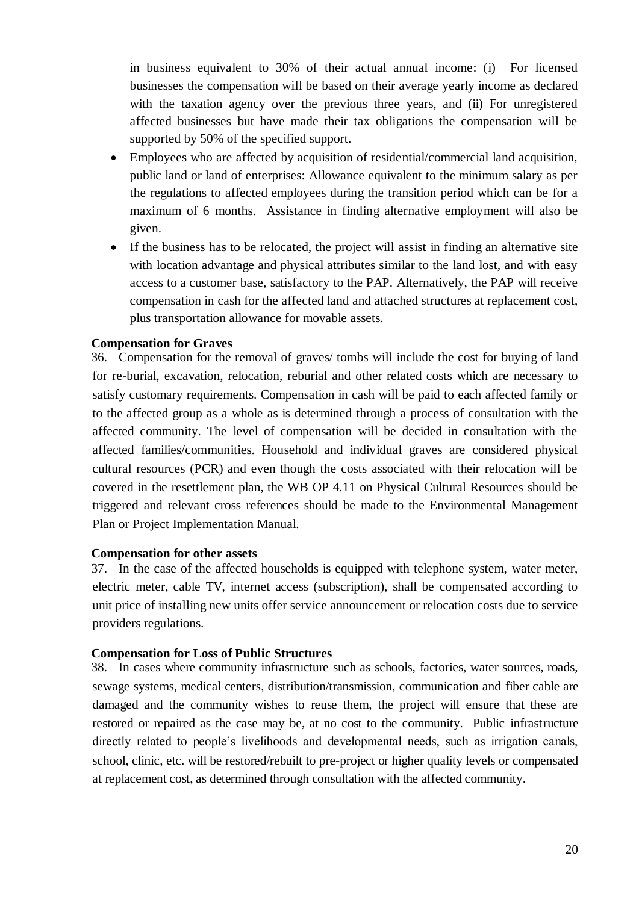in business equivalent to 30% of their actual annual income: (i) For licensed businesses the compensation will be based on their average yearly income as declared with the taxation agency over the previous three years, and (ii) For unregistered affected businesses but have made their tax obligations the compensation will be supported by 50% of the specified support.

- Employees who are affected by acquisition of residential/commercial land acquisition, public land or land of enterprises: Allowance equivalent to the minimum salary as per the regulations to affected employees during the transition period which can be for a maximum of 6 months. Assistance in finding alternative employment will also be given.
- If the business has to be relocated, the project will assist in finding an alternative site with location advantage and physical attributes similar to the land lost, and with easy access to a customer base, satisfactory to the PAP. Alternatively, the PAP will receive compensation in cash for the affected land and attached structures at replacement cost, plus transportation allowance for movable assets.

**Compensation for Graves**

36. Compensation for the removal of graves/ tombs will include the cost for buying of land for re-burial, excavation, relocation, reburial and other related costs which are necessary to satisfy customary requirements. Compensation in cash will be paid to each affected family or to the affected group as a whole as is determined through a process of consultation with the affected community. The level of compensation will be decided in consultation with the affected families/communities. Household and individual graves are considered physical cultural resources (PCR) and even though the costs associated with their relocation will be covered in the resettlement plan, the WB OP 4.11 on Physical Cultural Resources should be triggered and relevant cross references should be made to the Environmental Management Plan or Project Implementation Manual.

**Compensation for other assets**

37. In the case of the affected households is equipped with telephone system, water meter, electric meter, cable TV, internet access (subscription), shall be compensated according to unit price of installing new units offer service announcement or relocation costs due to service providers regulations.

**Compensation for Loss of Public Structures**

38. In cases where community infrastructure such as schools, factories, water sources, roads, sewage systems, medical centers, distribution/transmission, communication and fiber cable are damaged and the community wishes to reuse them, the project will ensure that these are restored or repaired as the case may be, at no cost to the community. Public infrastructure directly related to people's livelihoods and developmental needs, such as irrigation canals, school, clinic, etc. will be restored/rebuilt to pre-project or higher quality levels or compensated at replacement cost, as determined through consultation with the affected community.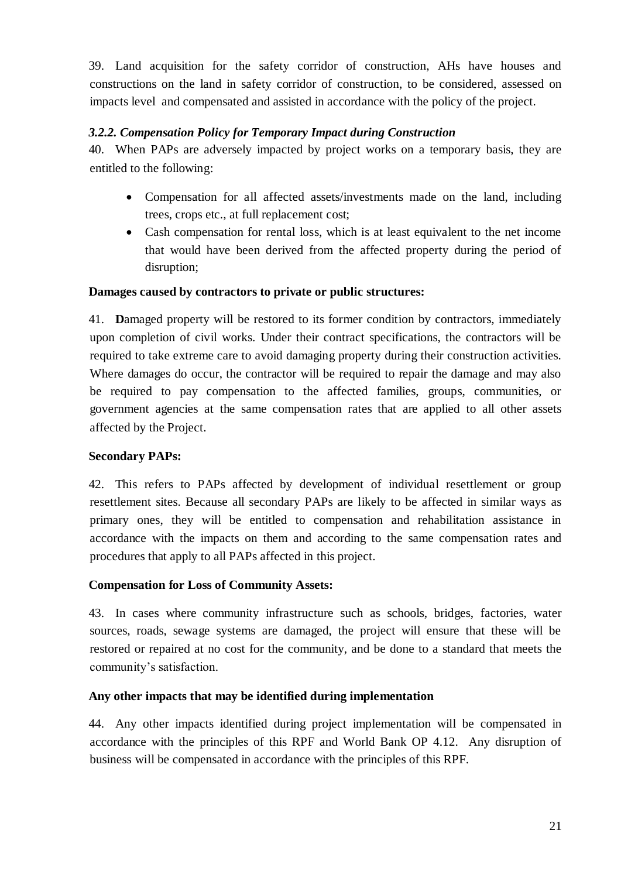39. Land acquisition for the safety corridor of construction, AHs have houses and constructions on the land in safety corridor of construction, to be considered, assessed on impacts level and compensated and assisted in accordance with the policy of the project.

### *3.2.2. Compensation Policy for Temporary Impact during Construction*

40. When PAPs are adversely impacted by project works on a temporary basis, they are entitled to the following:

- Compensation for all affected assets/investments made on the land, including trees, crops etc., at full replacement cost;
- Cash compensation for rental loss, which is at least equivalent to the net income that would have been derived from the affected property during the period of disruption;

**Damages caused by contractors to private or public structures:**

41. **D**amaged property will be restored to its former condition by contractors, immediately upon completion of civil works. Under their contract specifications, the contractors will be required to take extreme care to avoid damaging property during their construction activities. Where damages do occur, the contractor will be required to repair the damage and may also be required to pay compensation to the affected families, groups, communities, or government agencies at the same compensation rates that are applied to all other assets affected by the Project.

**Secondary PAPs:**

42. This refers to PAPs affected by development of individual resettlement or group resettlement sites. Because all secondary PAPs are likely to be affected in similar ways as primary ones, they will be entitled to compensation and rehabilitation assistance in accordance with the impacts on them and according to the same compensation rates and procedures that apply to all PAPs affected in this project.

**Compensation for Loss of Community Assets:**

43. In cases where community infrastructure such as schools, bridges, factories, water sources, roads, sewage systems are damaged, the project will ensure that these will be restored or repaired at no cost for the community, and be done to a standard that meets the community's satisfaction.

**Any other impacts that may be identified during implementation**

44. Any other impacts identified during project implementation will be compensated in accordance with the principles of this RPF and World Bank OP 4.12. Any disruption of business will be compensated in accordance with the principles of this RPF.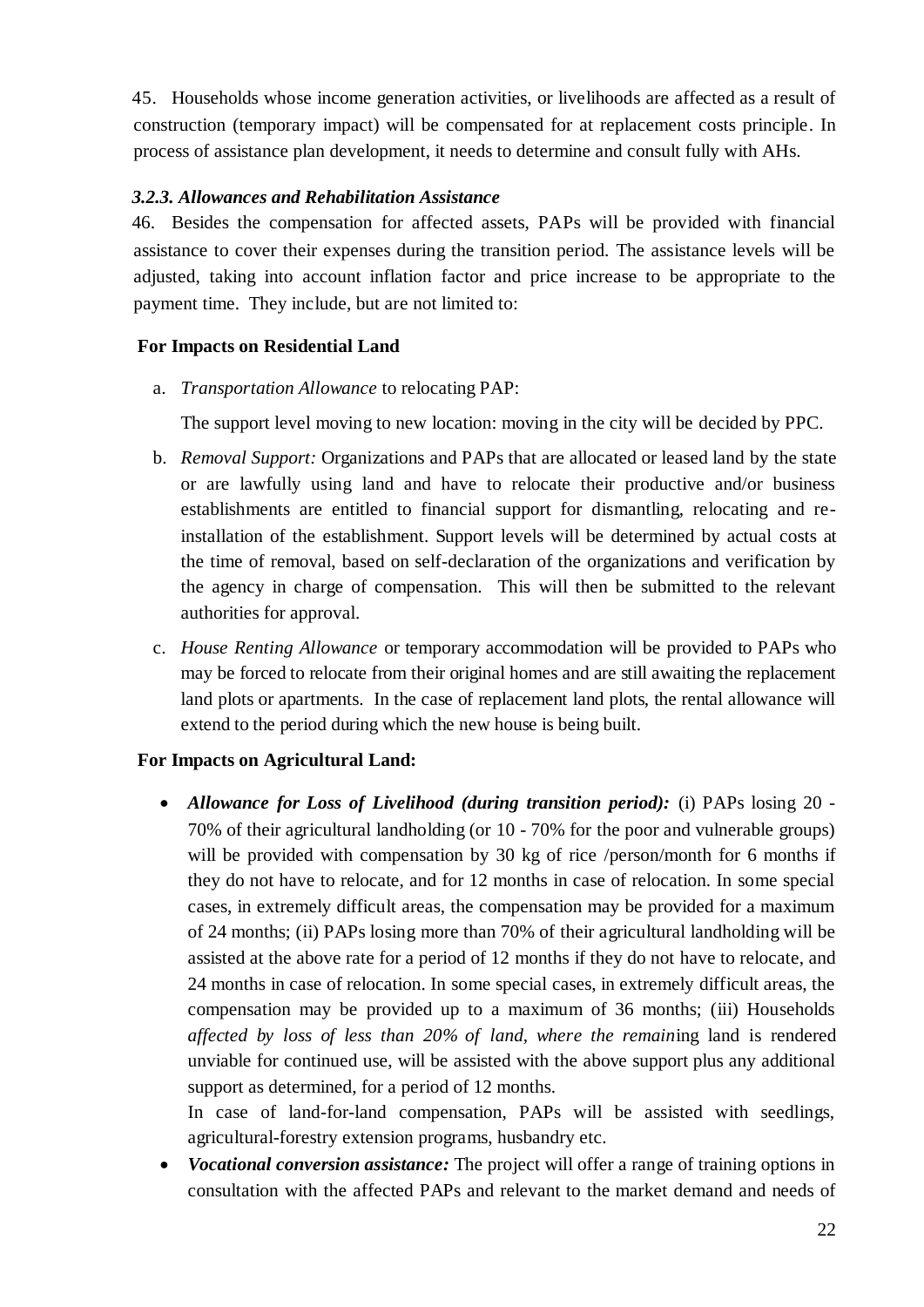45. Households whose income generation activities, or livelihoods are affected as a result of construction (temporary impact) will be compensated for at replacement costs principle. In process of assistance plan development, it needs to determine and consult fully with AHs.

### *3.2.3. Allowances and Rehabilitation Assistance*

46. Besides the compensation for affected assets, PAPs will be provided with financial assistance to cover their expenses during the transition period. The assistance levels will be adjusted, taking into account inflation factor and price increase to be appropriate to the payment time. They include, but are not limited to:

**For Impacts on Residential Land**

a. *Transportation Allowance* to relocating PAP:

   The support level moving to new location: moving in the city will be decided by PPC.

b. *Removal Support:* Organizations and PAPs that are allocated or leased land by the state or are lawfully using land and have to relocate their productive and/or business establishments are entitled to financial support for dismantling, relocating and re-installation of the establishment. Support levels will be determined by actual costs at the time of removal, based on self-declaration of the organizations and verification by the agency in charge of compensation. This will then be submitted to the relevant authorities for approval.

c. *House Renting Allowance* or temporary accommodation will be provided to PAPs who may be forced to relocate from their original homes and are still awaiting the replacement land plots or apartments. In the case of replacement land plots, the rental allowance will extend to the period during which the new house is being built.

**For Impacts on Agricultural Land:**

- ***Allowance for Loss of Livelihood (during transition period):*** (i) PAPs losing 20 - 70% of their agricultural landholding (or 10 - 70% for the poor and vulnerable groups) will be provided with compensation by 30 kg of rice /person/month for 6 months if they do not have to relocate, and for 12 months in case of relocation. In some special cases, in extremely difficult areas, the compensation may be provided for a maximum of 24 months; (ii) PAPs losing more than 70% of their agricultural landholding will be assisted at the above rate for a period of 12 months if they do not have to relocate, and 24 months in case of relocation. In some special cases, in extremely difficult areas, the compensation may be provided up to a maximum of 36 months; (iii) Households *affected by loss of less than 20% of land, where the remain*ing land is rendered unviable for continued use, will be assisted with the above support plus any additional support as determined, for a period of 12 months.

  In case of land-for-land compensation, PAPs will be assisted with seedlings, agricultural-forestry extension programs, husbandry etc.

- ***Vocational conversion assistance:*** The project will offer a range of training options in consultation with the affected PAPs and relevant to the market demand and needs of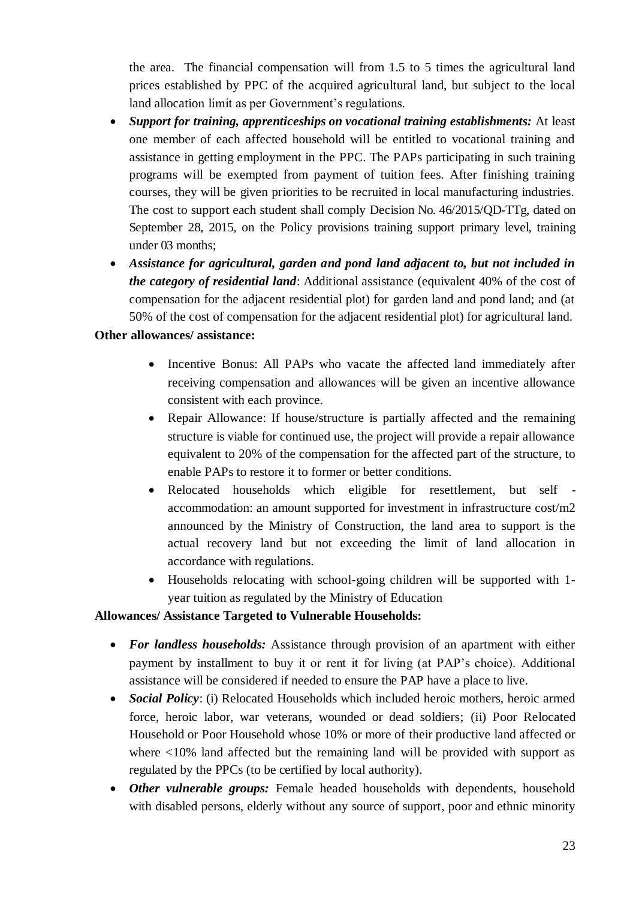the area. The financial compensation will from 1.5 to 5 times the agricultural land prices established by PPC of the acquired agricultural land, but subject to the local land allocation limit as per Government's regulations.

- ***Support for training, apprenticeships on vocational training establishments:*** At least one member of each affected household will be entitled to vocational training and assistance in getting employment in the PPC. The PAPs participating in such training programs will be exempted from payment of tuition fees. After finishing training courses, they will be given priorities to be recruited in local manufacturing industries. The cost to support each student shall comply Decision No. 46/2015/QD-TTg, dated on September 28, 2015, on the Policy provisions training support primary level, training under 03 months;
- ***Assistance for agricultural, garden and pond land adjacent to, but not included in the category of residential land***: Additional assistance (equivalent 40% of the cost of compensation for the adjacent residential plot) for garden land and pond land; and (at 50% of the cost of compensation for the adjacent residential plot) for agricultural land.

**Other allowances/ assistance:**

- Incentive Bonus: All PAPs who vacate the affected land immediately after receiving compensation and allowances will be given an incentive allowance consistent with each province.
- Repair Allowance: If house/structure is partially affected and the remaining structure is viable for continued use, the project will provide a repair allowance equivalent to 20% of the compensation for the affected part of the structure, to enable PAPs to restore it to former or better conditions.
- Relocated households which eligible for resettlement, but self - accommodation: an amount supported for investment in infrastructure cost/m2 announced by the Ministry of Construction, the land area to support is the actual recovery land but not exceeding the limit of land allocation in accordance with regulations.
- Households relocating with school-going children will be supported with 1-year tuition as regulated by the Ministry of Education

**Allowances/ Assistance Targeted to Vulnerable Households:**

- ***For landless households:*** Assistance through provision of an apartment with either payment by installment to buy it or rent it for living (at PAP's choice). Additional assistance will be considered if needed to ensure the PAP have a place to live.
- ***Social Policy***: (i) Relocated Households which included heroic mothers, heroic armed force, heroic labor, war veterans, wounded or dead soldiers; (ii) Poor Relocated Household or Poor Household whose 10% or more of their productive land affected or where <10% land affected but the remaining land will be provided with support as regulated by the PPCs (to be certified by local authority).
- ***Other vulnerable groups:*** Female headed households with dependents, household with disabled persons, elderly without any source of support, poor and ethnic minority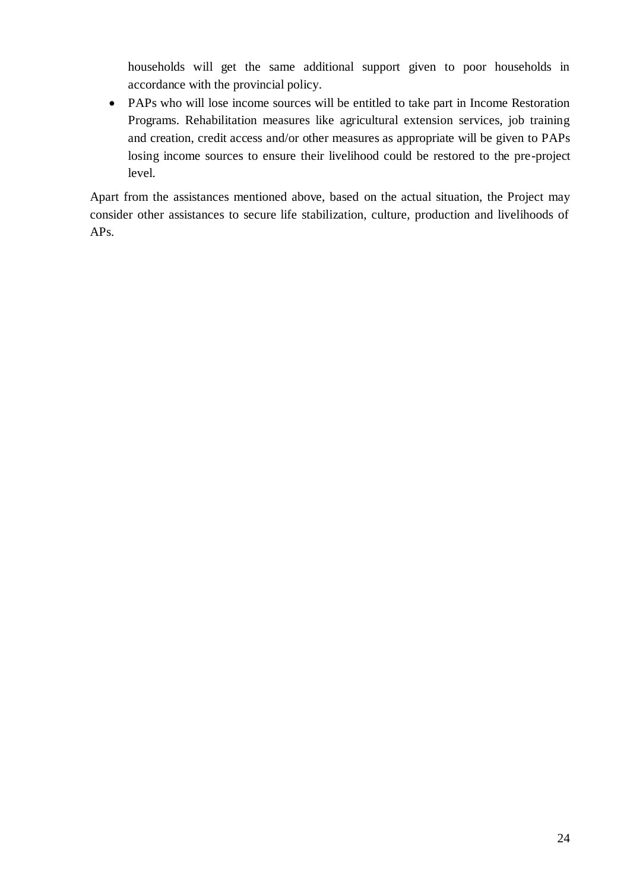households will get the same additional support given to poor households in accordance with the provincial policy.

- PAPs who will lose income sources will be entitled to take part in Income Restoration Programs. Rehabilitation measures like agricultural extension services, job training and creation, credit access and/or other measures as appropriate will be given to PAPs losing income sources to ensure their livelihood could be restored to the pre-project level.

Apart from the assistances mentioned above, based on the actual situation, the Project may consider other assistances to secure life stabilization, culture, production and livelihoods of APs.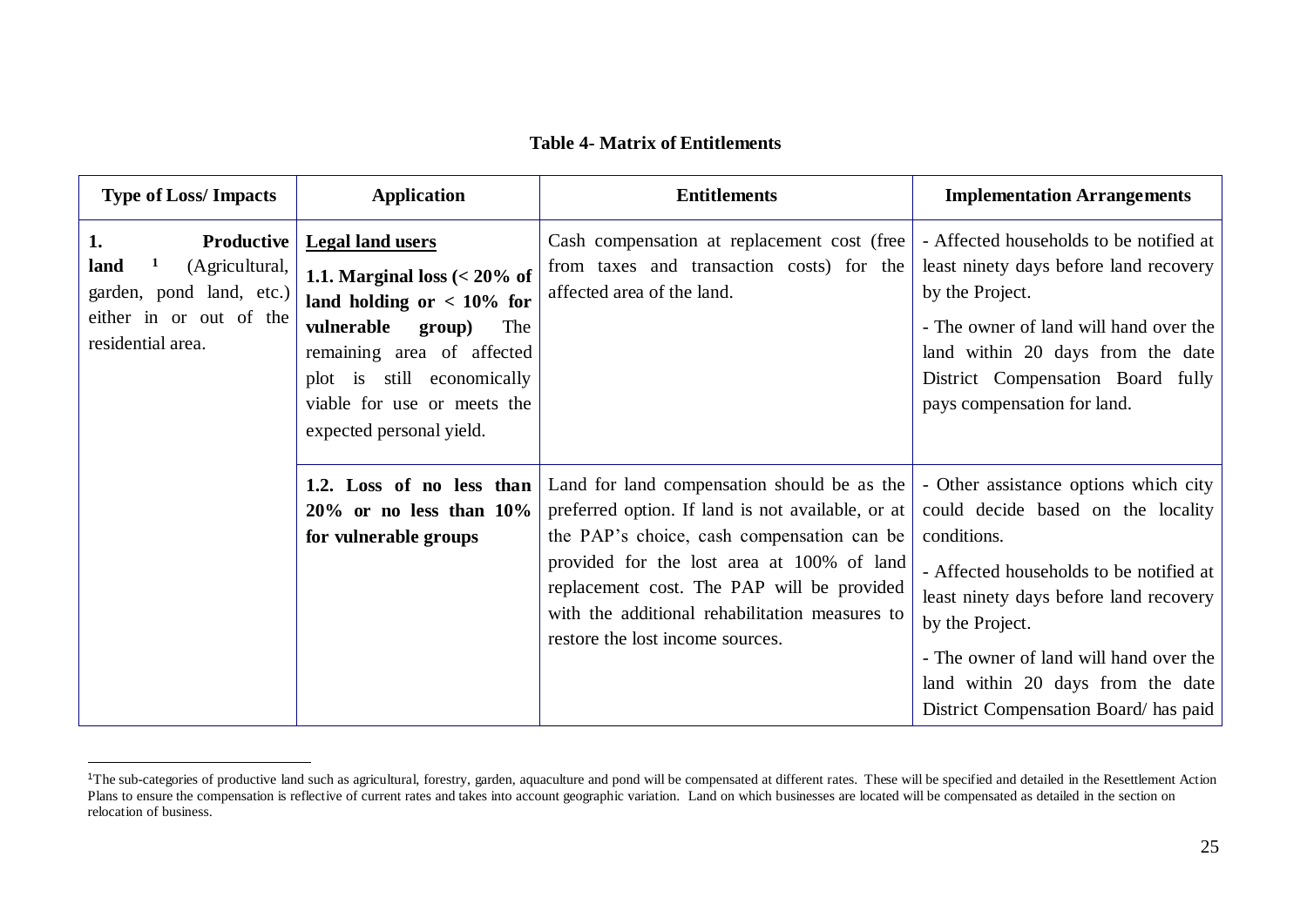**Table 4- Matrix of Entitlements**

| Type of Loss/ Impacts | Application | Entitlements | Implementation Arrangements |
|---|---|---|---|
| **1. Productive land** [1] (Agricultural, garden, pond land, etc.) either in or out of the residential area. | **Legal land users**<br>**1.1. Marginal loss (< 20% of land holding or < 10% for vulnerable group)** The remaining area of affected plot is still economically viable for use or meets the expected personal yield. | Cash compensation at replacement cost (free from taxes and transaction costs) for the affected area of the land. | - Affected households to be notified at least ninety days before land recovery by the Project.<br>- The owner of land will hand over the land within 20 days from the date District Compensation Board fully pays compensation for land. |
| | **1.2. Loss of no less than 20% or no less than 10% for vulnerable groups** | Land for land compensation should be as the preferred option. If land is not available, or at the PAP's choice, cash compensation can be provided for the lost area at 100% of land replacement cost. The PAP will be provided with the additional rehabilitation measures to restore the lost income sources. | - Other assistance options which city could decide based on the locality conditions.<br>- Affected households to be notified at least ninety days before land recovery by the Project.<br>- The owner of land will hand over the land within 20 days from the date District Compensation Board/ has paid |

[1] The sub-categories of productive land such as agricultural, forestry, garden, aquaculture and pond will be compensated at different rates. These will be specified and detailed in the Resettlement Action Plans to ensure the compensation is reflective of current rates and takes into account geographic variation. Land on which businesses are located will be compensated as detailed in the section on relocation of business.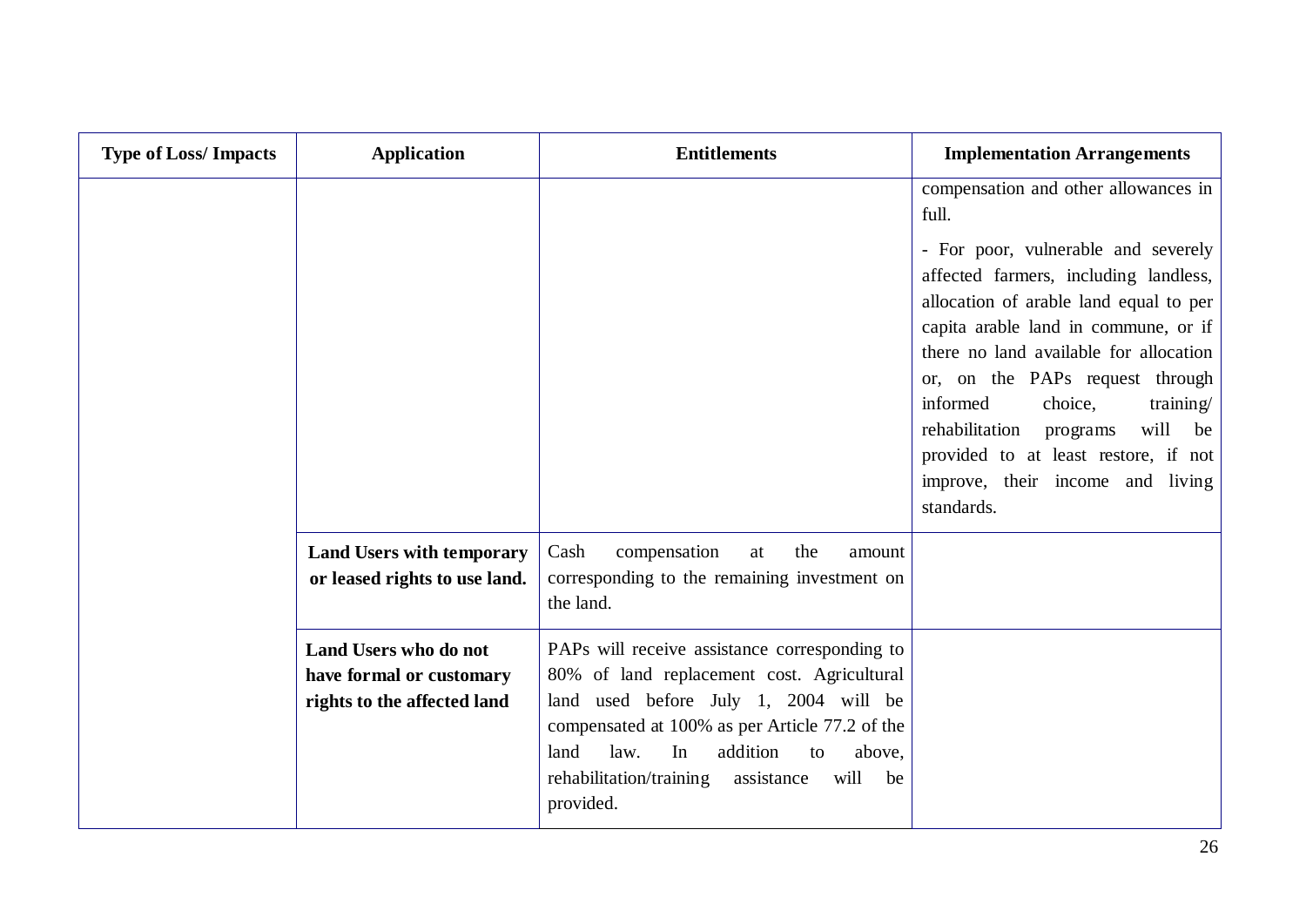| Type of Loss/ Impacts | Application | Entitlements | Implementation Arrangements |
|---|---|---|---|
| | | | compensation and other allowances in full.<br><br>- For poor, vulnerable and severely affected farmers, including landless, allocation of arable land equal to per capita arable land in commune, or if there no land available for allocation or, on the PAPs request through informed choice, training/ rehabilitation programs will be provided to at least restore, if not improve, their income and living standards. |
| | **Land Users with temporary or leased rights to use land.** | Cash compensation at the amount corresponding to the remaining investment on the land. | |
| | **Land Users who do not have formal or customary rights to the affected land** | PAPs will receive assistance corresponding to 80% of land replacement cost. Agricultural land used before July 1, 2004 will be compensated at 100% as per Article 77.2 of the land law. In addition to above, rehabilitation/training assistance will be provided. | |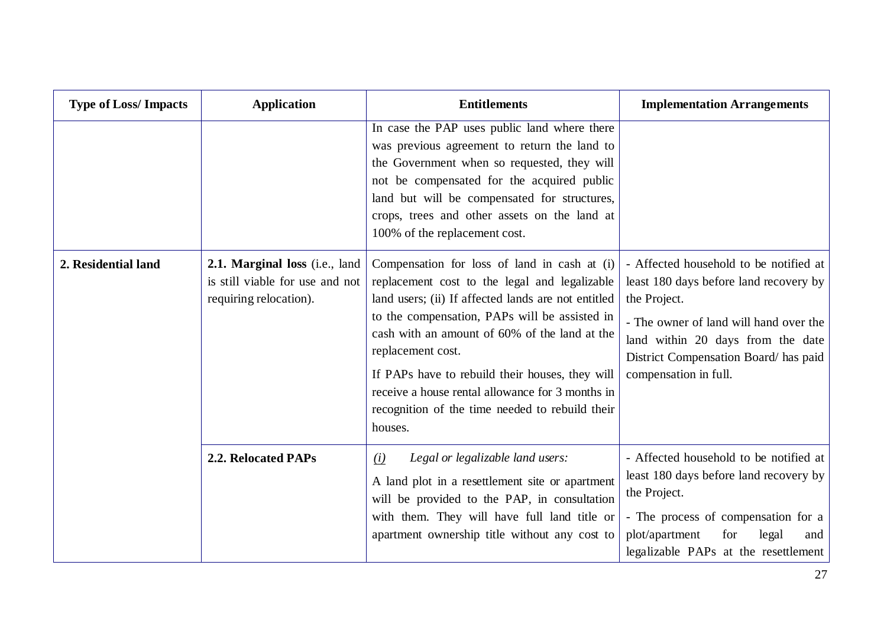| Type of Loss/ Impacts | Application | Entitlements | Implementation Arrangements |
|---|---|---|---|
| | | In case the PAP uses public land where there was previous agreement to return the land to the Government when so requested, they will not be compensated for the acquired public land but will be compensated for structures, crops, trees and other assets on the land at 100% of the replacement cost. | |
| **2. Residential land** | **2.1. Marginal loss** (i.e., land is still viable for use and not requiring relocation). | Compensation for loss of land in cash at (i) replacement cost to the legal and legalizable land users; (ii) If affected lands are not entitled to the compensation, PAPs will be assisted in cash with an amount of 60% of the land at the replacement cost.<br><br>If PAPs have to rebuild their houses, they will receive a house rental allowance for 3 months in recognition of the time needed to rebuild their houses. | - Affected household to be notified at least 180 days before land recovery by the Project.<br><br>- The owner of land will hand over the land within 20 days from the date District Compensation Board/ has paid compensation in full. |
| | **2.2. Relocated PAPs** | *(i) Legal or legalizable land users:*<br><br>A land plot in a resettlement site or apartment will be provided to the PAP, in consultation with them. They will have full land title or apartment ownership title without any cost to | - Affected household to be notified at least 180 days before land recovery by the Project.<br><br>- The process of compensation for a plot/apartment for legal and legalizable PAPs at the resettlement |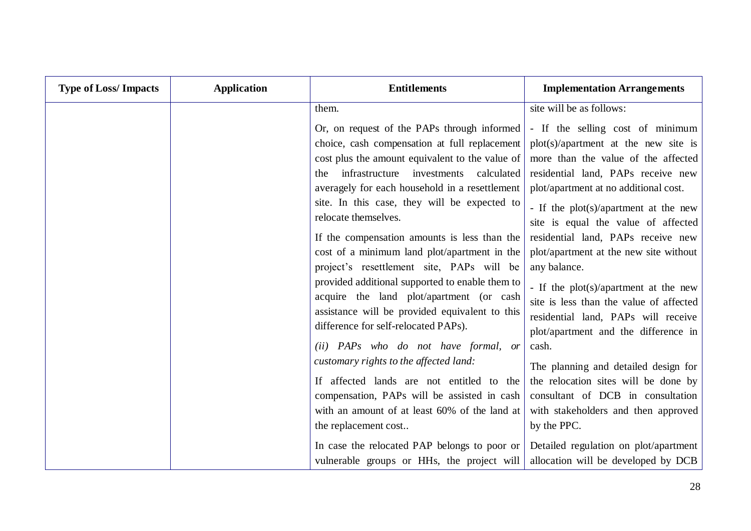| Type of Loss/ Impacts | Application | Entitlements | Implementation Arrangements |
|---|---|---|---|
| | | them.<br><br>Or, on request of the PAPs through informed choice, cash compensation at full replacement cost plus the amount equivalent to the value of the infrastructure investments calculated averagely for each household in a resettlement site. In this case, they will be expected to relocate themselves.<br><br>If the compensation amounts is less than the cost of a minimum land plot/apartment in the project's resettlement site, PAPs will be provided additional supported to enable them to acquire the land plot/apartment (or cash assistance will be provided equivalent to this difference for self-relocated PAPs).<br><br>*(ii) PAPs who do not have formal, or customary rights to the affected land:*<br><br>If affected lands are not entitled to the compensation, PAPs will be assisted in cash with an amount of at least 60% of the land at the replacement cost..<br><br>In case the relocated PAP belongs to poor or vulnerable groups or HHs, the project will | site will be as follows:<br><br>- If the selling cost of minimum plot(s)/apartment at the new site is more than the value of the affected residential land, PAPs receive new plot/apartment at no additional cost.<br><br>- If the plot(s)/apartment at the new site is equal the value of affected residential land, PAPs receive new plot/apartment at the new site without any balance.<br><br>- If the plot(s)/apartment at the new site is less than the value of affected residential land, PAPs will receive plot/apartment and the difference in cash.<br><br>The planning and detailed design for the relocation sites will be done by consultant of DCB in consultation with stakeholders and then approved by the PPC.<br><br>Detailed regulation on plot/apartment allocation will be developed by DCB |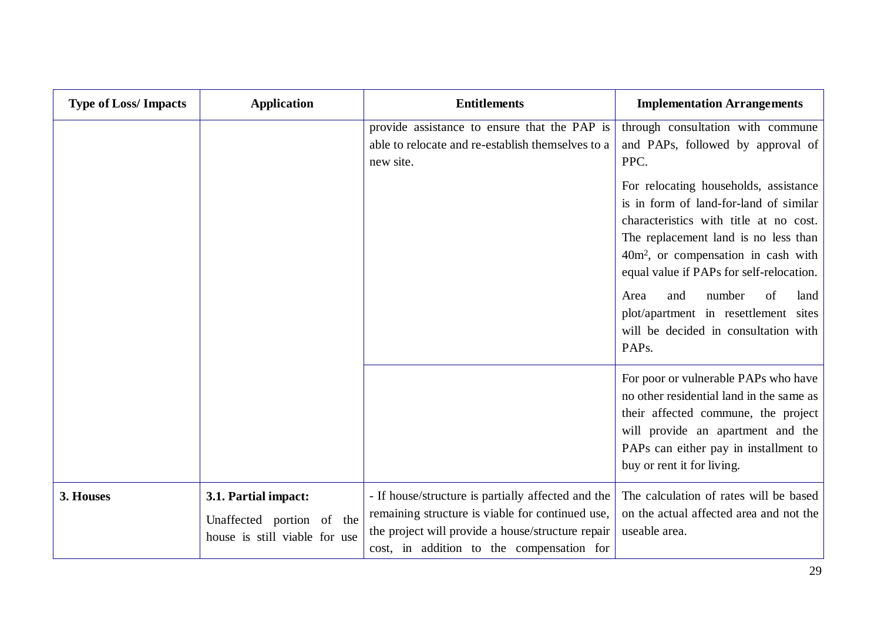| Type of Loss/ Impacts | Application | Entitlements | Implementation Arrangements |
|---|---|---|---|
| | | provide assistance to ensure that the PAP is able to relocate and re-establish themselves to a new site. | through consultation with commune and PAPs, followed by approval of PPC.<br><br>For relocating households, assistance is in form of land-for-land of similar characteristics with title at no cost. The replacement land is no less than $40m^2$, or compensation in cash with equal value if PAPs for self-relocation.<br><br>Area and number of land plot/apartment in resettlement sites will be decided in consultation with PAPs. |
| | | | For poor or vulnerable PAPs who have no other residential land in the same as their affected commune, the project will provide an apartment and the PAPs can either pay in installment to buy or rent it for living. |
| **3. Houses** | **3.1. Partial impact:**<br><br>Unaffected portion of the house is still viable for use | - If house/structure is partially affected and the remaining structure is viable for continued use, the project will provide a house/structure repair cost, in addition to the compensation for | The calculation of rates will be based on the actual affected area and not the useable area. |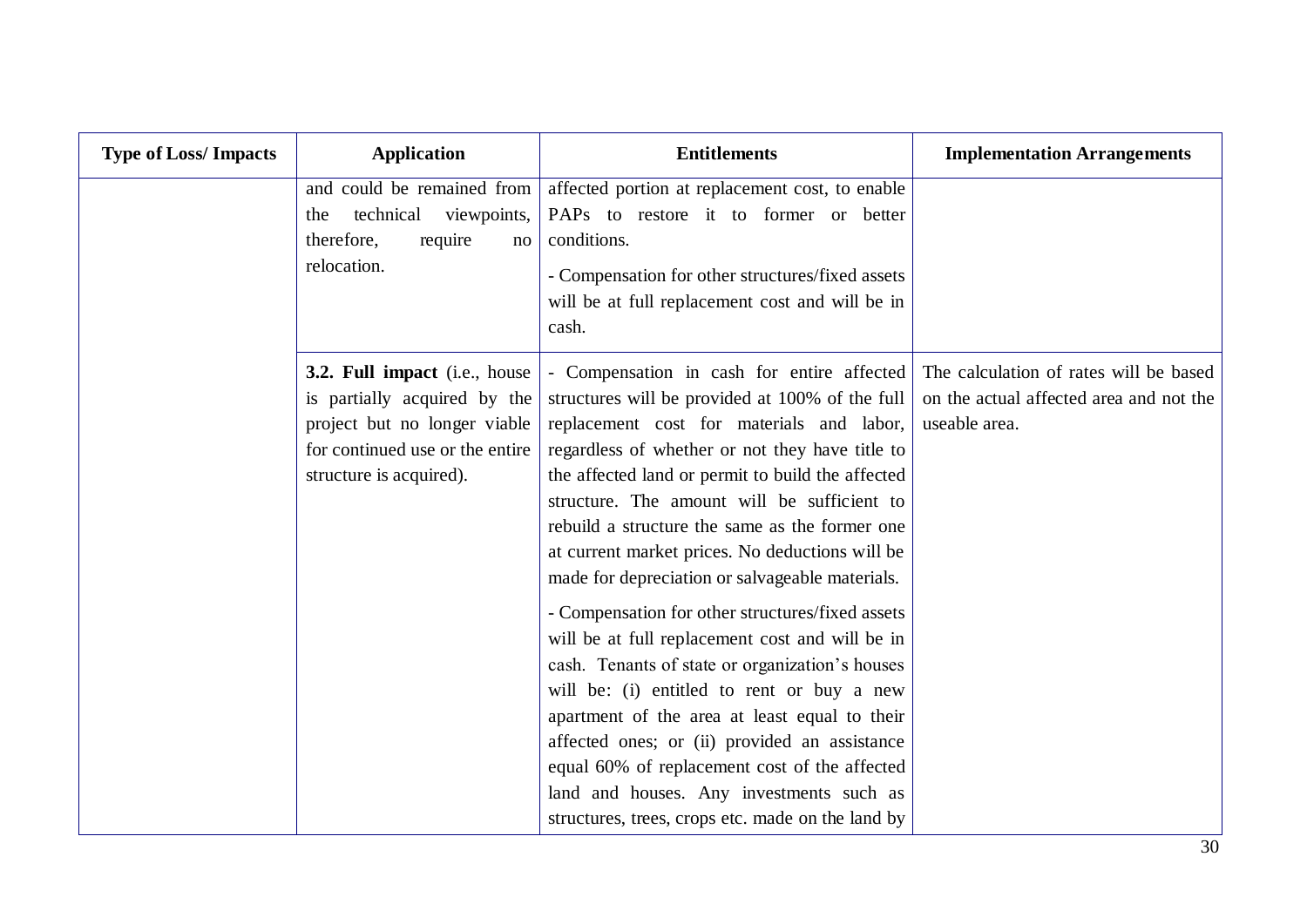| Type of Loss/ Impacts | Application | Entitlements | Implementation Arrangements |
|---|---|---|---|
| | and could be remained from the technical viewpoints, therefore, require no relocation. | affected portion at replacement cost, to enable PAPs to restore it to former or better conditions.<br><br>- Compensation for other structures/fixed assets will be at full replacement cost and will be in cash. | |
| | **3.2. Full impact** (i.e., house is partially acquired by the project but no longer viable for continued use or the entire structure is acquired). | - Compensation in cash for entire affected structures will be provided at 100% of the full replacement cost for materials and labor, regardless of whether or not they have title to the affected land or permit to build the affected structure. The amount will be sufficient to rebuild a structure the same as the former one at current market prices. No deductions will be made for depreciation or salvageable materials.<br><br>- Compensation for other structures/fixed assets will be at full replacement cost and will be in cash. Tenants of state or organization's houses will be: (i) entitled to rent or buy a new apartment of the area at least equal to their affected ones; or (ii) provided an assistance equal 60% of replacement cost of the affected land and houses. Any investments such as structures, trees, crops etc. made on the land by | The calculation of rates will be based on the actual affected area and not the useable area. |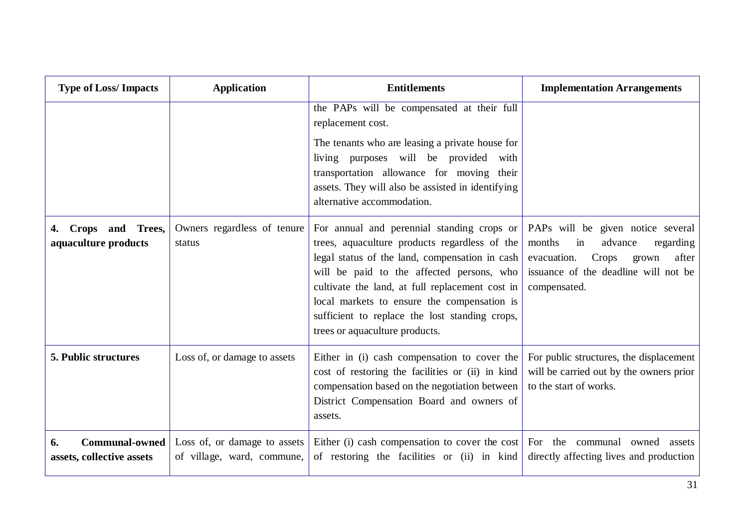| Type of Loss/ Impacts | Application | Entitlements | Implementation Arrangements |
|---|---|---|---|
| | | the PAPs will be compensated at their full replacement cost.<br><br>The tenants who are leasing a private house for living purposes will be provided with transportation allowance for moving their assets. They will also be assisted in identifying alternative accommodation. | |
| **4. Crops and Trees, aquaculture products** | Owners regardless of tenure status | For annual and perennial standing crops or trees, aquaculture products regardless of the legal status of the land, compensation in cash will be paid to the affected persons, who cultivate the land, at full replacement cost in local markets to ensure the compensation is sufficient to replace the lost standing crops, trees or aquaculture products. | PAPs will be given notice several months in advance regarding evacuation. Crops grown after issuance of the deadline will not be compensated. |
| **5. Public structures** | Loss of, or damage to assets | Either in (i) cash compensation to cover the cost of restoring the facilities or (ii) in kind compensation based on the negotiation between District Compensation Board and owners of assets. | For public structures, the displacement will be carried out by the owners prior to the start of works. |
| **6. Communal-owned assets, collective assets** | Loss of, or damage to assets of village, ward, commune, | Either (i) cash compensation to cover the cost of restoring the facilities or (ii) in kind | For the communal owned assets directly affecting lives and production |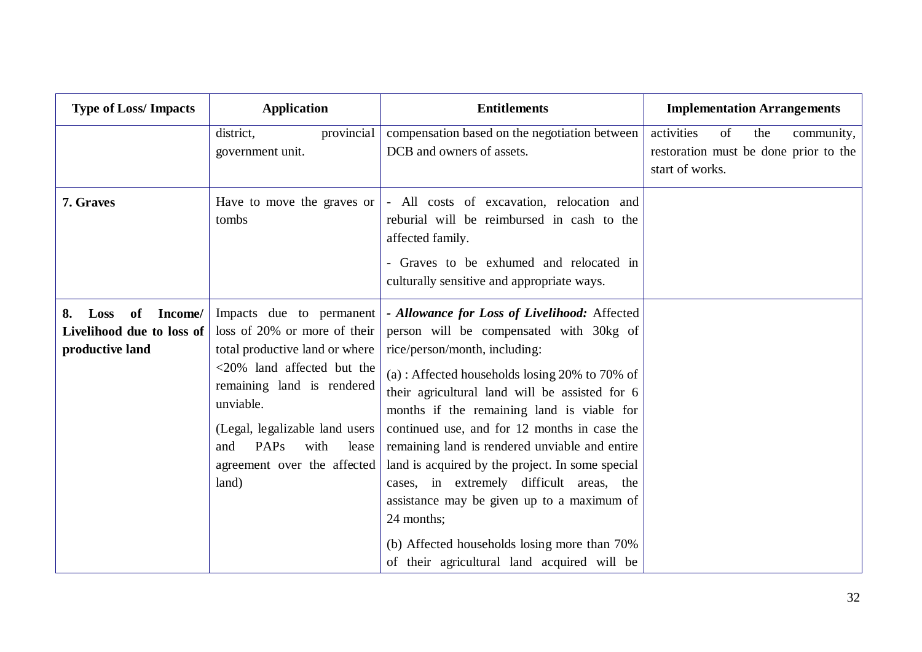| Type of Loss/ Impacts | Application | Entitlements | Implementation Arrangements |
|---|---|---|---|
| | district, provincial government unit. | compensation based on the negotiation between DCB and owners of assets. | activities of the community, restoration must be done prior to the start of works. |
| **7. Graves** | Have to move the graves or tombs | - All costs of excavation, relocation and reburial will be reimbursed in cash to the affected family.<br>- Graves to be exhumed and relocated in culturally sensitive and appropriate ways. | |
| **8. Loss of Income/ Livelihood due to loss of productive land** | Impacts due to permanent loss of 20% or more of their total productive land or where <20% land affected but the remaining land is rendered unviable.<br>(Legal, legalizable land users and PAPs with lease agreement over the affected land) | ***- Allowance for Loss of Livelihood:*** Affected person will be compensated with 30kg of rice/person/month, including:<br>(a) : Affected households losing 20% to 70% of their agricultural land will be assisted for 6 months if the remaining land is viable for continued use, and for 12 months in case the remaining land is rendered unviable and entire land is acquired by the project. In some special cases, in extremely difficult areas, the assistance may be given up to a maximum of 24 months;<br>(b) Affected households losing more than 70% of their agricultural land acquired will be | |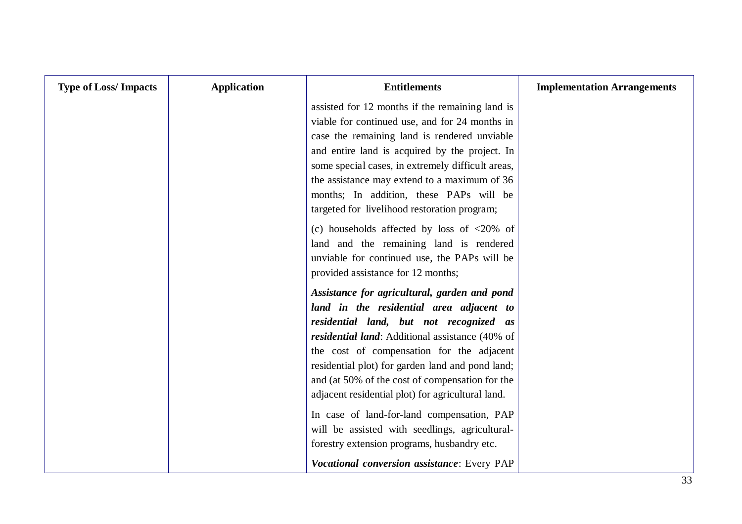| Type of Loss/ Impacts | Application | Entitlements | Implementation Arrangements |
|---|---|---|---|
| | | assisted for 12 months if the remaining land is viable for continued use, and for 24 months in case the remaining land is rendered unviable and entire land is acquired by the project. In some special cases, in extremely difficult areas, the assistance may extend to a maximum of 36 months; In addition, these PAPs will be targeted for livelihood restoration program;<br><br>(c) households affected by loss of <20% of land and the remaining land is rendered unviable for continued use, the PAPs will be provided assistance for 12 months;<br><br>***Assistance for agricultural, garden and pond land in the residential area adjacent to residential land, but not recognized as residential land***: Additional assistance (40% of the cost of compensation for the adjacent residential plot) for garden land and pond land; and (at 50% of the cost of compensation for the adjacent residential plot) for agricultural land.<br><br>In case of land-for-land compensation, PAP will be assisted with seedlings, agricultural-forestry extension programs, husbandry etc.<br><br>***Vocational conversion assistance***: Every PAP | |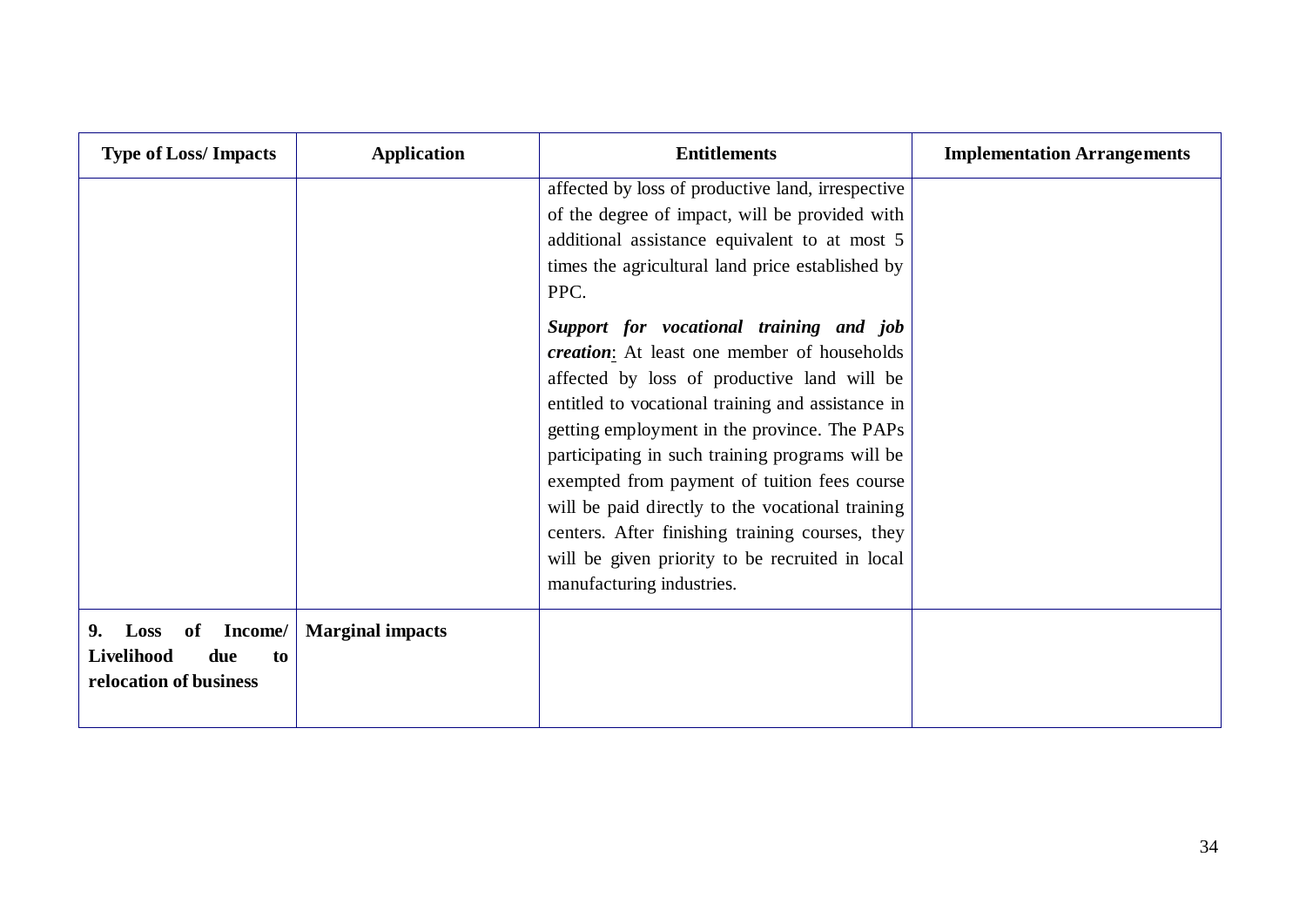| Type of Loss/ Impacts | Application | Entitlements | Implementation Arrangements |
|---|---|---|---|
| | | affected by loss of productive land, irrespective of the degree of impact, will be provided with additional assistance equivalent to at most 5 times the agricultural land price established by PPC.<br><br>***Support for vocational training and job creation***: At least one member of households affected by loss of productive land will be entitled to vocational training and assistance in getting employment in the province. The PAPs participating in such training programs will be exempted from payment of tuition fees course will be paid directly to the vocational training centers. After finishing training courses, they will be given priority to be recruited in local manufacturing industries. | |
| **9. Loss of Income/ Livelihood due to relocation of business** | **Marginal impacts** | | |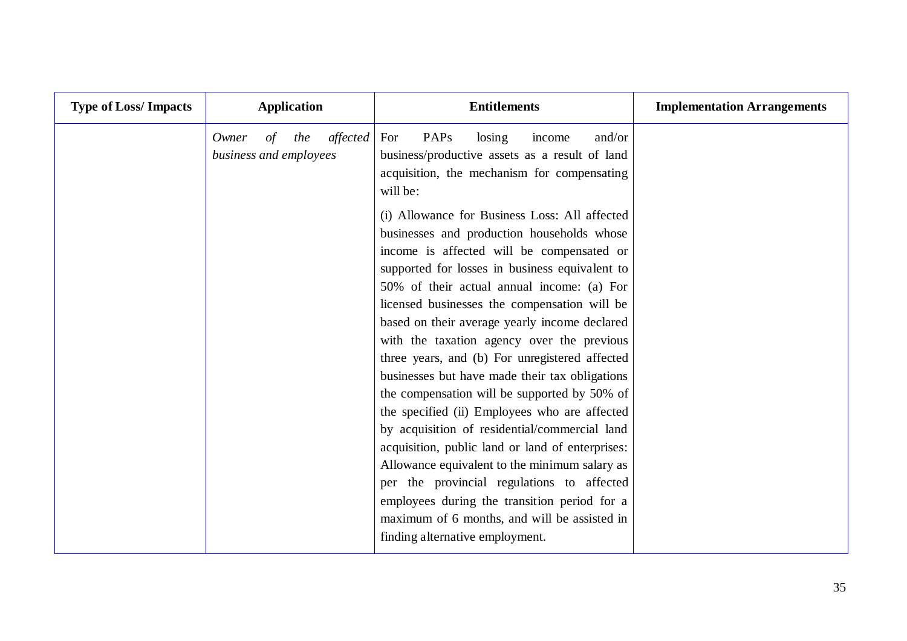| Type of Loss/ Impacts | Application | Entitlements | Implementation Arrangements |
|---|---|---|---|
| | *Owner of the affected business and employees* | For PAPs losing income and/or business/productive assets as a result of land acquisition, the mechanism for compensating will be:<br><br>(i) Allowance for Business Loss: All affected businesses and production households whose income is affected will be compensated or supported for losses in business equivalent to 50% of their actual annual income: (a) For licensed businesses the compensation will be based on their average yearly income declared with the taxation agency over the previous three years, and (b) For unregistered affected businesses but have made their tax obligations the compensation will be supported by 50% of the specified (ii) Employees who are affected by acquisition of residential/commercial land acquisition, public land or land of enterprises: Allowance equivalent to the minimum salary as per the provincial regulations to affected employees during the transition period for a maximum of 6 months, and will be assisted in finding alternative employment. | |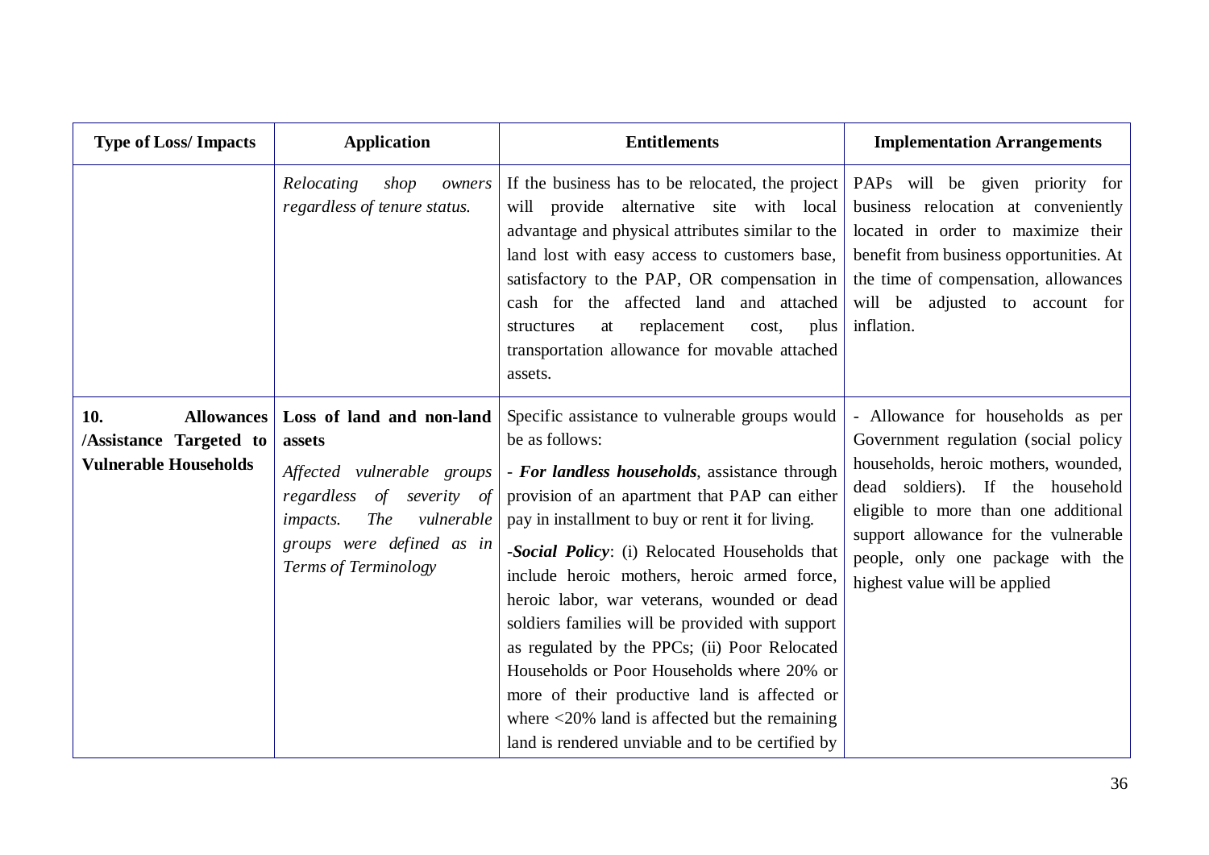| Type of Loss/ Impacts | Application | Entitlements | Implementation Arrangements |
|---|---|---|---|
| | *Relocating shop owners regardless of tenure status.* | If the business has to be relocated, the project will provide alternative site with local advantage and physical attributes similar to the land lost with easy access to customers base, satisfactory to the PAP, OR compensation in cash for the affected land and attached structures at replacement cost, plus transportation allowance for movable attached assets. | PAPs will be given priority for business relocation at conveniently located in order to maximize their benefit from business opportunities. At the time of compensation, allowances will be adjusted to account for inflation. |
| **10. Allowances /Assistance Targeted to Vulnerable Households** | **Loss of land and non-land assets**<br><br>*Affected vulnerable groups regardless of severity of impacts. The vulnerable groups were defined as in Terms of Terminology* | Specific assistance to vulnerable groups would be as follows:<br><br>- ***For landless households***, assistance through provision of an apartment that PAP can either pay in installment to buy or rent it for living.<br><br>-***Social Policy***: (i) Relocated Households that include heroic mothers, heroic armed force, heroic labor, war veterans, wounded or dead soldiers families will be provided with support as regulated by the PPCs; (ii) Poor Relocated Households or Poor Households where 20% or more of their productive land is affected or where <20% land is affected but the remaining land is rendered unviable and to be certified by | - Allowance for households as per Government regulation (social policy households, heroic mothers, wounded, dead soldiers). If the household eligible to more than one additional support allowance for the vulnerable people, only one package with the highest value will be applied |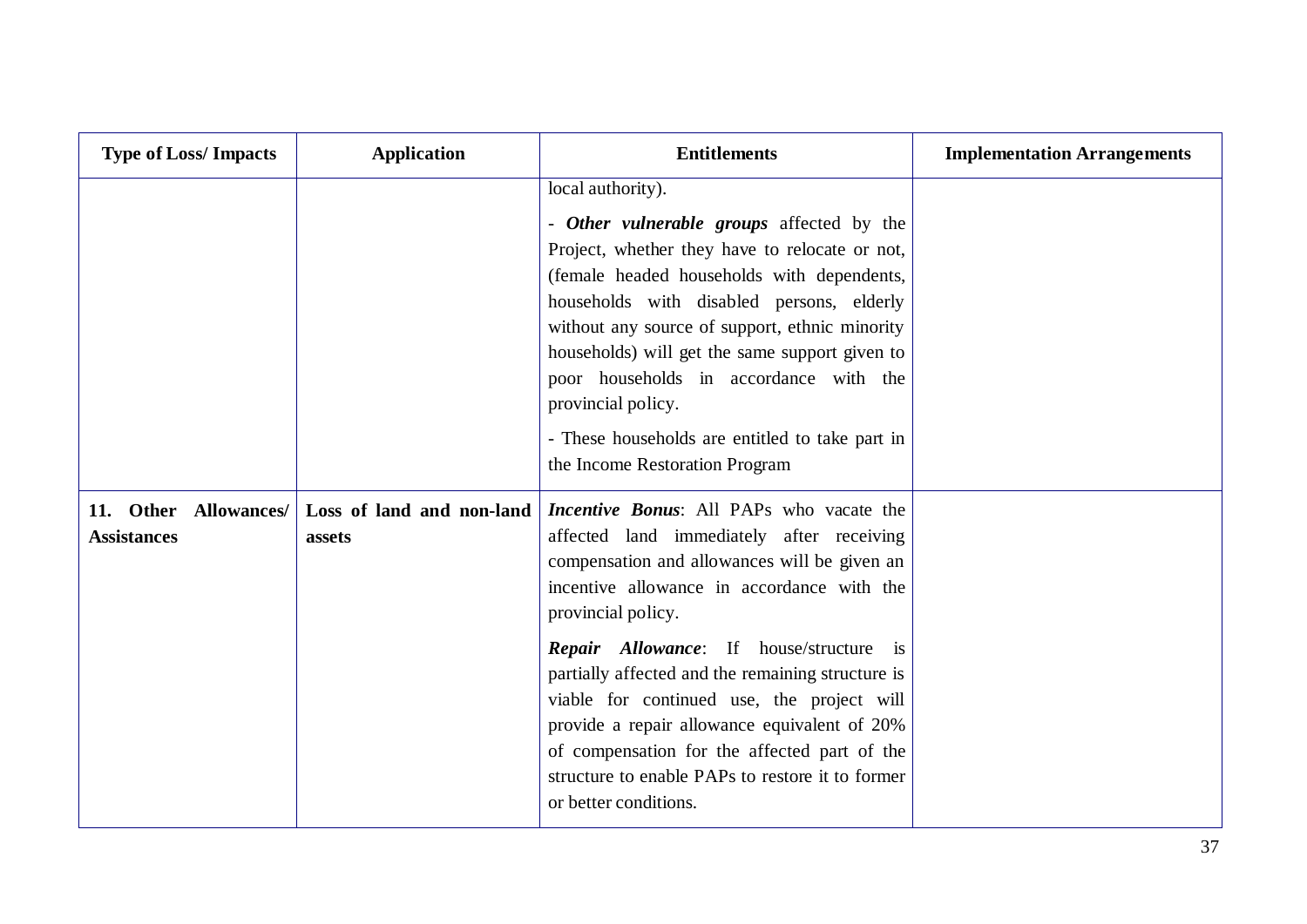| Type of Loss/ Impacts | Application | Entitlements | Implementation Arrangements |
|---|---|---|---|
| | | local authority).<br><br>- ***Other vulnerable groups*** affected by the Project, whether they have to relocate or not, (female headed households with dependents, households with disabled persons, elderly without any source of support, ethnic minority households) will get the same support given to poor households in accordance with the provincial policy.<br><br>- These households are entitled to take part in the Income Restoration Program | |
| **11. Other Allowances/ Assistances** | **Loss of land and non-land assets** | ***Incentive Bonus***: All PAPs who vacate the affected land immediately after receiving compensation and allowances will be given an incentive allowance in accordance with the provincial policy.<br><br>***Repair Allowance***: If house/structure is partially affected and the remaining structure is viable for continued use, the project will provide a repair allowance equivalent of 20% of compensation for the affected part of the structure to enable PAPs to restore it to former or better conditions. | |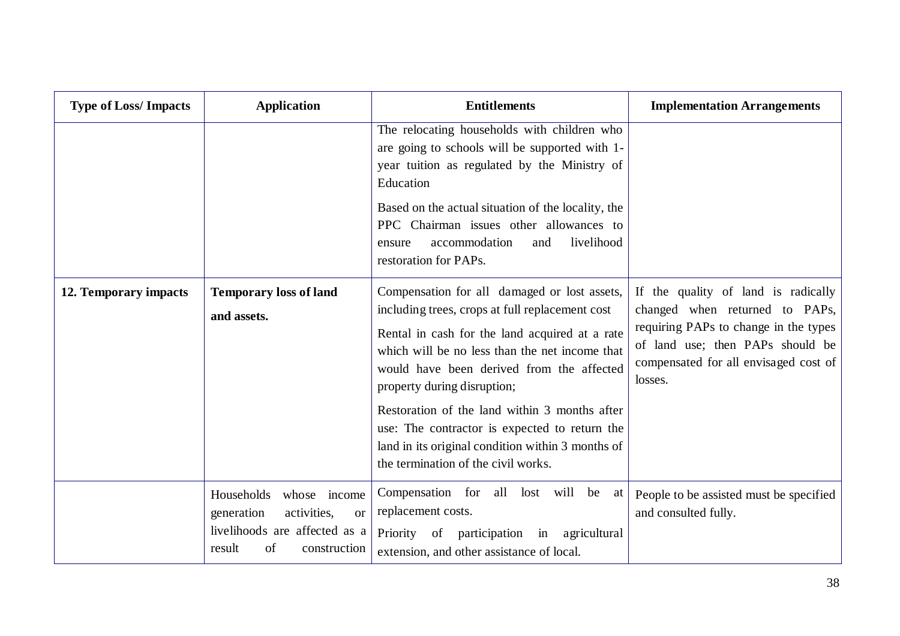| Type of Loss/ Impacts | Application | Entitlements | Implementation Arrangements |
|---|---|---|---|
| | | The relocating households with children who are going to schools will be supported with 1-year tuition as regulated by the Ministry of Education<br><br>Based on the actual situation of the locality, the PPC Chairman issues other allowances to ensure accommodation and livelihood restoration for PAPs. | |
| **12. Temporary impacts** | **Temporary loss of land and assets.** | Compensation for all damaged or lost assets, including trees, crops at full replacement cost<br><br>Rental in cash for the land acquired at a rate which will be no less than the net income that would have been derived from the affected property during disruption;<br><br>Restoration of the land within 3 months after use: The contractor is expected to return the land in its original condition within 3 months of the termination of the civil works. | If the quality of land is radically changed when returned to PAPs, requiring PAPs to change in the types of land use; then PAPs should be compensated for all envisaged cost of losses. |
| | Households whose income generation activities, or livelihoods are affected as a result of construction | Compensation for all lost will be at replacement costs.<br><br>Priority of participation in agricultural extension, and other assistance of local. | People to be assisted must be specified and consulted fully. |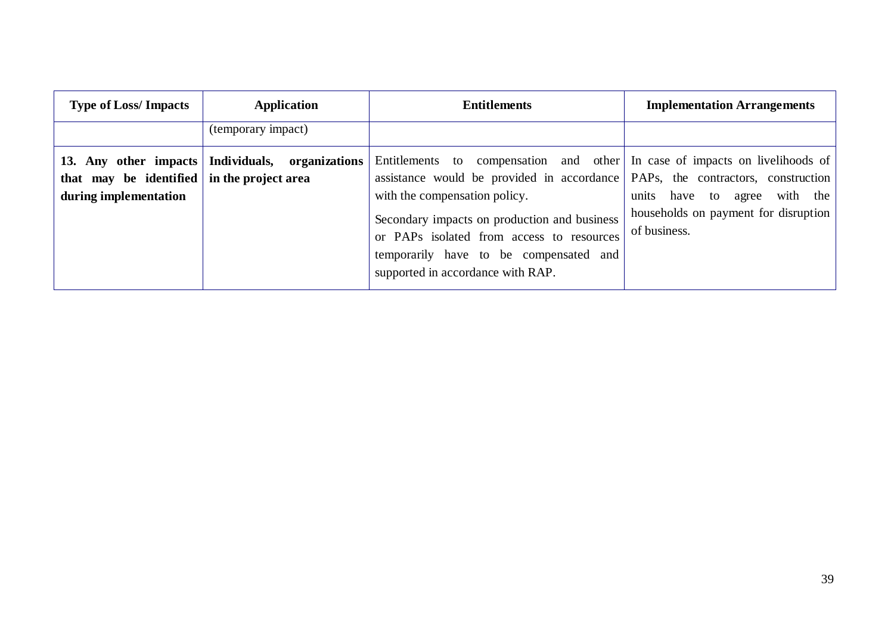| Type of Loss/ Impacts | Application | Entitlements | Implementation Arrangements |
|---|---|---|---|
| | (temporary impact) | | |
| **13. Any other impacts that may be identified during implementation** | **Individuals, organizations in the project area** | Entitlements to compensation and other assistance would be provided in accordance with the compensation policy.<br><br>Secondary impacts on production and business or PAPs isolated from access to resources temporarily have to be compensated and supported in accordance with RAP. | In case of impacts on livelihoods of PAPs, the contractors, construction units have to agree with the households on payment for disruption of business. |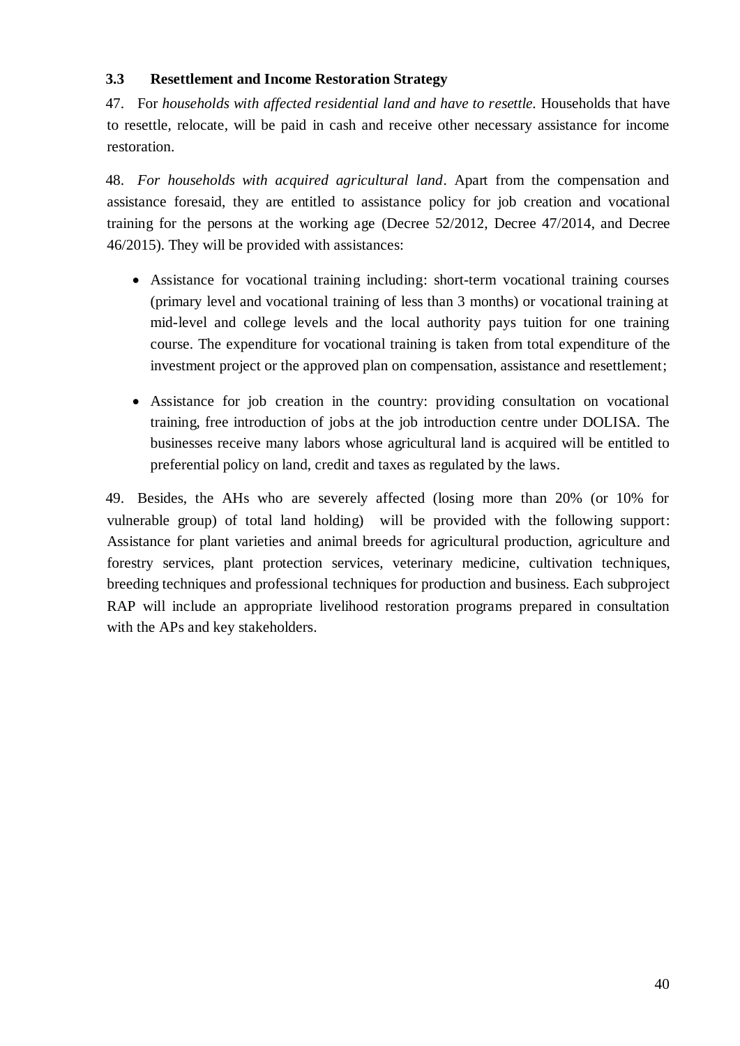### 3.3 Resettlement and Income Restoration Strategy

47. For *households with affected residential land and have to resettle.* Households that have to resettle, relocate, will be paid in cash and receive other necessary assistance for income restoration.

48. *For households with acquired agricultural land*. Apart from the compensation and assistance foresaid, they are entitled to assistance policy for job creation and vocational training for the persons at the working age (Decree 52/2012, Decree 47/2014, and Decree 46/2015). They will be provided with assistances:

- Assistance for vocational training including: short-term vocational training courses (primary level and vocational training of less than 3 months) or vocational training at mid-level and college levels and the local authority pays tuition for one training course. The expenditure for vocational training is taken from total expenditure of the investment project or the approved plan on compensation, assistance and resettlement;

- Assistance for job creation in the country: providing consultation on vocational training, free introduction of jobs at the job introduction centre under DOLISA. The businesses receive many labors whose agricultural land is acquired will be entitled to preferential policy on land, credit and taxes as regulated by the laws.

49. Besides, the AHs who are severely affected (losing more than 20% (or 10% for vulnerable group) of total land holding) will be provided with the following support: Assistance for plant varieties and animal breeds for agricultural production, agriculture and forestry services, plant protection services, veterinary medicine, cultivation techniques, breeding techniques and professional techniques for production and business. Each subproject RAP will include an appropriate livelihood restoration programs prepared in consultation with the APs and key stakeholders.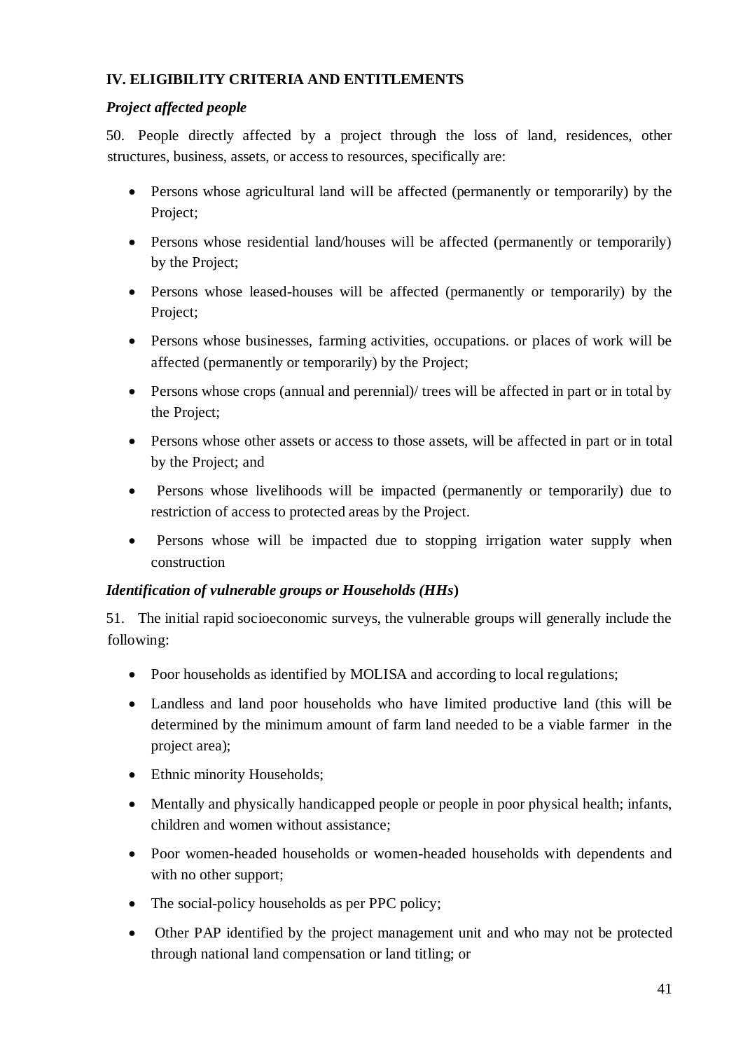## IV. ELIGIBILITY CRITERIA AND ENTITLEMENTS

### *Project affected people*

50. People directly affected by a project through the loss of land, residences, other structures, business, assets, or access to resources, specifically are:

- Persons whose agricultural land will be affected (permanently or temporarily) by the Project;
- Persons whose residential land/houses will be affected (permanently or temporarily) by the Project;
- Persons whose leased-houses will be affected (permanently or temporarily) by the Project;
- Persons whose businesses, farming activities, occupations. or places of work will be affected (permanently or temporarily) by the Project;
- Persons whose crops (annual and perennial)/ trees will be affected in part or in total by the Project;
- Persons whose other assets or access to those assets, will be affected in part or in total by the Project; and
- Persons whose livelihoods will be impacted (permanently or temporarily) due to restriction of access to protected areas by the Project.
- Persons whose will be impacted due to stopping irrigation water supply when construction

### *Identification of vulnerable groups or Households (HHs)*

51. The initial rapid socioeconomic surveys, the vulnerable groups will generally include the following:

- Poor households as identified by MOLISA and according to local regulations;
- Landless and land poor households who have limited productive land (this will be determined by the minimum amount of farm land needed to be a viable farmer in the project area);
- Ethnic minority Households;
- Mentally and physically handicapped people or people in poor physical health; infants, children and women without assistance;
- Poor women-headed households or women-headed households with dependents and with no other support;
- The social-policy households as per PPC policy;
- Other PAP identified by the project management unit and who may not be protected through national land compensation or land titling; or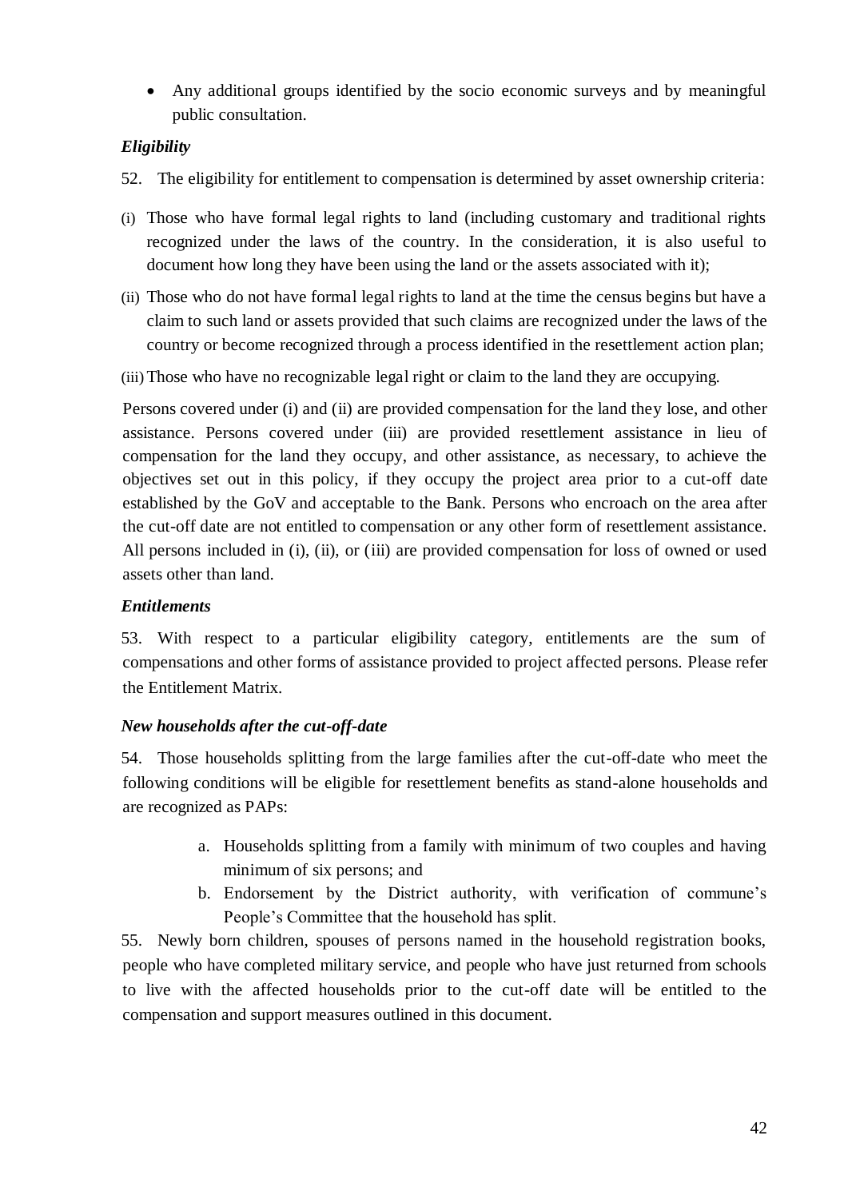- Any additional groups identified by the socio economic surveys and by meaningful public consultation.

### *Eligibility*

52. The eligibility for entitlement to compensation is determined by asset ownership criteria:

(i) Those who have formal legal rights to land (including customary and traditional rights recognized under the laws of the country. In the consideration, it is also useful to document how long they have been using the land or the assets associated with it);

(ii) Those who do not have formal legal rights to land at the time the census begins but have a claim to such land or assets provided that such claims are recognized under the laws of the country or become recognized through a process identified in the resettlement action plan;

(iii) Those who have no recognizable legal right or claim to the land they are occupying.

Persons covered under (i) and (ii) are provided compensation for the land they lose, and other assistance. Persons covered under (iii) are provided resettlement assistance in lieu of compensation for the land they occupy, and other assistance, as necessary, to achieve the objectives set out in this policy, if they occupy the project area prior to a cut-off date established by the GoV and acceptable to the Bank. Persons who encroach on the area after the cut-off date are not entitled to compensation or any other form of resettlement assistance. All persons included in (i), (ii), or (iii) are provided compensation for loss of owned or used assets other than land.

### *Entitlements*

53. With respect to a particular eligibility category, entitlements are the sum of compensations and other forms of assistance provided to project affected persons. Please refer the Entitlement Matrix.

### *New households after the cut-off-date*

54. Those households splitting from the large families after the cut-off-date who meet the following conditions will be eligible for resettlement benefits as stand-alone households and are recognized as PAPs:

a. Households splitting from a family with minimum of two couples and having minimum of six persons; and
b. Endorsement by the District authority, with verification of commune's People's Committee that the household has split.

55. Newly born children, spouses of persons named in the household registration books, people who have completed military service, and people who have just returned from schools to live with the affected households prior to the cut-off date will be entitled to the compensation and support measures outlined in this document.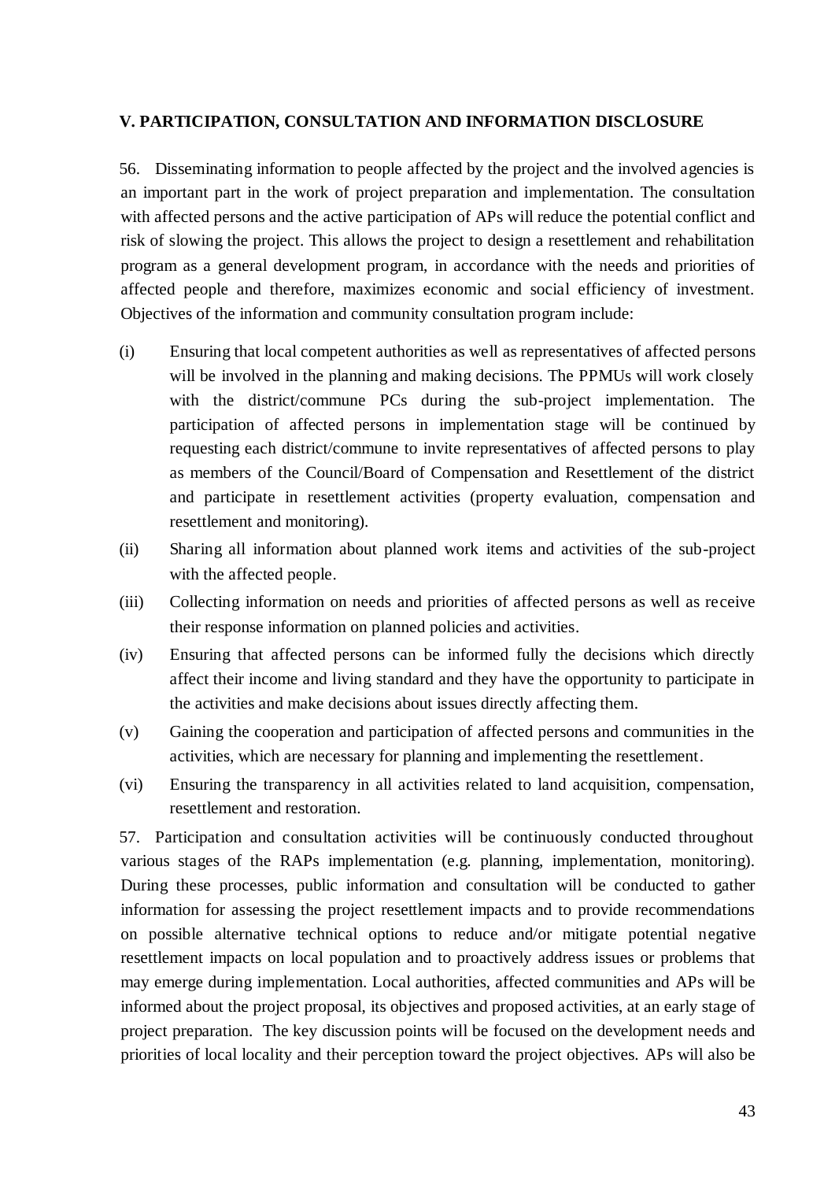## V. PARTICIPATION, CONSULTATION AND INFORMATION DISCLOSURE

56. Disseminating information to people affected by the project and the involved agencies is an important part in the work of project preparation and implementation. The consultation with affected persons and the active participation of APs will reduce the potential conflict and risk of slowing the project. This allows the project to design a resettlement and rehabilitation program as a general development program, in accordance with the needs and priorities of affected people and therefore, maximizes economic and social efficiency of investment. Objectives of the information and community consultation program include:

(i) Ensuring that local competent authorities as well as representatives of affected persons will be involved in the planning and making decisions. The PPMUs will work closely with the district/commune PCs during the sub-project implementation. The participation of affected persons in implementation stage will be continued by requesting each district/commune to invite representatives of affected persons to play as members of the Council/Board of Compensation and Resettlement of the district and participate in resettlement activities (property evaluation, compensation and resettlement and monitoring).

(ii) Sharing all information about planned work items and activities of the sub-project with the affected people.

(iii) Collecting information on needs and priorities of affected persons as well as receive their response information on planned policies and activities.

(iv) Ensuring that affected persons can be informed fully the decisions which directly affect their income and living standard and they have the opportunity to participate in the activities and make decisions about issues directly affecting them.

(v) Gaining the cooperation and participation of affected persons and communities in the activities, which are necessary for planning and implementing the resettlement.

(vi) Ensuring the transparency in all activities related to land acquisition, compensation, resettlement and restoration.

57. Participation and consultation activities will be continuously conducted throughout various stages of the RAPs implementation (e.g. planning, implementation, monitoring). During these processes, public information and consultation will be conducted to gather information for assessing the project resettlement impacts and to provide recommendations on possible alternative technical options to reduce and/or mitigate potential negative resettlement impacts on local population and to proactively address issues or problems that may emerge during implementation. Local authorities, affected communities and APs will be informed about the project proposal, its objectives and proposed activities, at an early stage of project preparation. The key discussion points will be focused on the development needs and priorities of local locality and their perception toward the project objectives. APs will also be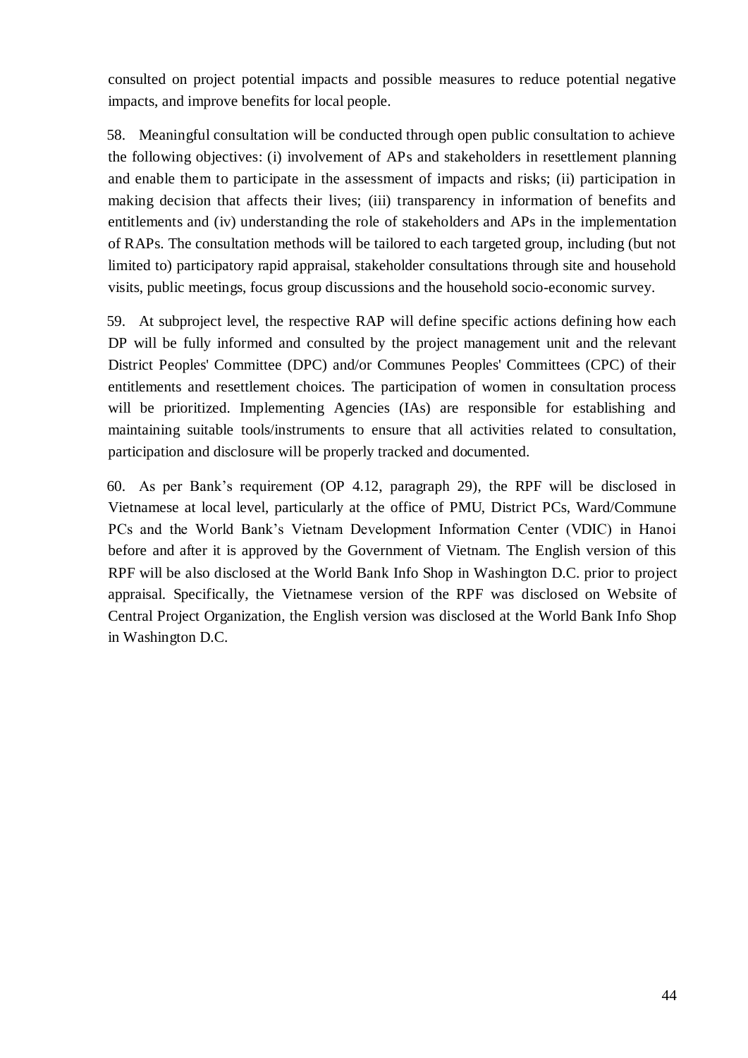consulted on project potential impacts and possible measures to reduce potential negative impacts, and improve benefits for local people.

58. Meaningful consultation will be conducted through open public consultation to achieve the following objectives: (i) involvement of APs and stakeholders in resettlement planning and enable them to participate in the assessment of impacts and risks; (ii) participation in making decision that affects their lives; (iii) transparency in information of benefits and entitlements and (iv) understanding the role of stakeholders and APs in the implementation of RAPs. The consultation methods will be tailored to each targeted group, including (but not limited to) participatory rapid appraisal, stakeholder consultations through site and household visits, public meetings, focus group discussions and the household socio-economic survey.

59. At subproject level, the respective RAP will define specific actions defining how each DP will be fully informed and consulted by the project management unit and the relevant District Peoples' Committee (DPC) and/or Communes Peoples' Committees (CPC) of their entitlements and resettlement choices. The participation of women in consultation process will be prioritized. Implementing Agencies (IAs) are responsible for establishing and maintaining suitable tools/instruments to ensure that all activities related to consultation, participation and disclosure will be properly tracked and documented.

60. As per Bank's requirement (OP 4.12, paragraph 29), the RPF will be disclosed in Vietnamese at local level, particularly at the office of PMU, District PCs, Ward/Commune PCs and the World Bank's Vietnam Development Information Center (VDIC) in Hanoi before and after it is approved by the Government of Vietnam. The English version of this RPF will be also disclosed at the World Bank Info Shop in Washington D.C. prior to project appraisal. Specifically, the Vietnamese version of the RPF was disclosed on Website of Central Project Organization, the English version was disclosed at the World Bank Info Shop in Washington D.C.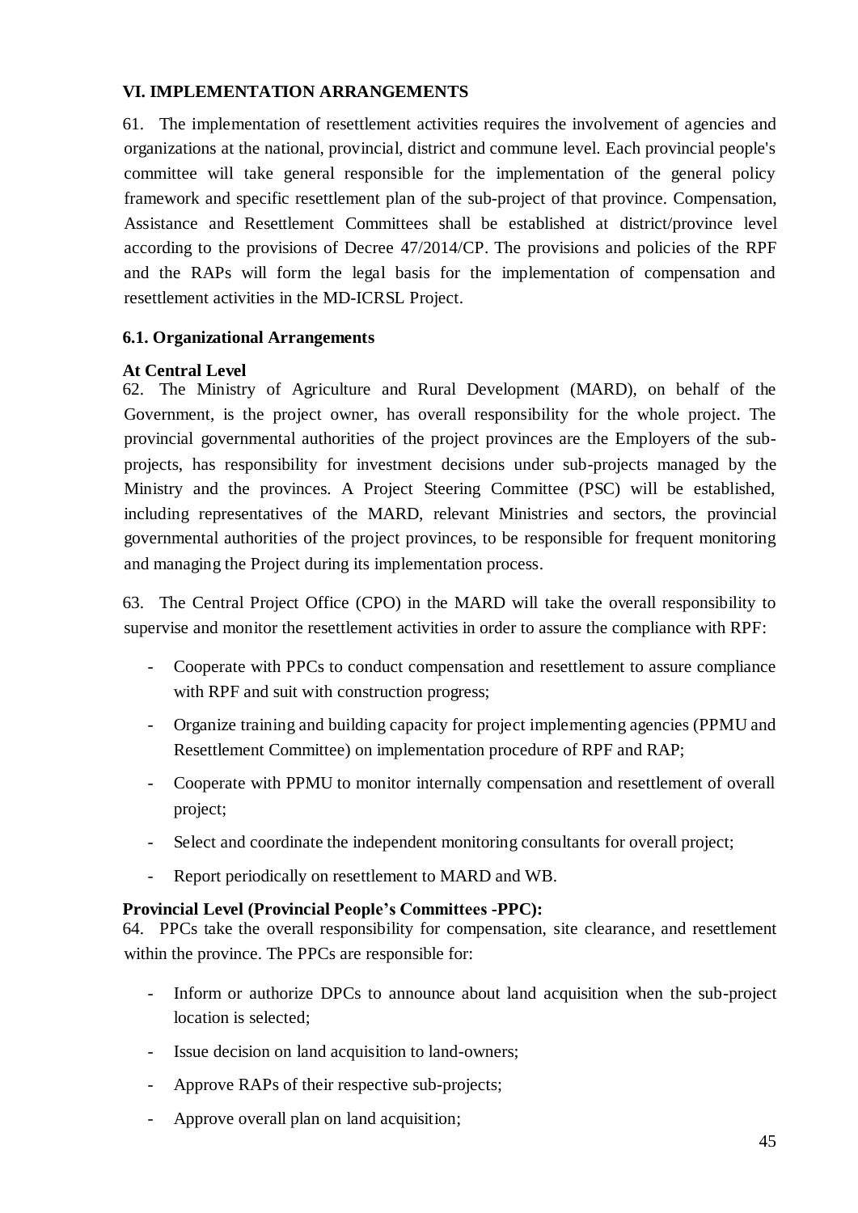## VI. IMPLEMENTATION ARRANGEMENTS

61. The implementation of resettlement activities requires the involvement of agencies and organizations at the national, provincial, district and commune level. Each provincial people's committee will take general responsible for the implementation of the general policy framework and specific resettlement plan of the sub-project of that province. Compensation, Assistance and Resettlement Committees shall be established at district/province level according to the provisions of Decree 47/2014/CP. The provisions and policies of the RPF and the RAPs will form the legal basis for the implementation of compensation and resettlement activities in the MD-ICRSL Project.

### 6.1. Organizational Arrangements

**At Central Level**

62. The Ministry of Agriculture and Rural Development (MARD), on behalf of the Government, is the project owner, has overall responsibility for the whole project. The provincial governmental authorities of the project provinces are the Employers of the sub-projects, has responsibility for investment decisions under sub-projects managed by the Ministry and the provinces. A Project Steering Committee (PSC) will be established, including representatives of the MARD, relevant Ministries and sectors, the provincial governmental authorities of the project provinces, to be responsible for frequent monitoring and managing the Project during its implementation process.

63. The Central Project Office (CPO) in the MARD will take the overall responsibility to supervise and monitor the resettlement activities in order to assure the compliance with RPF:

- Cooperate with PPCs to conduct compensation and resettlement to assure compliance with RPF and suit with construction progress;
- Organize training and building capacity for project implementing agencies (PPMU and Resettlement Committee) on implementation procedure of RPF and RAP;
- Cooperate with PPMU to monitor internally compensation and resettlement of overall project;
- Select and coordinate the independent monitoring consultants for overall project;
- Report periodically on resettlement to MARD and WB.

**Provincial Level (Provincial People's Committees -PPC):**

64. PPCs take the overall responsibility for compensation, site clearance, and resettlement within the province. The PPCs are responsible for:

- Inform or authorize DPCs to announce about land acquisition when the sub-project location is selected;
- Issue decision on land acquisition to land-owners;
- Approve RAPs of their respective sub-projects;
- Approve overall plan on land acquisition;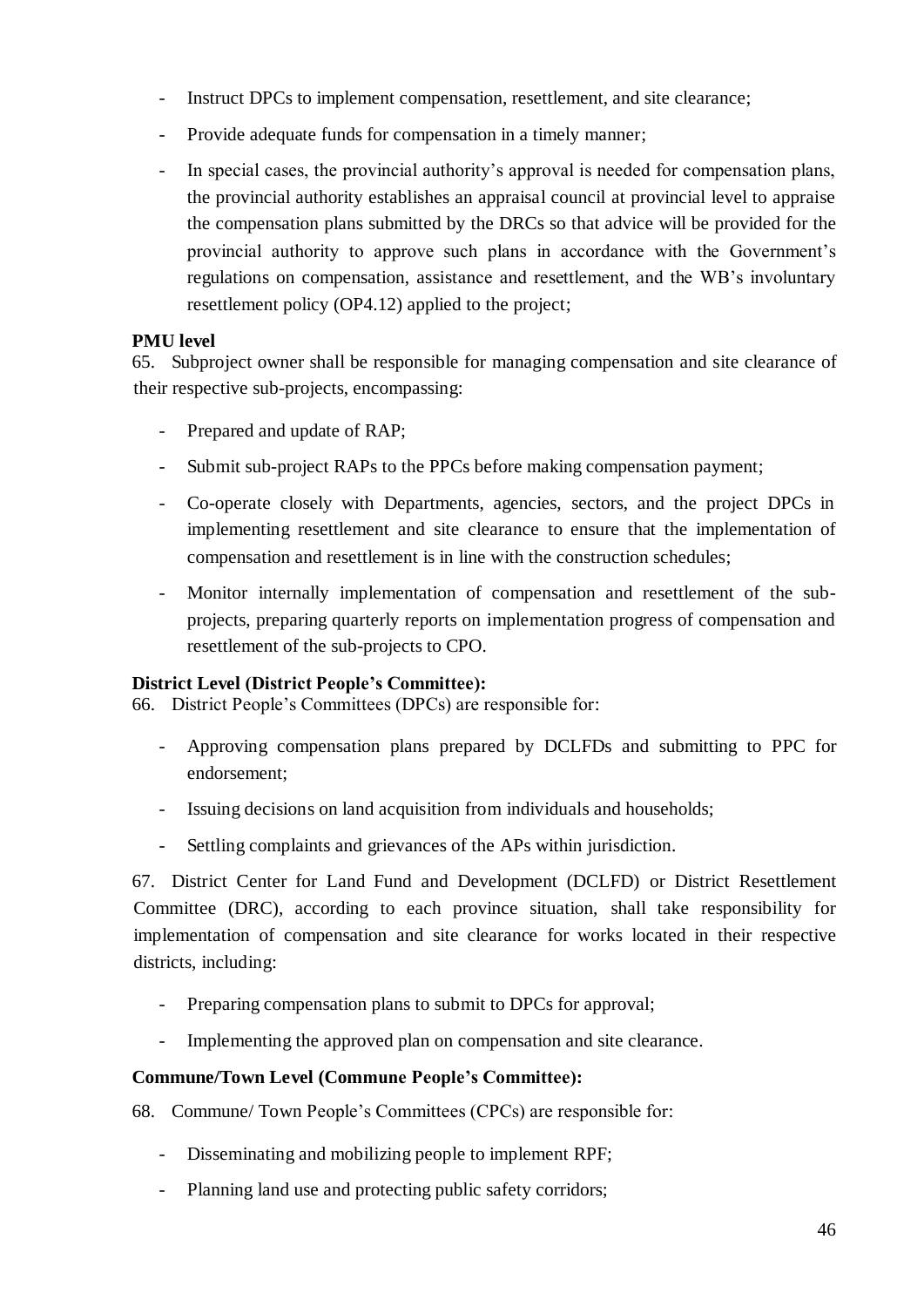- Instruct DPCs to implement compensation, resettlement, and site clearance;
- Provide adequate funds for compensation in a timely manner;
- In special cases, the provincial authority's approval is needed for compensation plans, the provincial authority establishes an appraisal council at provincial level to appraise the compensation plans submitted by the DRCs so that advice will be provided for the provincial authority to approve such plans in accordance with the Government's regulations on compensation, assistance and resettlement, and the WB's involuntary resettlement policy (OP4.12) applied to the project;

**PMU level**

65. Subproject owner shall be responsible for managing compensation and site clearance of their respective sub-projects, encompassing:

- Prepared and update of RAP;
- Submit sub-project RAPs to the PPCs before making compensation payment;
- Co-operate closely with Departments, agencies, sectors, and the project DPCs in implementing resettlement and site clearance to ensure that the implementation of compensation and resettlement is in line with the construction schedules;
- Monitor internally implementation of compensation and resettlement of the sub-projects, preparing quarterly reports on implementation progress of compensation and resettlement of the sub-projects to CPO.

**District Level (District People's Committee):**

66. District People's Committees (DPCs) are responsible for:

- Approving compensation plans prepared by DCLFDs and submitting to PPC for endorsement;
- Issuing decisions on land acquisition from individuals and households;
- Settling complaints and grievances of the APs within jurisdiction.

67. District Center for Land Fund and Development (DCLFD) or District Resettlement Committee (DRC), according to each province situation, shall take responsibility for implementation of compensation and site clearance for works located in their respective districts, including:

- Preparing compensation plans to submit to DPCs for approval;
- Implementing the approved plan on compensation and site clearance.

**Commune/Town Level (Commune People's Committee):**

68. Commune/ Town People's Committees (CPCs) are responsible for:

- Disseminating and mobilizing people to implement RPF;
- Planning land use and protecting public safety corridors;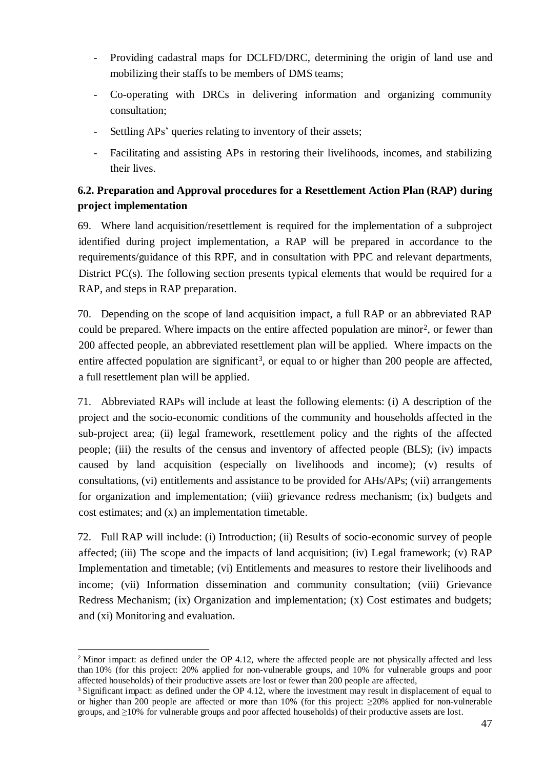- Providing cadastral maps for DCLFD/DRC, determining the origin of land use and mobilizing their staffs to be members of DMS teams;
- Co-operating with DRCs in delivering information and organizing community consultation;
- Settling APs' queries relating to inventory of their assets;
- Facilitating and assisting APs in restoring their livelihoods, incomes, and stabilizing their lives.

### 6.2. Preparation and Approval procedures for a Resettlement Action Plan (RAP) during project implementation

69. Where land acquisition/resettlement is required for the implementation of a subproject identified during project implementation, a RAP will be prepared in accordance to the requirements/guidance of this RPF, and in consultation with PPC and relevant departments, District PC(s). The following section presents typical elements that would be required for a RAP, and steps in RAP preparation.

70. Depending on the scope of land acquisition impact, a full RAP or an abbreviated RAP could be prepared. Where impacts on the entire affected population are minor[2], or fewer than 200 affected people, an abbreviated resettlement plan will be applied. Where impacts on the entire affected population are significant[3], or equal to or higher than 200 people are affected, a full resettlement plan will be applied.

71. Abbreviated RAPs will include at least the following elements: (i) A description of the project and the socio-economic conditions of the community and households affected in the sub-project area; (ii) legal framework, resettlement policy and the rights of the affected people; (iii) the results of the census and inventory of affected people (BLS); (iv) impacts caused by land acquisition (especially on livelihoods and income); (v) results of consultations, (vi) entitlements and assistance to be provided for AHs/APs; (vii) arrangements for organization and implementation; (viii) grievance redress mechanism; (ix) budgets and cost estimates; and (x) an implementation timetable.

72. Full RAP will include: (i) Introduction; (ii) Results of socio-economic survey of people affected; (iii) The scope and the impacts of land acquisition; (iv) Legal framework; (v) RAP Implementation and timetable; (vi) Entitlements and measures to restore their livelihoods and income; (vii) Information dissemination and community consultation; (viii) Grievance Redress Mechanism; (ix) Organization and implementation; (x) Cost estimates and budgets; and (xi) Monitoring and evaluation.

---

[2] Minor impact: as defined under the OP 4.12, where the affected people are not physically affected and less than 10% (for this project: 20% applied for non-vulnerable groups, and 10% for vulnerable groups and poor affected households) of their productive assets are lost or fewer than 200 people are affected,

[3] Significant impact: as defined under the OP 4.12, where the investment may result in displacement of equal to or higher than 200 people are affected or more than 10% (for this project: ≥20% applied for non-vulnerable groups, and ≥10% for vulnerable groups and poor affected households) of their productive assets are lost.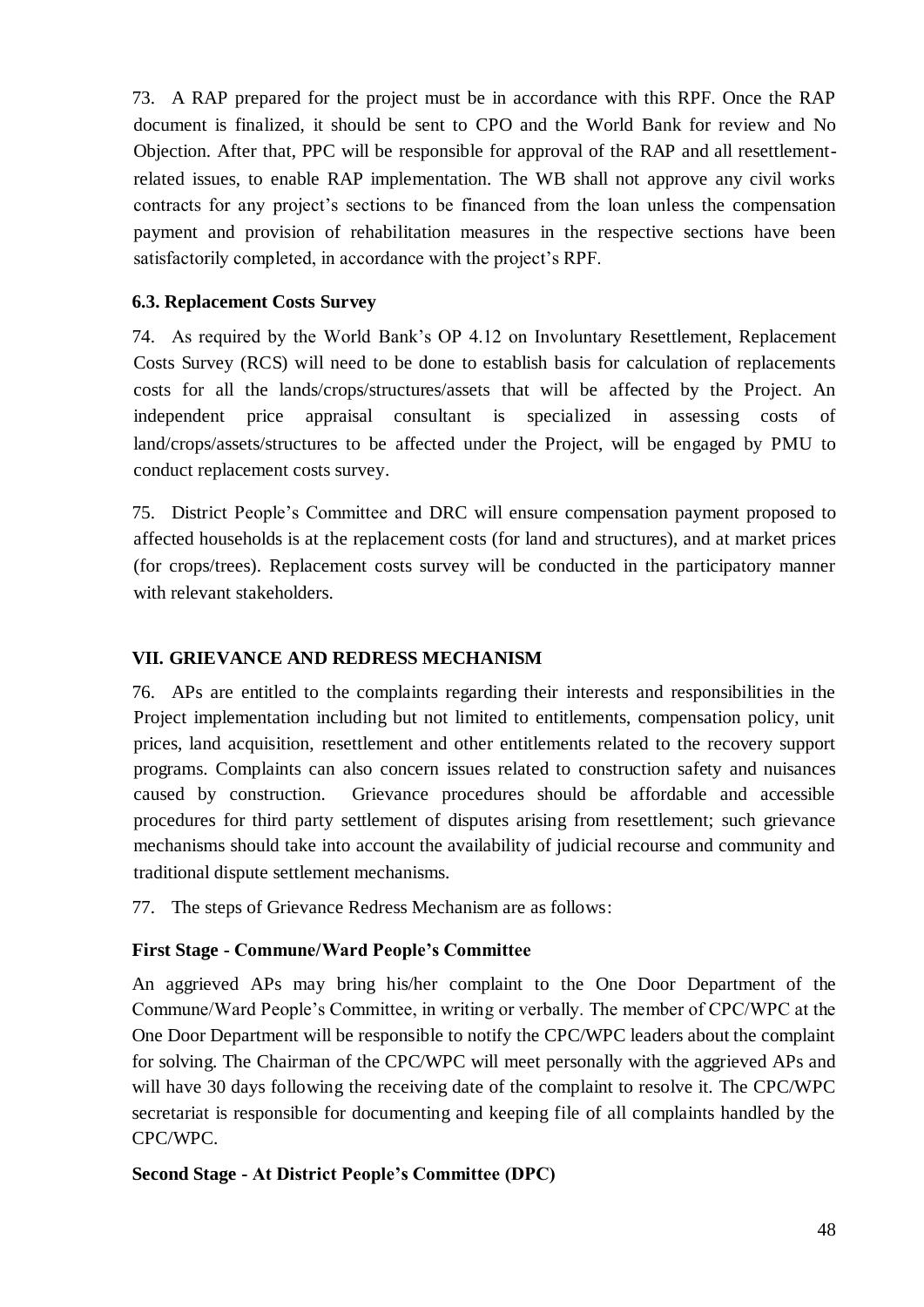73. A RAP prepared for the project must be in accordance with this RPF. Once the RAP document is finalized, it should be sent to CPO and the World Bank for review and No Objection. After that, PPC will be responsible for approval of the RAP and all resettlement-related issues, to enable RAP implementation. The WB shall not approve any civil works contracts for any project's sections to be financed from the loan unless the compensation payment and provision of rehabilitation measures in the respective sections have been satisfactorily completed, in accordance with the project's RPF.

### 6.3. Replacement Costs Survey

74. As required by the World Bank's OP 4.12 on Involuntary Resettlement, Replacement Costs Survey (RCS) will need to be done to establish basis for calculation of replacements costs for all the lands/crops/structures/assets that will be affected by the Project. An independent price appraisal consultant is specialized in assessing costs of land/crops/assets/structures to be affected under the Project, will be engaged by PMU to conduct replacement costs survey.

75. District People's Committee and DRC will ensure compensation payment proposed to affected households is at the replacement costs (for land and structures), and at market prices (for crops/trees). Replacement costs survey will be conducted in the participatory manner with relevant stakeholders.

## VII. GRIEVANCE AND REDRESS MECHANISM

76. APs are entitled to the complaints regarding their interests and responsibilities in the Project implementation including but not limited to entitlements, compensation policy, unit prices, land acquisition, resettlement and other entitlements related to the recovery support programs. Complaints can also concern issues related to construction safety and nuisances caused by construction. Grievance procedures should be affordable and accessible procedures for third party settlement of disputes arising from resettlement; such grievance mechanisms should take into account the availability of judicial recourse and community and traditional dispute settlement mechanisms.

77. The steps of Grievance Redress Mechanism are as follows:

**First Stage - Commune/Ward People's Committee**

An aggrieved APs may bring his/her complaint to the One Door Department of the Commune/Ward People's Committee, in writing or verbally. The member of CPC/WPC at the One Door Department will be responsible to notify the CPC/WPC leaders about the complaint for solving. The Chairman of the CPC/WPC will meet personally with the aggrieved APs and will have 30 days following the receiving date of the complaint to resolve it. The CPC/WPC secretariat is responsible for documenting and keeping file of all complaints handled by the CPC/WPC.

**Second Stage - At District People's Committee (DPC)**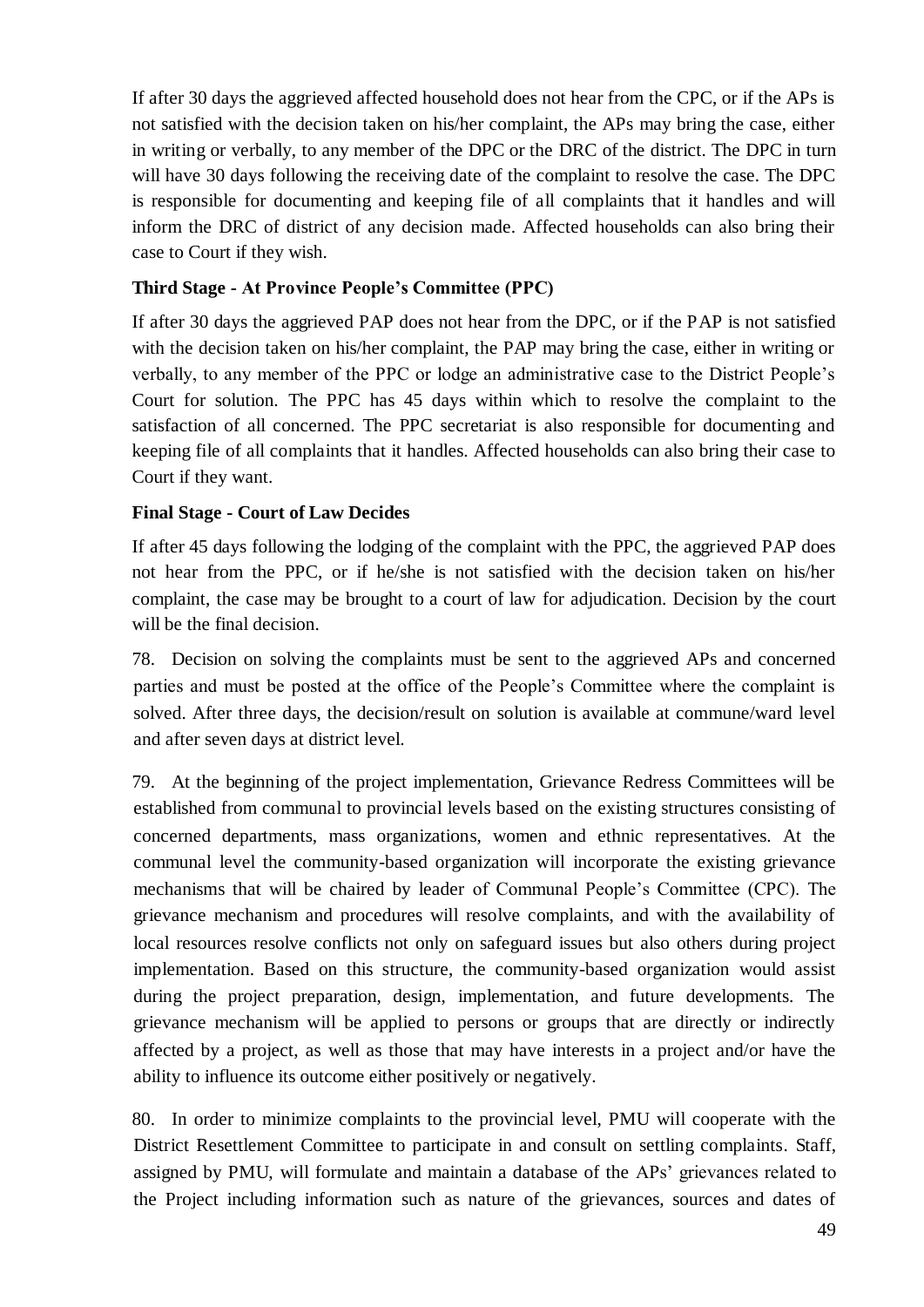If after 30 days the aggrieved affected household does not hear from the CPC, or if the APs is not satisfied with the decision taken on his/her complaint, the APs may bring the case, either in writing or verbally, to any member of the DPC or the DRC of the district. The DPC in turn will have 30 days following the receiving date of the complaint to resolve the case. The DPC is responsible for documenting and keeping file of all complaints that it handles and will inform the DRC of district of any decision made. Affected households can also bring their case to Court if they wish.

**Third Stage - At Province People's Committee (PPC)**

If after 30 days the aggrieved PAP does not hear from the DPC, or if the PAP is not satisfied with the decision taken on his/her complaint, the PAP may bring the case, either in writing or verbally, to any member of the PPC or lodge an administrative case to the District People's Court for solution. The PPC has 45 days within which to resolve the complaint to the satisfaction of all concerned. The PPC secretariat is also responsible for documenting and keeping file of all complaints that it handles. Affected households can also bring their case to Court if they want.

**Final Stage - Court of Law Decides**

If after 45 days following the lodging of the complaint with the PPC, the aggrieved PAP does not hear from the PPC, or if he/she is not satisfied with the decision taken on his/her complaint, the case may be brought to a court of law for adjudication. Decision by the court will be the final decision.

78. Decision on solving the complaints must be sent to the aggrieved APs and concerned parties and must be posted at the office of the People's Committee where the complaint is solved. After three days, the decision/result on solution is available at commune/ward level and after seven days at district level.

79. At the beginning of the project implementation, Grievance Redress Committees will be established from communal to provincial levels based on the existing structures consisting of concerned departments, mass organizations, women and ethnic representatives. At the communal level the community-based organization will incorporate the existing grievance mechanisms that will be chaired by leader of Communal People's Committee (CPC). The grievance mechanism and procedures will resolve complaints, and with the availability of local resources resolve conflicts not only on safeguard issues but also others during project implementation. Based on this structure, the community-based organization would assist during the project preparation, design, implementation, and future developments. The grievance mechanism will be applied to persons or groups that are directly or indirectly affected by a project, as well as those that may have interests in a project and/or have the ability to influence its outcome either positively or negatively.

80. In order to minimize complaints to the provincial level, PMU will cooperate with the District Resettlement Committee to participate in and consult on settling complaints. Staff, assigned by PMU, will formulate and maintain a database of the APs' grievances related to the Project including information such as nature of the grievances, sources and dates of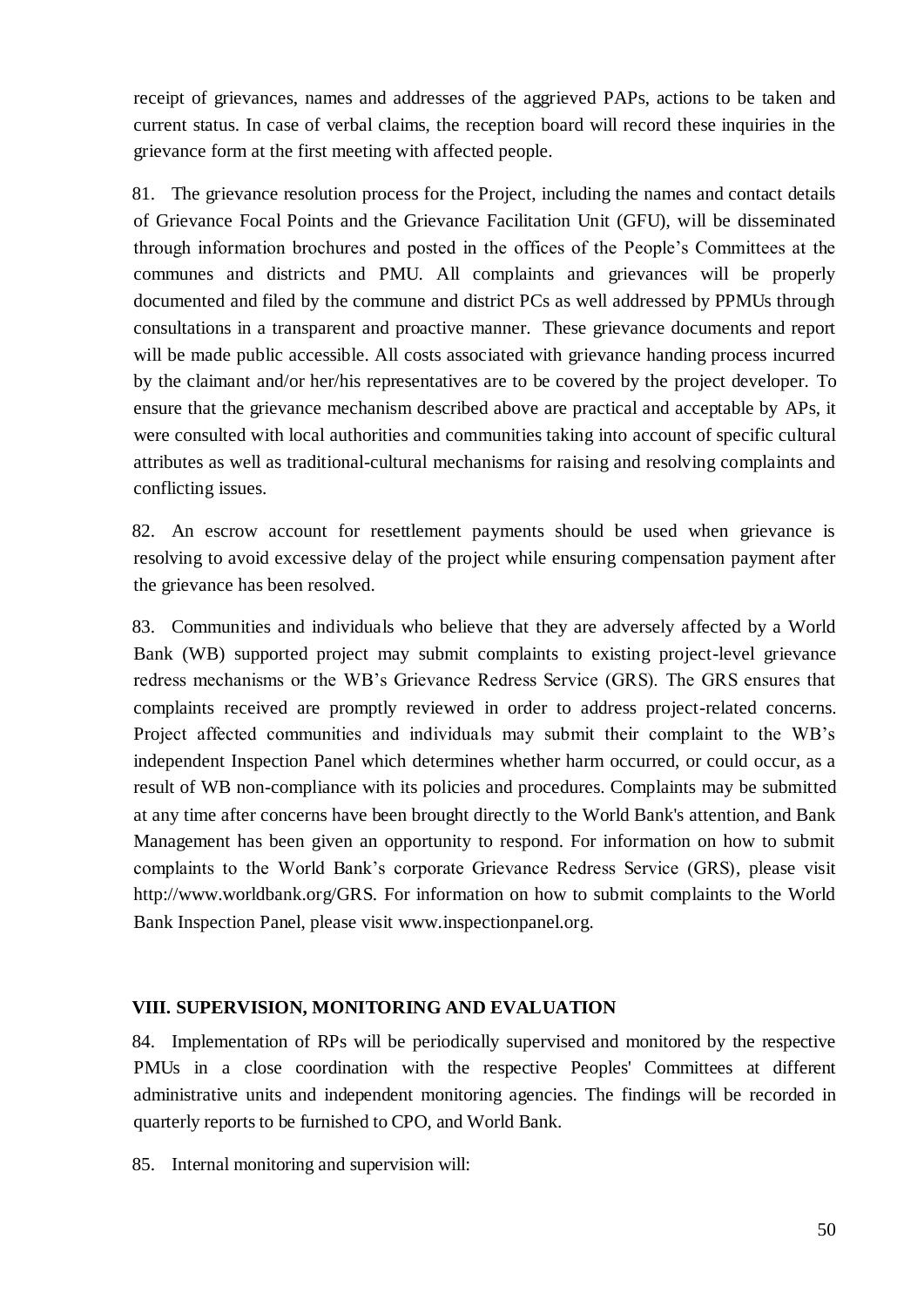receipt of grievances, names and addresses of the aggrieved PAPs, actions to be taken and current status. In case of verbal claims, the reception board will record these inquiries in the grievance form at the first meeting with affected people.

81. The grievance resolution process for the Project, including the names and contact details of Grievance Focal Points and the Grievance Facilitation Unit (GFU), will be disseminated through information brochures and posted in the offices of the People's Committees at the communes and districts and PMU. All complaints and grievances will be properly documented and filed by the commune and district PCs as well addressed by PPMUs through consultations in a transparent and proactive manner. These grievance documents and report will be made public accessible. All costs associated with grievance handing process incurred by the claimant and/or her/his representatives are to be covered by the project developer. To ensure that the grievance mechanism described above are practical and acceptable by APs, it were consulted with local authorities and communities taking into account of specific cultural attributes as well as traditional-cultural mechanisms for raising and resolving complaints and conflicting issues.

82. An escrow account for resettlement payments should be used when grievance is resolving to avoid excessive delay of the project while ensuring compensation payment after the grievance has been resolved.

83. Communities and individuals who believe that they are adversely affected by a World Bank (WB) supported project may submit complaints to existing project-level grievance redress mechanisms or the WB's Grievance Redress Service (GRS). The GRS ensures that complaints received are promptly reviewed in order to address project-related concerns. Project affected communities and individuals may submit their complaint to the WB's independent Inspection Panel which determines whether harm occurred, or could occur, as a result of WB non-compliance with its policies and procedures. Complaints may be submitted at any time after concerns have been brought directly to the World Bank's attention, and Bank Management has been given an opportunity to respond. For information on how to submit complaints to the World Bank's corporate Grievance Redress Service (GRS), please visit http://www.worldbank.org/GRS. For information on how to submit complaints to the World Bank Inspection Panel, please visit www.inspectionpanel.org.

## VIII. SUPERVISION, MONITORING AND EVALUATION

84. Implementation of RPs will be periodically supervised and monitored by the respective PMUs in a close coordination with the respective Peoples' Committees at different administrative units and independent monitoring agencies. The findings will be recorded in quarterly reports to be furnished to CPO, and World Bank.

85. Internal monitoring and supervision will: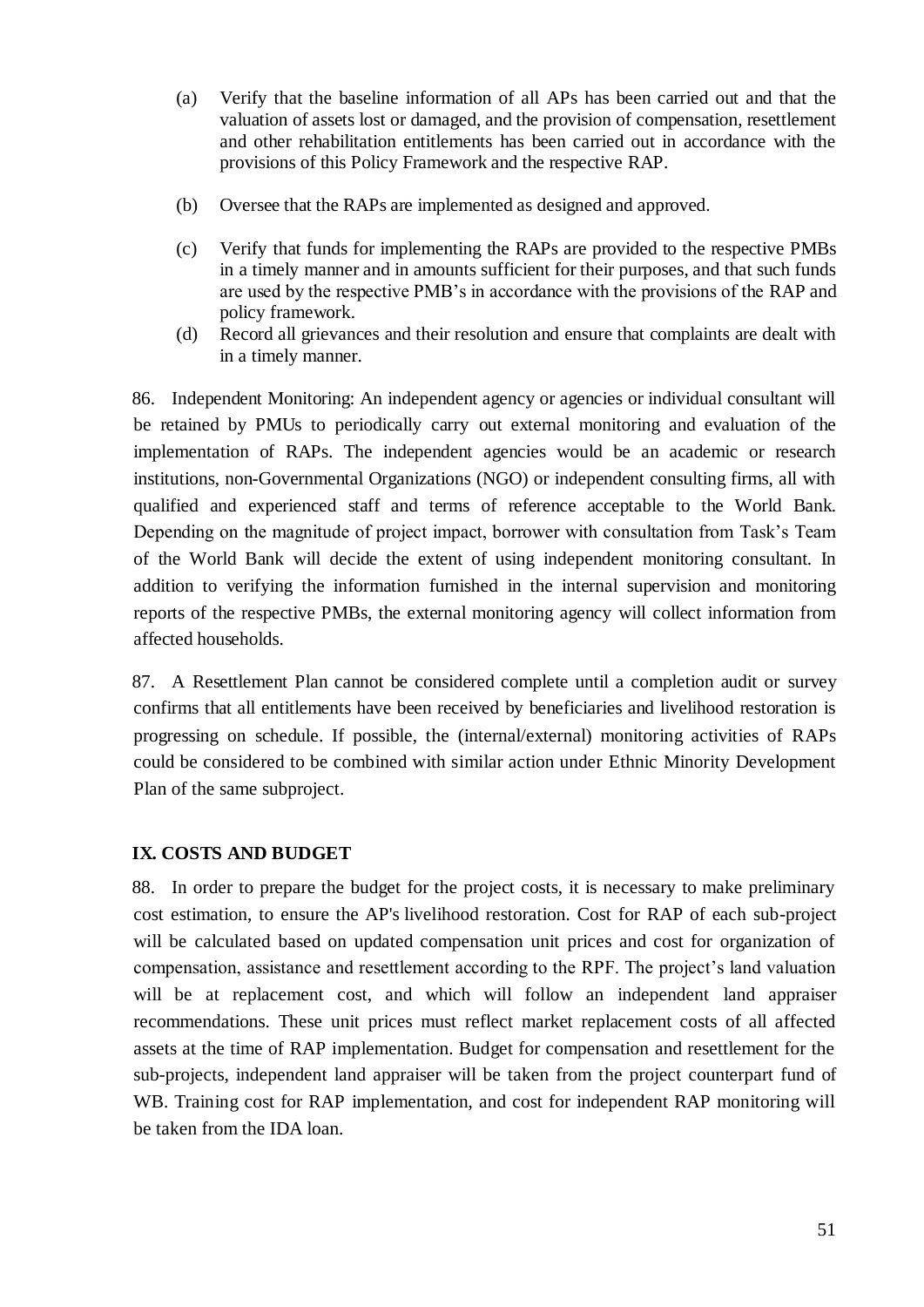(a) Verify that the baseline information of all APs has been carried out and that the valuation of assets lost or damaged, and the provision of compensation, resettlement and other rehabilitation entitlements has been carried out in accordance with the provisions of this Policy Framework and the respective RAP.

(b) Oversee that the RAPs are implemented as designed and approved.

(c) Verify that funds for implementing the RAPs are provided to the respective PMBs in a timely manner and in amounts sufficient for their purposes, and that such funds are used by the respective PMB's in accordance with the provisions of the RAP and policy framework.

(d) Record all grievances and their resolution and ensure that complaints are dealt with in a timely manner.

86. Independent Monitoring: An independent agency or agencies or individual consultant will be retained by PMUs to periodically carry out external monitoring and evaluation of the implementation of RAPs. The independent agencies would be an academic or research institutions, non-Governmental Organizations (NGO) or independent consulting firms, all with qualified and experienced staff and terms of reference acceptable to the World Bank. Depending on the magnitude of project impact, borrower with consultation from Task's Team of the World Bank will decide the extent of using independent monitoring consultant. In addition to verifying the information furnished in the internal supervision and monitoring reports of the respective PMBs, the external monitoring agency will collect information from affected households.

87. A Resettlement Plan cannot be considered complete until a completion audit or survey confirms that all entitlements have been received by beneficiaries and livelihood restoration is progressing on schedule. If possible, the (internal/external) monitoring activities of RAPs could be considered to be combined with similar action under Ethnic Minority Development Plan of the same subproject.

## IX. COSTS AND BUDGET

88. In order to prepare the budget for the project costs, it is necessary to make preliminary cost estimation, to ensure the AP's livelihood restoration. Cost for RAP of each sub-project will be calculated based on updated compensation unit prices and cost for organization of compensation, assistance and resettlement according to the RPF. The project's land valuation will be at replacement cost, and which will follow an independent land appraiser recommendations. These unit prices must reflect market replacement costs of all affected assets at the time of RAP implementation. Budget for compensation and resettlement for the sub-projects, independent land appraiser will be taken from the project counterpart fund of WB. Training cost for RAP implementation, and cost for independent RAP monitoring will be taken from the IDA loan.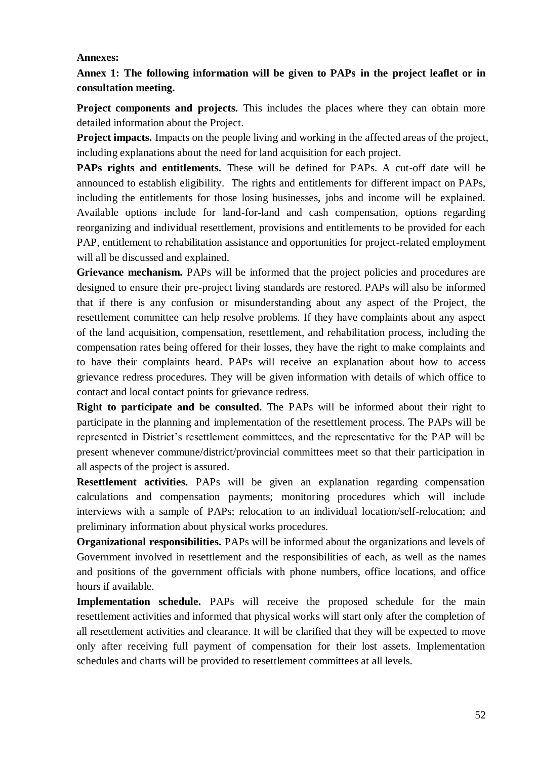**Annexes:**

**Annex 1: The following information will be given to PAPs in the project leaflet or in consultation meeting.**

**Project components and projects.** This includes the places where they can obtain more detailed information about the Project.

**Project impacts.** Impacts on the people living and working in the affected areas of the project, including explanations about the need for land acquisition for each project.

**PAPs rights and entitlements.** These will be defined for PAPs. A cut-off date will be announced to establish eligibility. The rights and entitlements for different impact on PAPs, including the entitlements for those losing businesses, jobs and income will be explained. Available options include for land-for-land and cash compensation, options regarding reorganizing and individual resettlement, provisions and entitlements to be provided for each PAP, entitlement to rehabilitation assistance and opportunities for project-related employment will all be discussed and explained.

**Grievance mechanism.** PAPs will be informed that the project policies and procedures are designed to ensure their pre-project living standards are restored. PAPs will also be informed that if there is any confusion or misunderstanding about any aspect of the Project, the resettlement committee can help resolve problems. If they have complaints about any aspect of the land acquisition, compensation, resettlement, and rehabilitation process, including the compensation rates being offered for their losses, they have the right to make complaints and to have their complaints heard. PAPs will receive an explanation about how to access grievance redress procedures. They will be given information with details of which office to contact and local contact points for grievance redress.

**Right to participate and be consulted.** The PAPs will be informed about their right to participate in the planning and implementation of the resettlement process. The PAPs will be represented in District's resettlement committees, and the representative for the PAP will be present whenever commune/district/provincial committees meet so that their participation in all aspects of the project is assured.

**Resettlement activities.** PAPs will be given an explanation regarding compensation calculations and compensation payments; monitoring procedures which will include interviews with a sample of PAPs; relocation to an individual location/self-relocation; and preliminary information about physical works procedures.

**Organizational responsibilities.** PAPs will be informed about the organizations and levels of Government involved in resettlement and the responsibilities of each, as well as the names and positions of the government officials with phone numbers, office locations, and office hours if available.

**Implementation schedule.** PAPs will receive the proposed schedule for the main resettlement activities and informed that physical works will start only after the completion of all resettlement activities and clearance. It will be clarified that they will be expected to move only after receiving full payment of compensation for their lost assets. Implementation schedules and charts will be provided to resettlement committees at all levels.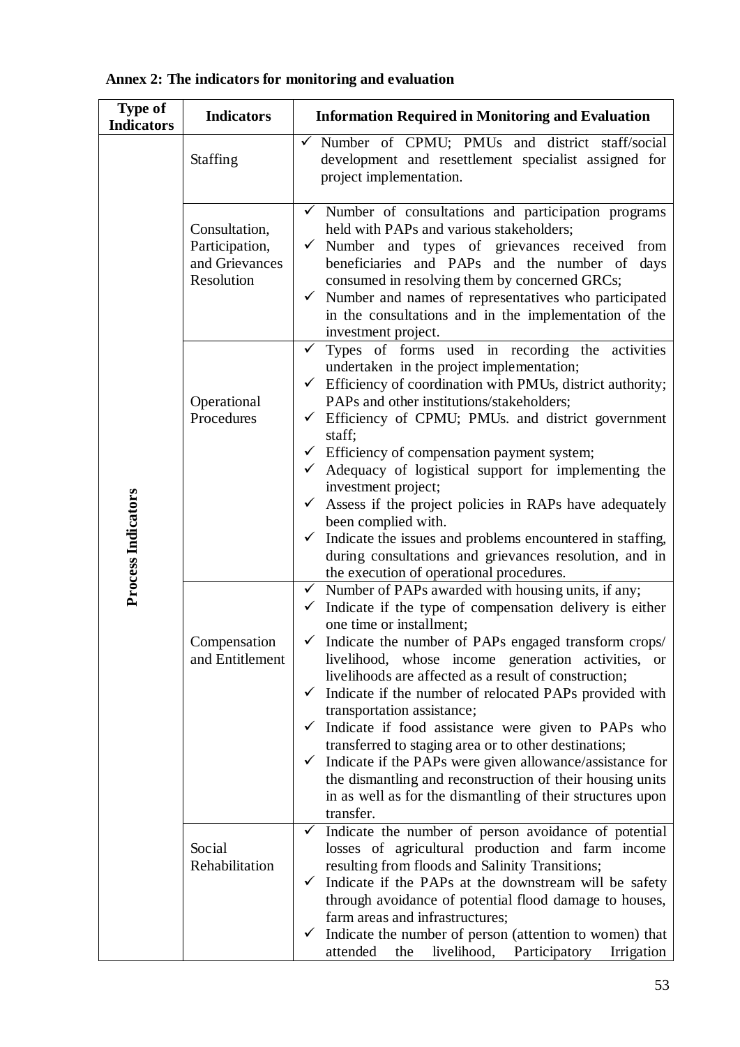**Annex 2: The indicators for monitoring and evaluation**

| Type of Indicators | Indicators | Information Required in Monitoring and Evaluation |
|---|---|---|
| Process Indicators | Staffing | ✓ Number of CPMU; PMUs and district staff/social development and resettlement specialist assigned for project implementation. |
| | Consultation, Participation, and Grievances Resolution | ✓ Number of consultations and participation programs held with PAPs and various stakeholders;<br>✓ Number and types of grievances received from beneficiaries and PAPs and the number of days consumed in resolving them by concerned GRCs;<br>✓ Number and names of representatives who participated in the consultations and in the implementation of the investment project. |
| | Operational Procedures | ✓ Types of forms used in recording the activities undertaken in the project implementation;<br>✓ Efficiency of coordination with PMUs, district authority; PAPs and other institutions/stakeholders;<br>✓ Efficiency of CPMU; PMUs. and district government staff;<br>✓ Efficiency of compensation payment system;<br>✓ Adequacy of logistical support for implementing the investment project;<br>✓ Assess if the project policies in RAPs have adequately been complied with.<br>✓ Indicate the issues and problems encountered in staffing, during consultations and grievances resolution, and in the execution of operational procedures. |
| | Compensation and Entitlement | ✓ Number of PAPs awarded with housing units, if any;<br>✓ Indicate if the type of compensation delivery is either one time or installment;<br>✓ Indicate the number of PAPs engaged transform crops/ livelihood, whose income generation activities, or livelihoods are affected as a result of construction;<br>✓ Indicate if the number of relocated PAPs provided with transportation assistance;<br>✓ Indicate if food assistance were given to PAPs who transferred to staging area or to other destinations;<br>✓ Indicate if the PAPs were given allowance/assistance for the dismantling and reconstruction of their housing units in as well as for the dismantling of their structures upon transfer. |
| | Social Rehabilitation | ✓ Indicate the number of person avoidance of potential losses of agricultural production and farm income resulting from floods and Salinity Transitions;<br>✓ Indicate if the PAPs at the downstream will be safety through avoidance of potential flood damage to houses, farm areas and infrastructures;<br>✓ Indicate the number of person (attention to women) that attended the livelihood, Participatory Irrigation |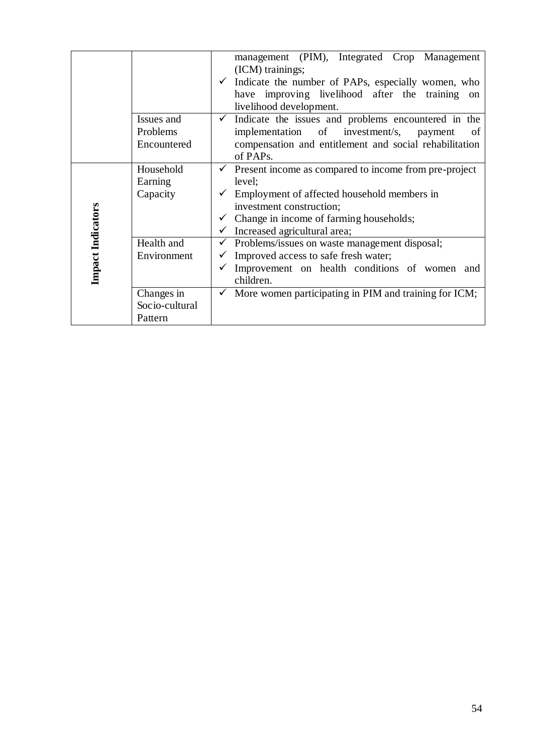| | | |
|---|---|---|
| | | management (PIM), Integrated Crop Management (ICM) trainings;<br>✓ Indicate the number of PAPs, especially women, who have improving livelihood after the training on livelihood development. |
| | Issues and Problems Encountered | ✓ Indicate the issues and problems encountered in the implementation of investment/s, payment of compensation and entitlement and social rehabilitation of PAPs. |
| **Impact Indicators** | Household Earning Capacity | ✓ Present income as compared to income from pre-project level;<br>✓ Employment of affected household members in investment construction;<br>✓ Change in income of farming households;<br>✓ Increased agricultural area; |
| | Health and Environment | ✓ Problems/issues on waste management disposal;<br>✓ Improved access to safe fresh water;<br>✓ Improvement on health conditions of women and children. |
| | Changes in Socio-cultural Pattern | ✓ More women participating in PIM and training for ICM; |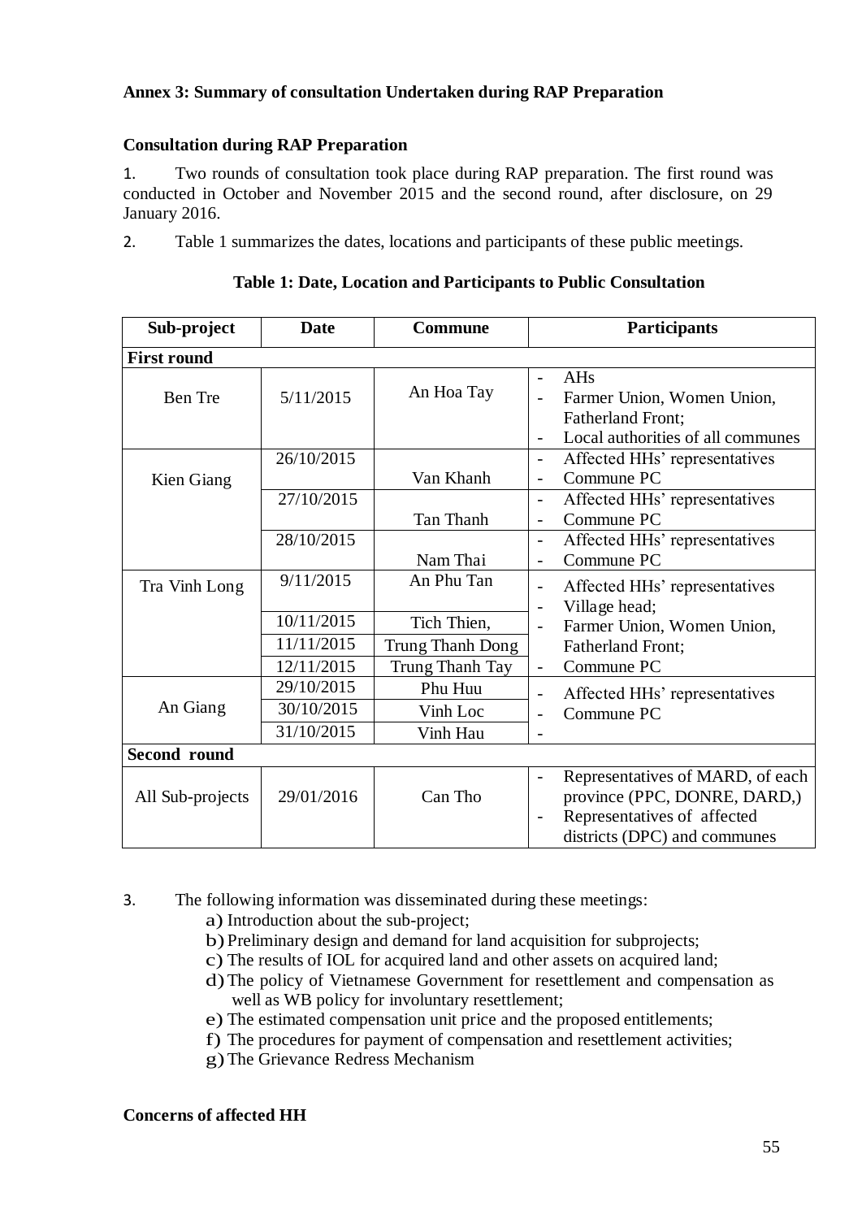**Annex 3: Summary of consultation Undertaken during RAP Preparation**

**Consultation during RAP Preparation**

1. Two rounds of consultation took place during RAP preparation. The first round was conducted in October and November 2015 and the second round, after disclosure, on 29 January 2016.

2. Table 1 summarizes the dates, locations and participants of these public meetings.

**Table 1: Date, Location and Participants to Public Consultation**

| Sub-project | Date | Commune | Participants |
|---|---|---|---|
| **First round** | | | |
| Ben Tre | 5/11/2015 | An Hoa Tay | - AHs<br>- Farmer Union, Women Union, Fatherland Front;<br>- Local authorities of all communes |
| Kien Giang | 26/10/2015 | Van Khanh | - Affected HHs' representatives<br>- Commune PC |
| | 27/10/2015 | Tan Thanh | - Affected HHs' representatives<br>- Commune PC |
| | 28/10/2015 | Nam Thai | - Affected HHs' representatives<br>- Commune PC |
| Tra Vinh Long | 9/11/2015 | An Phu Tan | - Affected HHs' representatives<br>- Village head;<br>- Farmer Union, Women Union, Fatherland Front;<br>- Commune PC |
| | 10/11/2015 | Tich Thien, | |
| | 11/11/2015 | Trung Thanh Dong | |
| | 12/11/2015 | Trung Thanh Tay | |
| An Giang | 29/10/2015 | Phu Huu | - Affected HHs' representatives<br>- Commune PC<br>- |
| | 30/10/2015 | Vinh Loc | |
| | 31/10/2015 | Vinh Hau | |
| **Second round** | | | |
| All Sub-projects | 29/01/2016 | Can Tho | - Representatives of MARD, of each province (PPC, DONRE, DARD,)<br>- Representatives of affected districts (DPC) and communes |

3. The following information was disseminated during these meetings:

a) Introduction about the sub-project;
b) Preliminary design and demand for land acquisition for subprojects;
c) The results of IOL for acquired land and other assets on acquired land;
d) The policy of Vietnamese Government for resettlement and compensation as well as WB policy for involuntary resettlement;
e) The estimated compensation unit price and the proposed entitlements;
f) The procedures for payment of compensation and resettlement activities;
g) The Grievance Redress Mechanism

**Concerns of affected HH**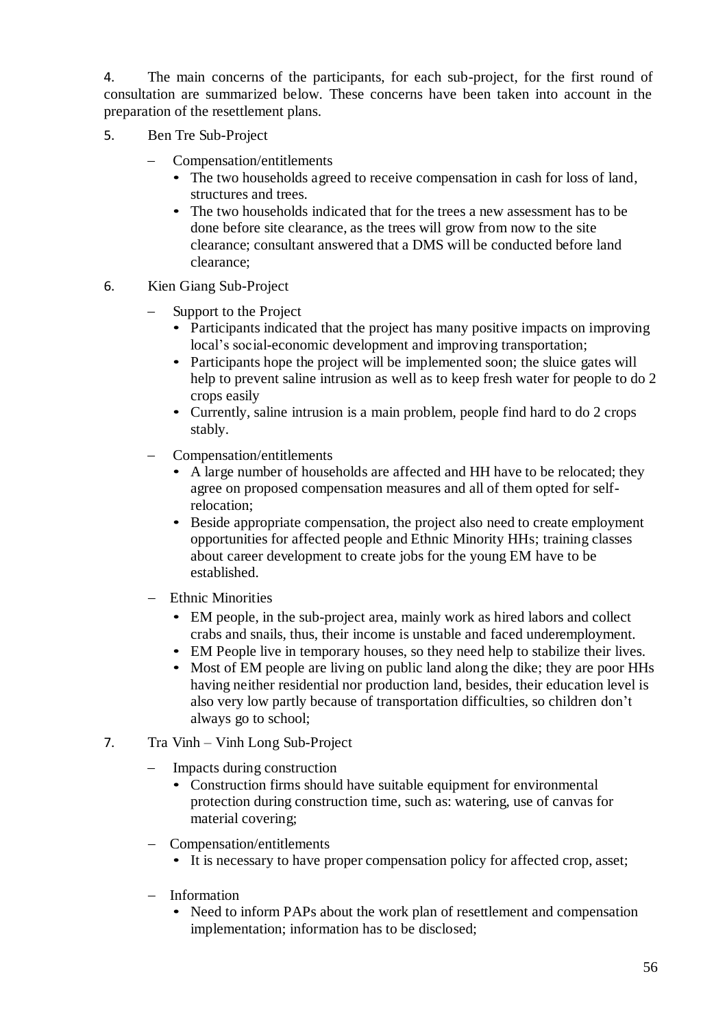4. The main concerns of the participants, for each sub-project, for the first round of consultation are summarized below. These concerns have been taken into account in the preparation of the resettlement plans.

5. Ben Tre Sub-Project

- Compensation/entitlements
  - The two households agreed to receive compensation in cash for loss of land, structures and trees.
  - The two households indicated that for the trees a new assessment has to be done before site clearance, as the trees will grow from now to the site clearance; consultant answered that a DMS will be conducted before land clearance;

6. Kien Giang Sub-Project

- Support to the Project
  - Participants indicated that the project has many positive impacts on improving local's social-economic development and improving transportation;
  - Participants hope the project will be implemented soon; the sluice gates will help to prevent saline intrusion as well as to keep fresh water for people to do 2 crops easily
  - Currently, saline intrusion is a main problem, people find hard to do 2 crops stably.
- Compensation/entitlements
  - A large number of households are affected and HH have to be relocated; they agree on proposed compensation measures and all of them opted for self-relocation;
  - Beside appropriate compensation, the project also need to create employment opportunities for affected people and Ethnic Minority HHs; training classes about career development to create jobs for the young EM have to be established.
- Ethnic Minorities
  - EM people, in the sub-project area, mainly work as hired labors and collect crabs and snails, thus, their income is unstable and faced underemployment.
  - EM People live in temporary houses, so they need help to stabilize their lives.
  - Most of EM people are living on public land along the dike; they are poor HHs having neither residential nor production land, besides, their education level is also very low partly because of transportation difficulties, so children don't always go to school;

7. Tra Vinh – Vinh Long Sub-Project

- Impacts during construction
  - Construction firms should have suitable equipment for environmental protection during construction time, such as: watering, use of canvas for material covering;
- Compensation/entitlements
  - It is necessary to have proper compensation policy for affected crop, asset;
- Information
  - Need to inform PAPs about the work plan of resettlement and compensation implementation; information has to be disclosed;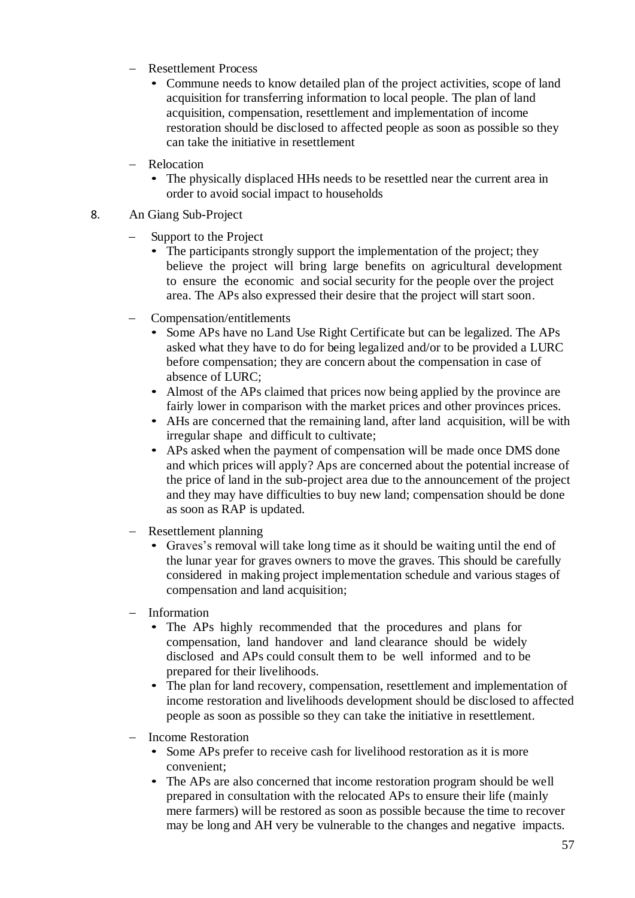- Resettlement Process
  - Commune needs to know detailed plan of the project activities, scope of land acquisition for transferring information to local people. The plan of land acquisition, compensation, resettlement and implementation of income restoration should be disclosed to affected people as soon as possible so they can take the initiative in resettlement
- Relocation
  - The physically displaced HHs needs to be resettled near the current area in order to avoid social impact to households

8. An Giang Sub-Project

- Support to the Project
  - The participants strongly support the implementation of the project; they believe the project will bring large benefits on agricultural development to ensure the economic and social security for the people over the project area. The APs also expressed their desire that the project will start soon.
- Compensation/entitlements
  - Some APs have no Land Use Right Certificate but can be legalized. The APs asked what they have to do for being legalized and/or to be provided a LURC before compensation; they are concern about the compensation in case of absence of LURC;
  - Almost of the APs claimed that prices now being applied by the province are fairly lower in comparison with the market prices and other provinces prices.
  - AHs are concerned that the remaining land, after land acquisition, will be with irregular shape and difficult to cultivate;
  - APs asked when the payment of compensation will be made once DMS done and which prices will apply? Aps are concerned about the potential increase of the price of land in the sub-project area due to the announcement of the project and they may have difficulties to buy new land; compensation should be done as soon as RAP is updated.
- Resettlement planning
  - Graves's removal will take long time as it should be waiting until the end of the lunar year for graves owners to move the graves. This should be carefully considered in making project implementation schedule and various stages of compensation and land acquisition;
- Information
  - The APs highly recommended that the procedures and plans for compensation, land handover and land clearance should be widely disclosed and APs could consult them to be well informed and to be prepared for their livelihoods.
  - The plan for land recovery, compensation, resettlement and implementation of income restoration and livelihoods development should be disclosed to affected people as soon as possible so they can take the initiative in resettlement.
- Income Restoration
  - Some APs prefer to receive cash for livelihood restoration as it is more convenient;
  - The APs are also concerned that income restoration program should be well prepared in consultation with the relocated APs to ensure their life (mainly mere farmers) will be restored as soon as possible because the time to recover may be long and AH very be vulnerable to the changes and negative impacts.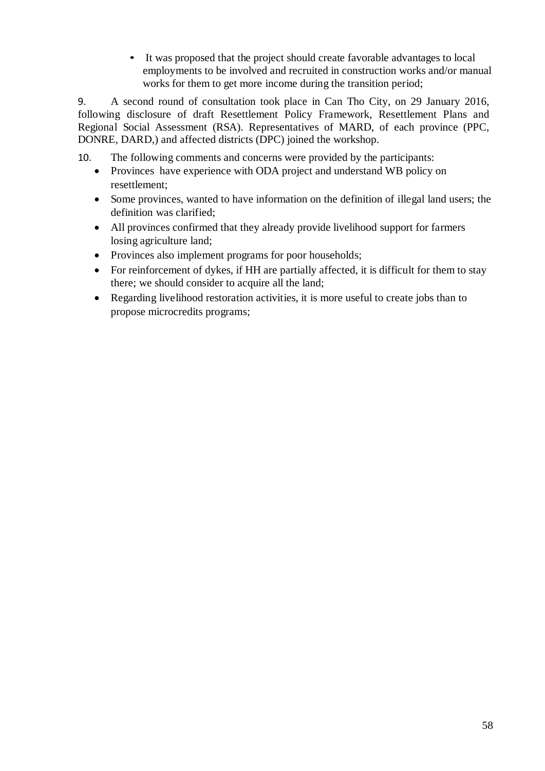- It was proposed that the project should create favorable advantages to local employments to be involved and recruited in construction works and/or manual works for them to get more income during the transition period;

9. A second round of consultation took place in Can Tho City, on 29 January 2016, following disclosure of draft Resettlement Policy Framework, Resettlement Plans and Regional Social Assessment (RSA). Representatives of MARD, of each province (PPC, DONRE, DARD,) and affected districts (DPC) joined the workshop.

10. The following comments and concerns were provided by the participants:

- Provinces have experience with ODA project and understand WB policy on resettlement;
- Some provinces, wanted to have information on the definition of illegal land users; the definition was clarified;
- All provinces confirmed that they already provide livelihood support for farmers losing agriculture land;
- Provinces also implement programs for poor households;
- For reinforcement of dykes, if HH are partially affected, it is difficult for them to stay there; we should consider to acquire all the land;
- Regarding livelihood restoration activities, it is more useful to create jobs than to propose microcredits programs;